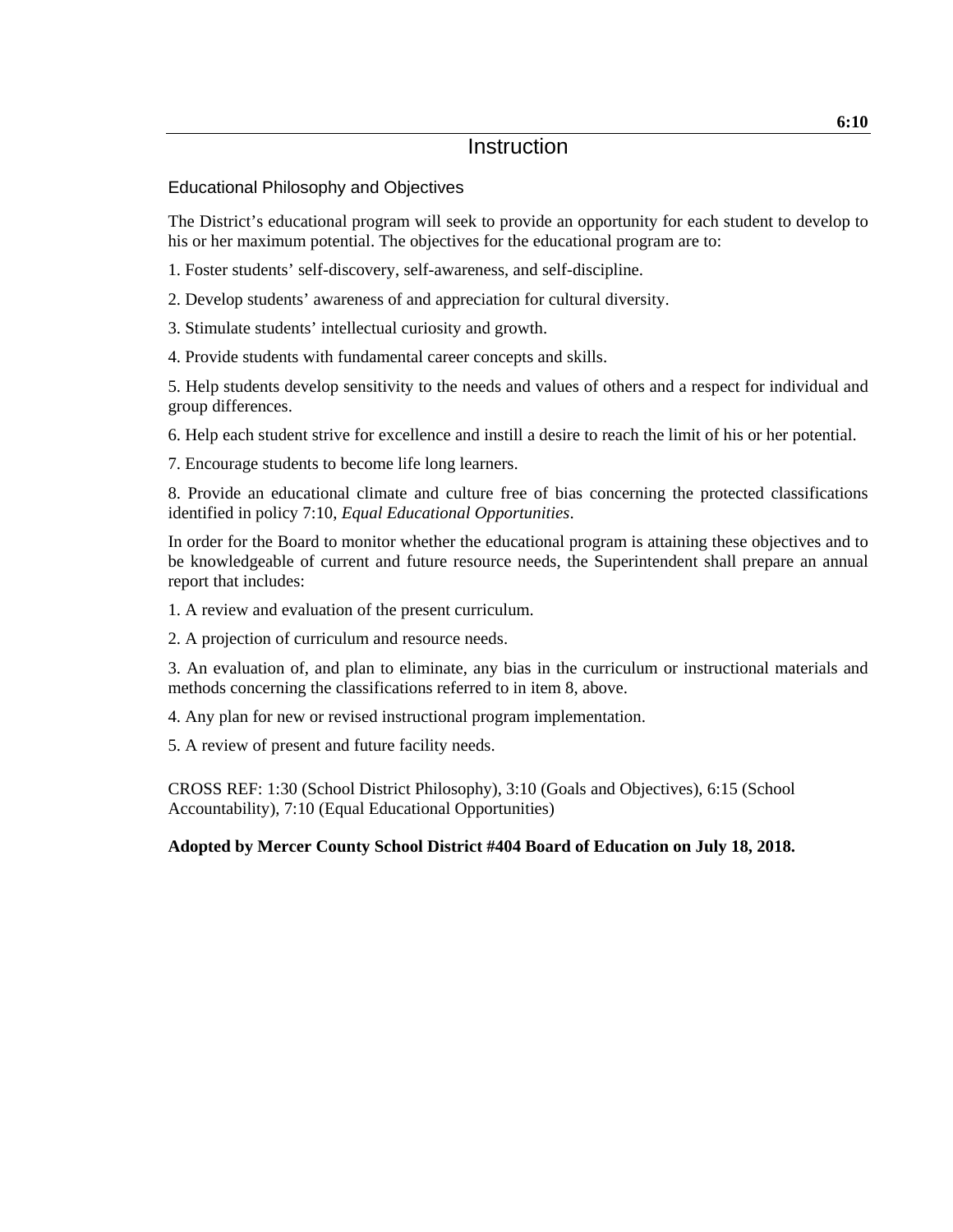6:10

# Instruction

## Educational Philosophy and Objectives

The District's educational program will seek to provide an opportunity for each student to develop to his or her maximum potential. The objectives for the educational program are to:

1. Foster students' self-discovery, self-awareness, and self-discipline.

2. Develop students' awareness of and appreciation for cultural diversity.

3. Stimulate students' intellectual curiosity and growth.

4. Provide students with fundamental career concepts and skills.

5. Help students develop sensitivity to the needs and values of others and a respect for individual and group differences.

6. Help each student strive for excellence and instill a desire to reach the limit of his or her potential.

7. Encourage students to become life long learners.

8. Provide an educational climate and culture free of bias concerning the protected classifications identified in policy 7:10, *Equal Educational Opportunities*.

In order for the Board to monitor whether the educational program is attaining these objectives and to be knowledgeable of current and future resource needs, the Superintendent shall prepare an annual report that includes:

1. A review and evaluation of the present curriculum.

2. A projection of curriculum and resource needs.

3. An evaluation of, and plan to eliminate, any bias in the curriculum or instructional materials and methods concerning the classifications referred to in item 8, above.

4. Any plan for new or revised instructional program implementation.

5. A review of present and future facility needs.

CROSS REF: 1:30 (School District Philosophy), 3:10 (Goals and Objectives), 6:15 (School Accountability), 7:10 (Equal Educational Opportunities)

**Adopted by Mercer County School District #404 Board of Education on July 18, 2018.**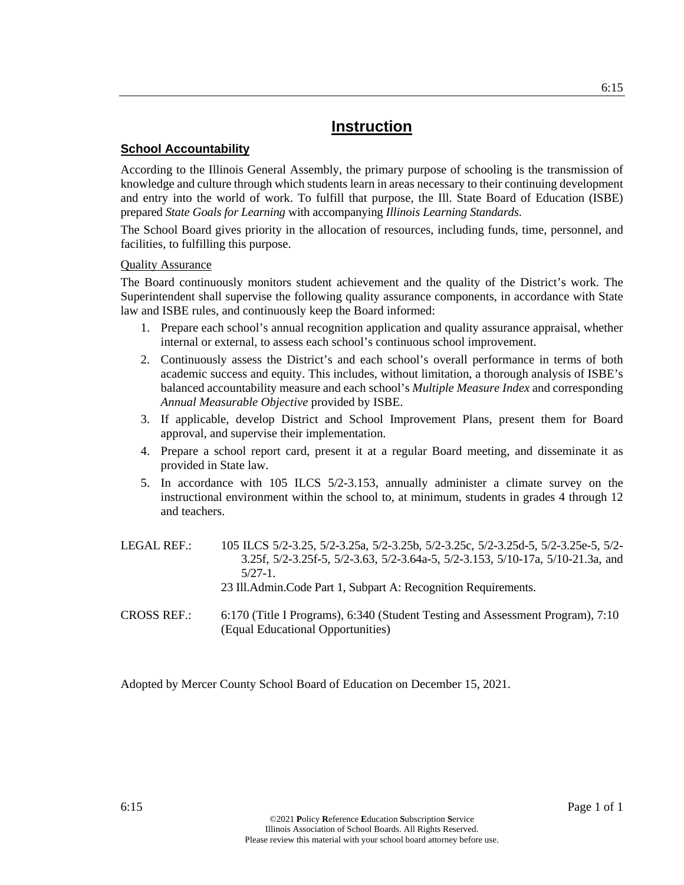# Instruction

## School Accountability

According to the Illinois General Assembly, the primary purpose of schooling is the transmission of knowledge and culture through which students learn in areas necessary to their continuing development and entry into the world of work. To fulfill that purpose, the Ill. State Board of Education (ISBE) prepared *State Goals for Learning* with accompanying *Illinois Learning Standards*.

The School Board gives priority in the allocation of resources, including funds, time, personnel, and facilities, to fulfilling this purpose.

### Quality Assurance

The Board continuously monitors student achievement and the quality of the District's work. The Superintendent shall supervise the following quality assurance components, in accordance with State law and ISBE rules, and continuously keep the Board informed:

1. Prepare each school's annual recognition application and quality assurance appraisal, whether internal or external, to assess each school's continuous school improvement.
2. Continuously assess the District's and each school's overall performance in terms of both academic success and equity. This includes, without limitation, a thorough analysis of ISBE's balanced accountability measure and each school's *Multiple Measure Index* and corresponding *Annual Measurable Objective* provided by ISBE.
3. If applicable, develop District and School Improvement Plans, present them for Board approval, and supervise their implementation.
4. Prepare a school report card, present it at a regular Board meeting, and disseminate it as provided in State law.
5. In accordance with 105 ILCS 5/2-3.153, annually administer a climate survey on the instructional environment within the school to, at minimum, students in grades 4 through 12 and teachers.

LEGAL REF.: 105 ILCS 5/2-3.25, 5/2-3.25a, 5/2-3.25b, 5/2-3.25c, 5/2-3.25d-5, 5/2-3.25e-5, 5/2-3.25f, 5/2-3.25f-5, 5/2-3.63, 5/2-3.64a-5, 5/2-3.153, 5/10-17a, 5/10-21.3a, and 5/27-1.
23 Ill.Admin.Code Part 1, Subpart A: Recognition Requirements.

CROSS REF.: 6:170 (Title I Programs), 6:340 (Student Testing and Assessment Program), 7:10 (Equal Educational Opportunities)

Adopted by Mercer County School Board of Education on December 15, 2021.

©2021 **P**olicy **R**eference **E**ducation **S**ubscription **S**ervice
Illinois Association of School Boards. All Rights Reserved.
Please review this material with your school board attorney before use.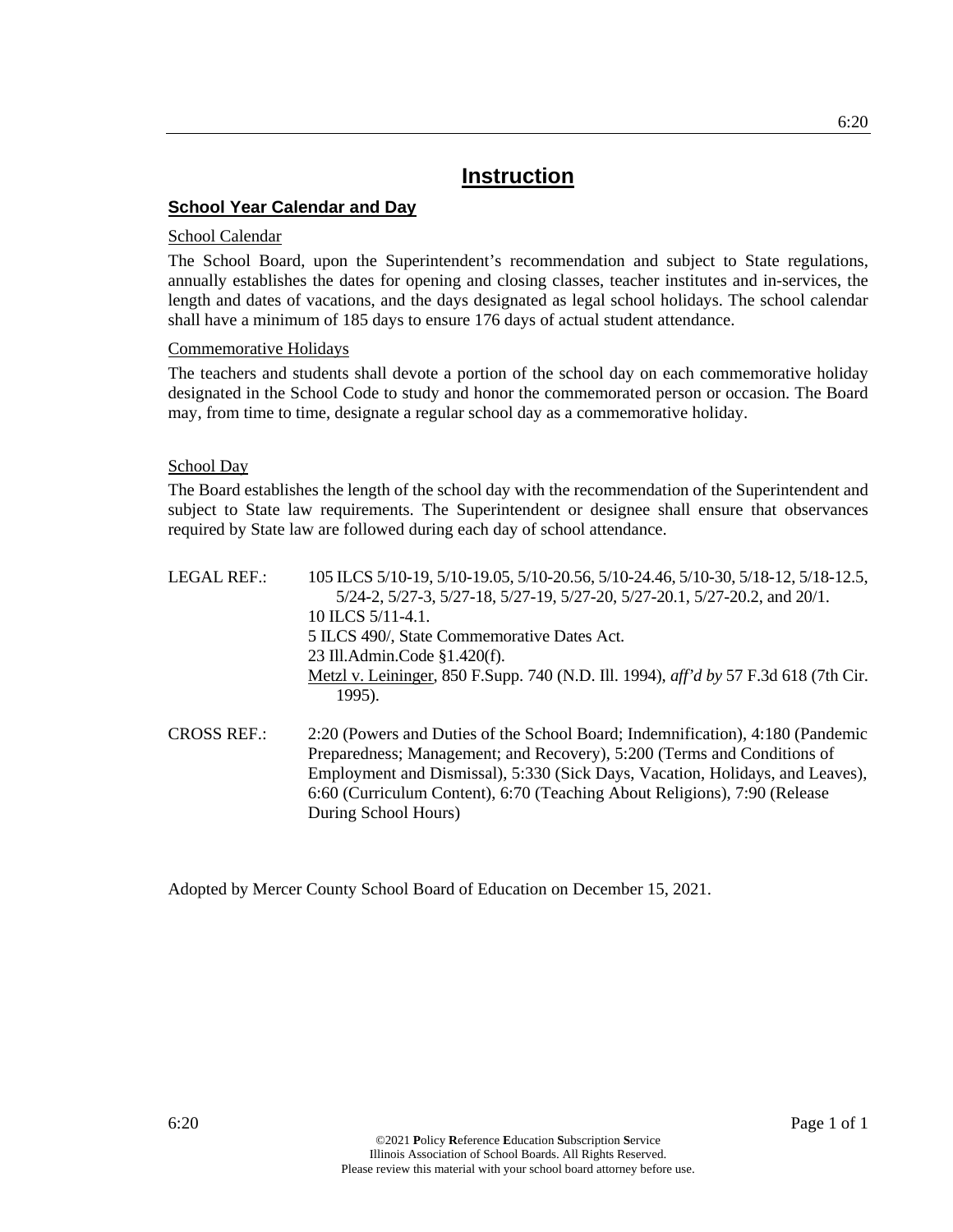# Instruction

## School Year Calendar and Day

### School Calendar

The School Board, upon the Superintendent's recommendation and subject to State regulations, annually establishes the dates for opening and closing classes, teacher institutes and in-services, the length and dates of vacations, and the days designated as legal school holidays. The school calendar shall have a minimum of 185 days to ensure 176 days of actual student attendance.

### Commemorative Holidays

The teachers and students shall devote a portion of the school day on each commemorative holiday designated in the School Code to study and honor the commemorated person or occasion. The Board may, from time to time, designate a regular school day as a commemorative holiday.

### School Day

The Board establishes the length of the school day with the recommendation of the Superintendent and subject to State law requirements. The Superintendent or designee shall ensure that observances required by State law are followed during each day of school attendance.

LEGAL REF.: 105 ILCS 5/10-19, 5/10-19.05, 5/10-20.56, 5/10-24.46, 5/10-30, 5/18-12, 5/18-12.5, 5/24-2, 5/27-3, 5/27-18, 5/27-19, 5/27-20, 5/27-20.1, 5/27-20.2, and 20/1.
10 ILCS 5/11-4.1.
5 ILCS 490/, State Commemorative Dates Act.
23 Ill.Admin.Code §1.420(f).
Metzl v. Leininger, 850 F.Supp. 740 (N.D. Ill. 1994), *aff'd by* 57 F.3d 618 (7th Cir. 1995).

CROSS REF.: 2:20 (Powers and Duties of the School Board; Indemnification), 4:180 (Pandemic Preparedness; Management; and Recovery), 5:200 (Terms and Conditions of Employment and Dismissal), 5:330 (Sick Days, Vacation, Holidays, and Leaves), 6:60 (Curriculum Content), 6:70 (Teaching About Religions), 7:90 (Release During School Hours)

Adopted by Mercer County School Board of Education on December 15, 2021.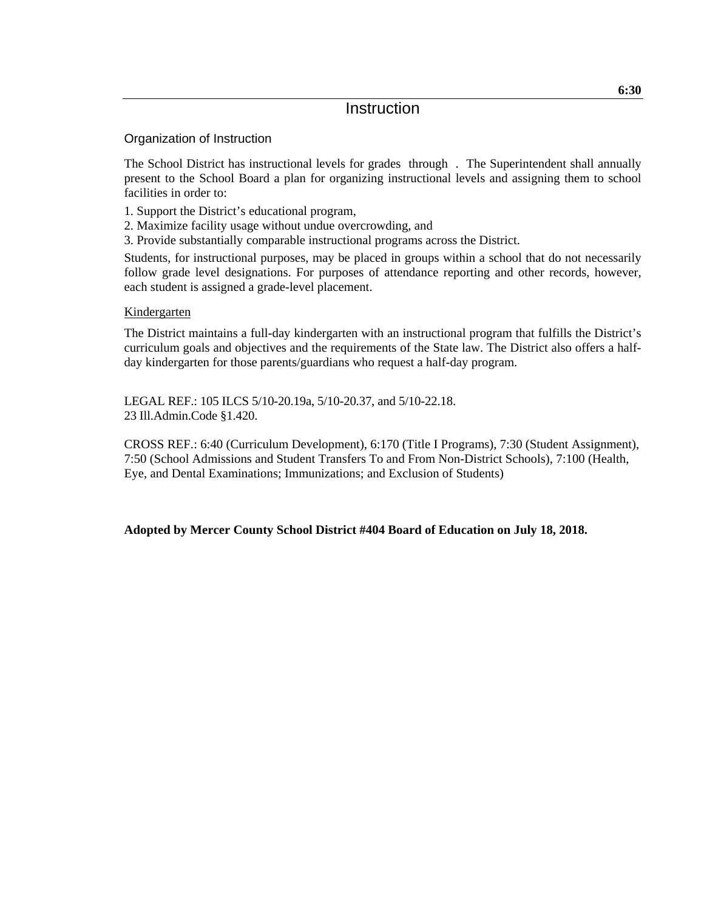6:30

# Instruction

## Organization of Instruction

The School District has instructional levels for grades  through  .  The Superintendent shall annually present to the School Board a plan for organizing instructional levels and assigning them to school facilities in order to:

1. Support the District's educational program,
2. Maximize facility usage without undue overcrowding, and
3. Provide substantially comparable instructional programs across the District.

Students, for instructional purposes, may be placed in groups within a school that do not necessarily follow grade level designations. For purposes of attendance reporting and other records, however, each student is assigned a grade-level placement.

### Kindergarten

The District maintains a full-day kindergarten with an instructional program that fulfills the District's curriculum goals and objectives and the requirements of the State law. The District also offers a half-day kindergarten for those parents/guardians who request a half-day program.

LEGAL REF.: 105 ILCS 5/10-20.19a, 5/10-20.37, and 5/10-22.18.
23 Ill.Admin.Code §1.420.

CROSS REF.: 6:40 (Curriculum Development), 6:170 (Title I Programs), 7:30 (Student Assignment), 7:50 (School Admissions and Student Transfers To and From Non-District Schools), 7:100 (Health, Eye, and Dental Examinations; Immunizations; and Exclusion of Students)

**Adopted by Mercer County School District #404 Board of Education on July 18, 2018.**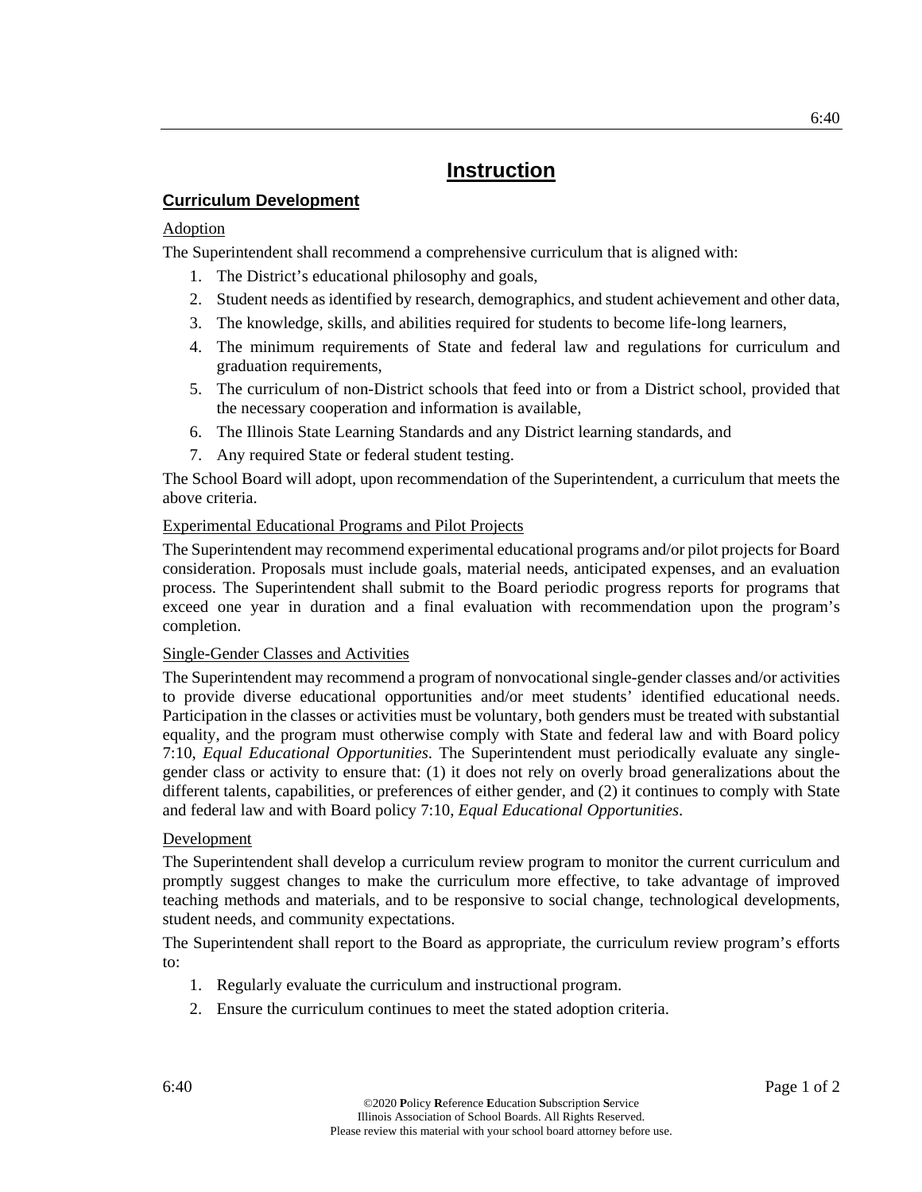# Instruction

## Curriculum Development

### Adoption

The Superintendent shall recommend a comprehensive curriculum that is aligned with:

1. The District's educational philosophy and goals,
2. Student needs as identified by research, demographics, and student achievement and other data,
3. The knowledge, skills, and abilities required for students to become life-long learners,
4. The minimum requirements of State and federal law and regulations for curriculum and graduation requirements,
5. The curriculum of non-District schools that feed into or from a District school, provided that the necessary cooperation and information is available,
6. The Illinois State Learning Standards and any District learning standards, and
7. Any required State or federal student testing.

The School Board will adopt, upon recommendation of the Superintendent, a curriculum that meets the above criteria.

### Experimental Educational Programs and Pilot Projects

The Superintendent may recommend experimental educational programs and/or pilot projects for Board consideration. Proposals must include goals, material needs, anticipated expenses, and an evaluation process. The Superintendent shall submit to the Board periodic progress reports for programs that exceed one year in duration and a final evaluation with recommendation upon the program's completion.

### Single-Gender Classes and Activities

The Superintendent may recommend a program of nonvocational single-gender classes and/or activities to provide diverse educational opportunities and/or meet students' identified educational needs. Participation in the classes or activities must be voluntary, both genders must be treated with substantial equality, and the program must otherwise comply with State and federal law and with Board policy 7:10, *Equal Educational Opportunities*. The Superintendent must periodically evaluate any single-gender class or activity to ensure that: (1) it does not rely on overly broad generalizations about the different talents, capabilities, or preferences of either gender, and (2) it continues to comply with State and federal law and with Board policy 7:10, *Equal Educational Opportunities*.

### Development

The Superintendent shall develop a curriculum review program to monitor the current curriculum and promptly suggest changes to make the curriculum more effective, to take advantage of improved teaching methods and materials, and to be responsive to social change, technological developments, student needs, and community expectations.

The Superintendent shall report to the Board as appropriate, the curriculum review program's efforts to:

1. Regularly evaluate the curriculum and instructional program.
2. Ensure the curriculum continues to meet the stated adoption criteria.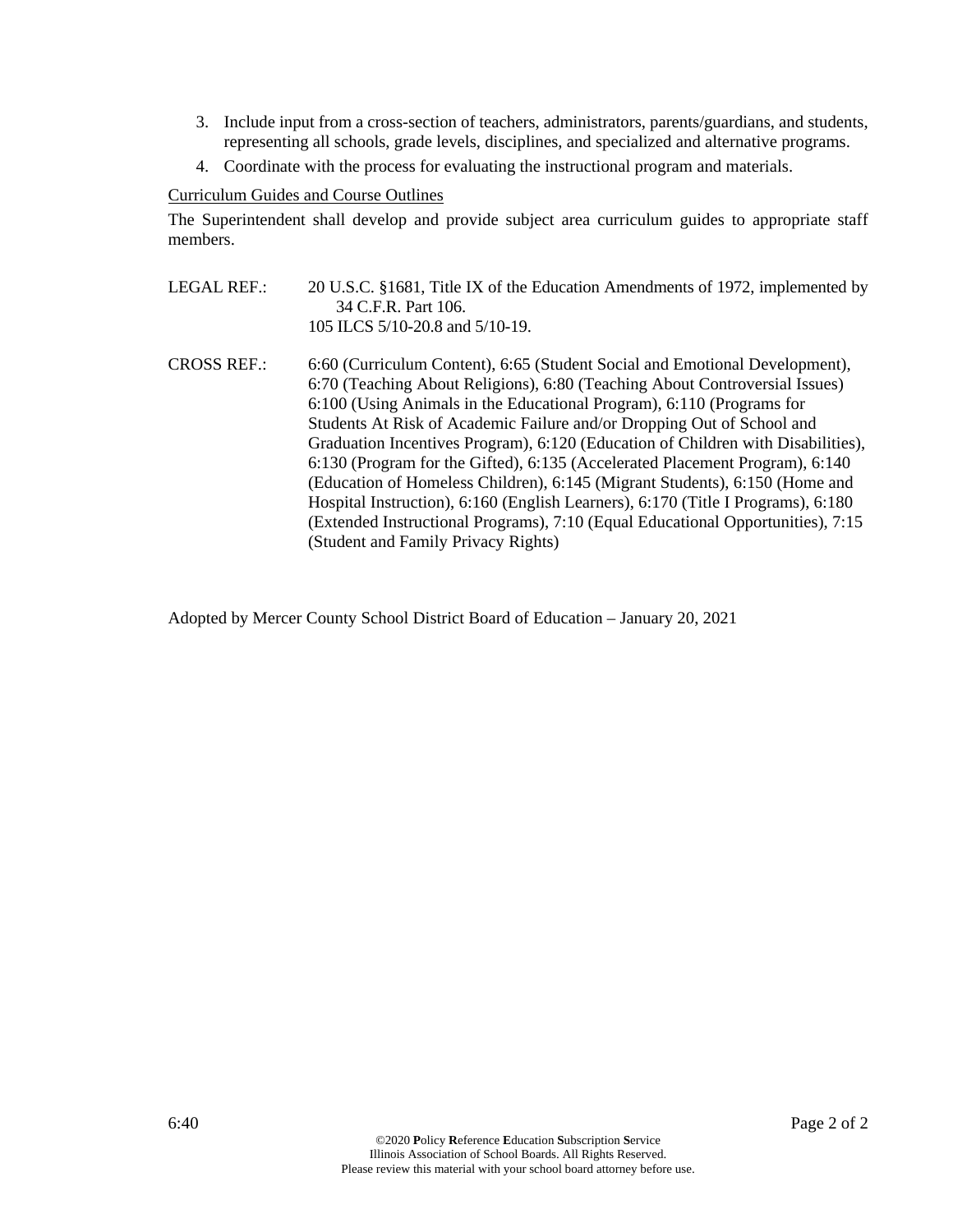3. Include input from a cross-section of teachers, administrators, parents/guardians, and students, representing all schools, grade levels, disciplines, and specialized and alternative programs.
4. Coordinate with the process for evaluating the instructional program and materials.

Curriculum Guides and Course Outlines

The Superintendent shall develop and provide subject area curriculum guides to appropriate staff members.

LEGAL REF.: 20 U.S.C. §1681, Title IX of the Education Amendments of 1972, implemented by 34 C.F.R. Part 106.
105 ILCS 5/10-20.8 and 5/10-19.

CROSS REF.: 6:60 (Curriculum Content), 6:65 (Student Social and Emotional Development), 6:70 (Teaching About Religions), 6:80 (Teaching About Controversial Issues) 6:100 (Using Animals in the Educational Program), 6:110 (Programs for Students At Risk of Academic Failure and/or Dropping Out of School and Graduation Incentives Program), 6:120 (Education of Children with Disabilities), 6:130 (Program for the Gifted), 6:135 (Accelerated Placement Program), 6:140 (Education of Homeless Children), 6:145 (Migrant Students), 6:150 (Home and Hospital Instruction), 6:160 (English Learners), 6:170 (Title I Programs), 6:180 (Extended Instructional Programs), 7:10 (Equal Educational Opportunities), 7:15 (Student and Family Privacy Rights)

Adopted by Mercer County School District Board of Education – January 20, 2021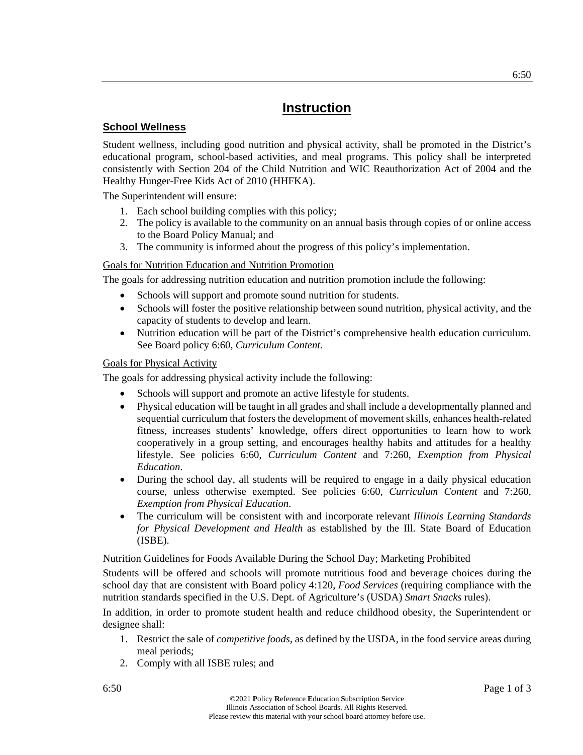# Instruction

## School Wellness

Student wellness, including good nutrition and physical activity, shall be promoted in the District's educational program, school-based activities, and meal programs. This policy shall be interpreted consistently with Section 204 of the Child Nutrition and WIC Reauthorization Act of 2004 and the Healthy Hunger-Free Kids Act of 2010 (HHFKA).

The Superintendent will ensure:

1. Each school building complies with this policy;
2. The policy is available to the community on an annual basis through copies of or online access to the Board Policy Manual; and
3. The community is informed about the progress of this policy's implementation.

### Goals for Nutrition Education and Nutrition Promotion

The goals for addressing nutrition education and nutrition promotion include the following:

- Schools will support and promote sound nutrition for students.
- Schools will foster the positive relationship between sound nutrition, physical activity, and the capacity of students to develop and learn.
- Nutrition education will be part of the District's comprehensive health education curriculum. See Board policy 6:60, *Curriculum Content*.

### Goals for Physical Activity

The goals for addressing physical activity include the following:

- Schools will support and promote an active lifestyle for students.
- Physical education will be taught in all grades and shall include a developmentally planned and sequential curriculum that fosters the development of movement skills, enhances health-related fitness, increases students' knowledge, offers direct opportunities to learn how to work cooperatively in a group setting, and encourages healthy habits and attitudes for a healthy lifestyle. See policies 6:60, *Curriculum Content* and 7:260, *Exemption from Physical Education*.
- During the school day, all students will be required to engage in a daily physical education course, unless otherwise exempted. See policies 6:60, *Curriculum Content* and 7:260, *Exemption from Physical Education*.
- The curriculum will be consistent with and incorporate relevant *Illinois Learning Standards for Physical Development and Health* as established by the Ill. State Board of Education (ISBE).

### Nutrition Guidelines for Foods Available During the School Day; Marketing Prohibited

Students will be offered and schools will promote nutritious food and beverage choices during the school day that are consistent with Board policy 4:120, *Food Services* (requiring compliance with the nutrition standards specified in the U.S. Dept. of Agriculture's (USDA) *Smart Snacks* rules).

In addition, in order to promote student health and reduce childhood obesity, the Superintendent or designee shall:

1. Restrict the sale of *competitive foods*, as defined by the USDA, in the food service areas during meal periods;
2. Comply with all ISBE rules; and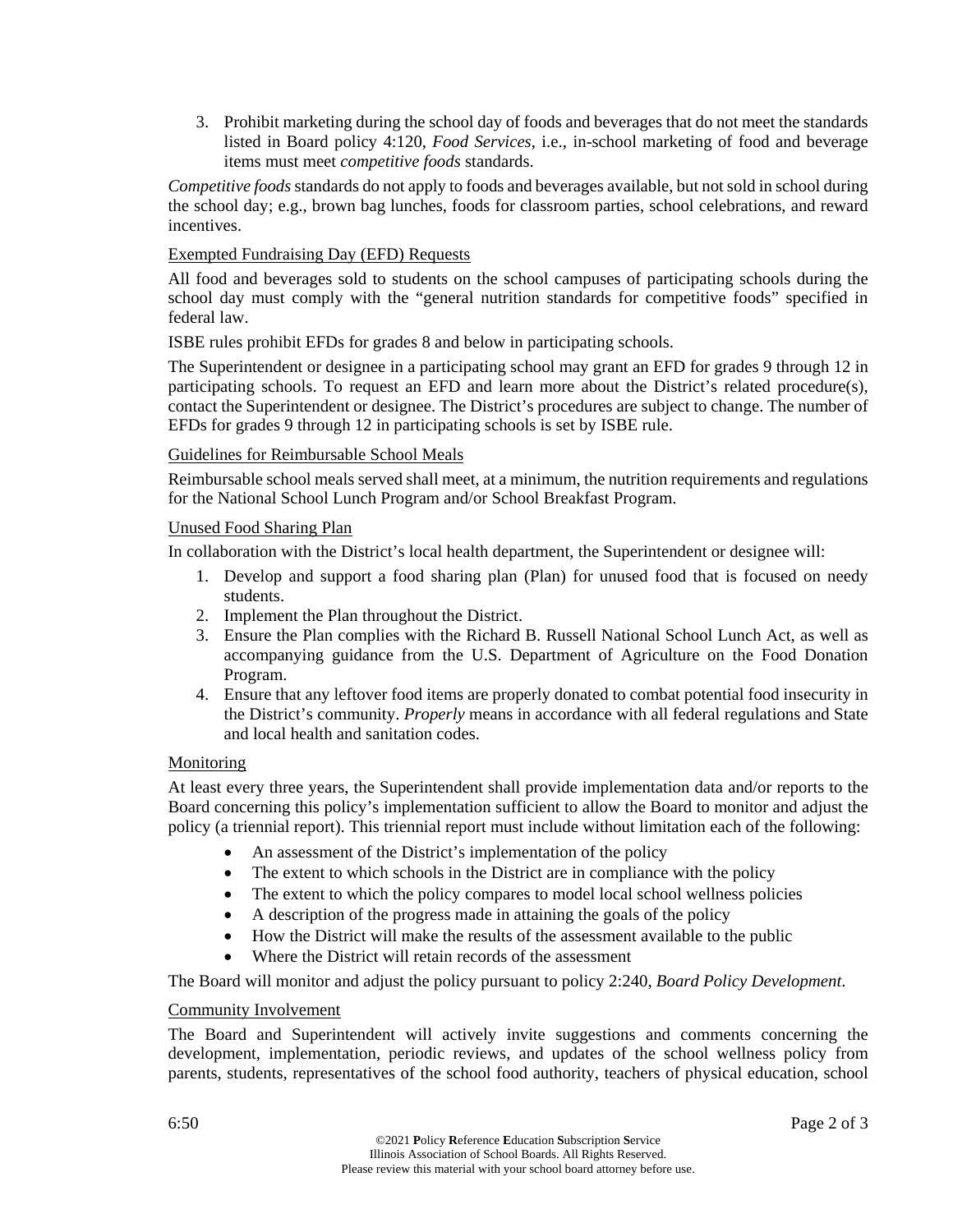3. Prohibit marketing during the school day of foods and beverages that do not meet the standards listed in Board policy 4:120, *Food Services*, i.e., in-school marketing of food and beverage items must meet *competitive foods* standards.

*Competitive foods* standards do not apply to foods and beverages available, but not sold in school during the school day; e.g., brown bag lunches, foods for classroom parties, school celebrations, and reward incentives.

<u>Exempted Fundraising Day (EFD) Requests</u>

All food and beverages sold to students on the school campuses of participating schools during the school day must comply with the "general nutrition standards for competitive foods" specified in federal law.

ISBE rules prohibit EFDs for grades 8 and below in participating schools.

The Superintendent or designee in a participating school may grant an EFD for grades 9 through 12 in participating schools. To request an EFD and learn more about the District's related procedure(s), contact the Superintendent or designee. The District's procedures are subject to change. The number of EFDs for grades 9 through 12 in participating schools is set by ISBE rule.

<u>Guidelines for Reimbursable School Meals</u>

Reimbursable school meals served shall meet, at a minimum, the nutrition requirements and regulations for the National School Lunch Program and/or School Breakfast Program.

<u>Unused Food Sharing Plan</u>

In collaboration with the District's local health department, the Superintendent or designee will:

1. Develop and support a food sharing plan (Plan) for unused food that is focused on needy students.
2. Implement the Plan throughout the District.
3. Ensure the Plan complies with the Richard B. Russell National School Lunch Act, as well as accompanying guidance from the U.S. Department of Agriculture on the Food Donation Program.
4. Ensure that any leftover food items are properly donated to combat potential food insecurity in the District's community. *Properly* means in accordance with all federal regulations and State and local health and sanitation codes.

<u>Monitoring</u>

At least every three years, the Superintendent shall provide implementation data and/or reports to the Board concerning this policy's implementation sufficient to allow the Board to monitor and adjust the policy (a triennial report). This triennial report must include without limitation each of the following:

- An assessment of the District's implementation of the policy
- The extent to which schools in the District are in compliance with the policy
- The extent to which the policy compares to model local school wellness policies
- A description of the progress made in attaining the goals of the policy
- How the District will make the results of the assessment available to the public
- Where the District will retain records of the assessment

The Board will monitor and adjust the policy pursuant to policy 2:240, *Board Policy Development*.

<u>Community Involvement</u>

The Board and Superintendent will actively invite suggestions and comments concerning the development, implementation, periodic reviews, and updates of the school wellness policy from parents, students, representatives of the school food authority, teachers of physical education, school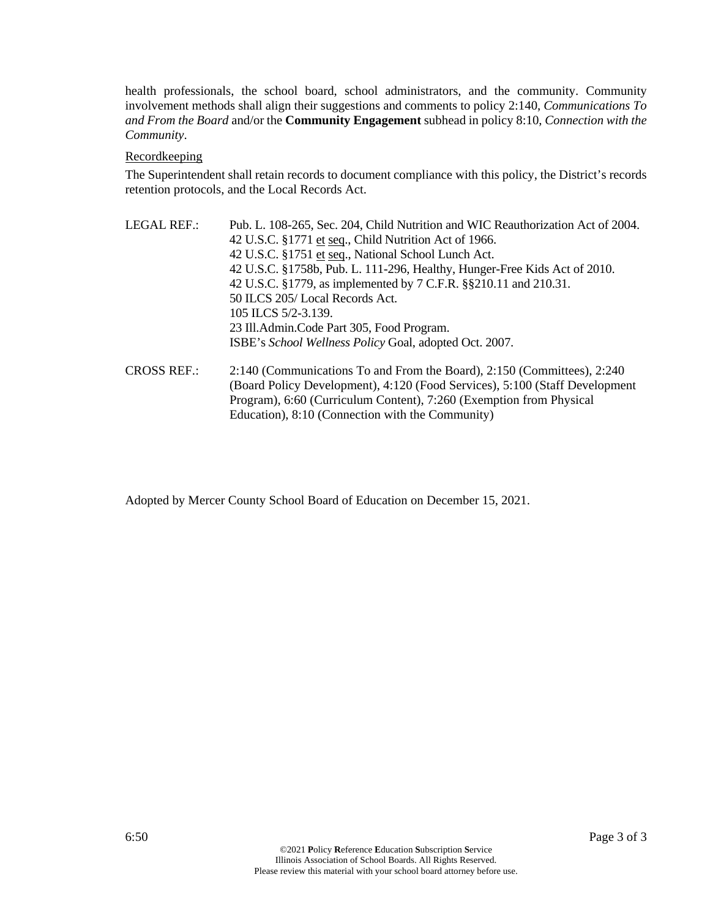health professionals, the school board, school administrators, and the community. Community involvement methods shall align their suggestions and comments to policy 2:140, *Communications To and From the Board* and/or the **Community Engagement** subhead in policy 8:10, *Connection with the Community*.

Recordkeeping

The Superintendent shall retain records to document compliance with this policy, the District's records retention protocols, and the Local Records Act.

LEGAL REF.:
Pub. L. 108-265, Sec. 204, Child Nutrition and WIC Reauthorization Act of 2004.
42 U.S.C. §1771 et seq., Child Nutrition Act of 1966.
42 U.S.C. §1751 et seq., National School Lunch Act.
42 U.S.C. §1758b, Pub. L. 111-296, Healthy, Hunger-Free Kids Act of 2010.
42 U.S.C. §1779, as implemented by 7 C.F.R. §§210.11 and 210.31.
50 ILCS 205/ Local Records Act.
105 ILCS 5/2-3.139.
23 Ill.Admin.Code Part 305, Food Program.
ISBE's *School Wellness Policy* Goal, adopted Oct. 2007.

CROSS REF.:
2:140 (Communications To and From the Board), 2:150 (Committees), 2:240 (Board Policy Development), 4:120 (Food Services), 5:100 (Staff Development Program), 6:60 (Curriculum Content), 7:260 (Exemption from Physical Education), 8:10 (Connection with the Community)

Adopted by Mercer County School Board of Education on December 15, 2021.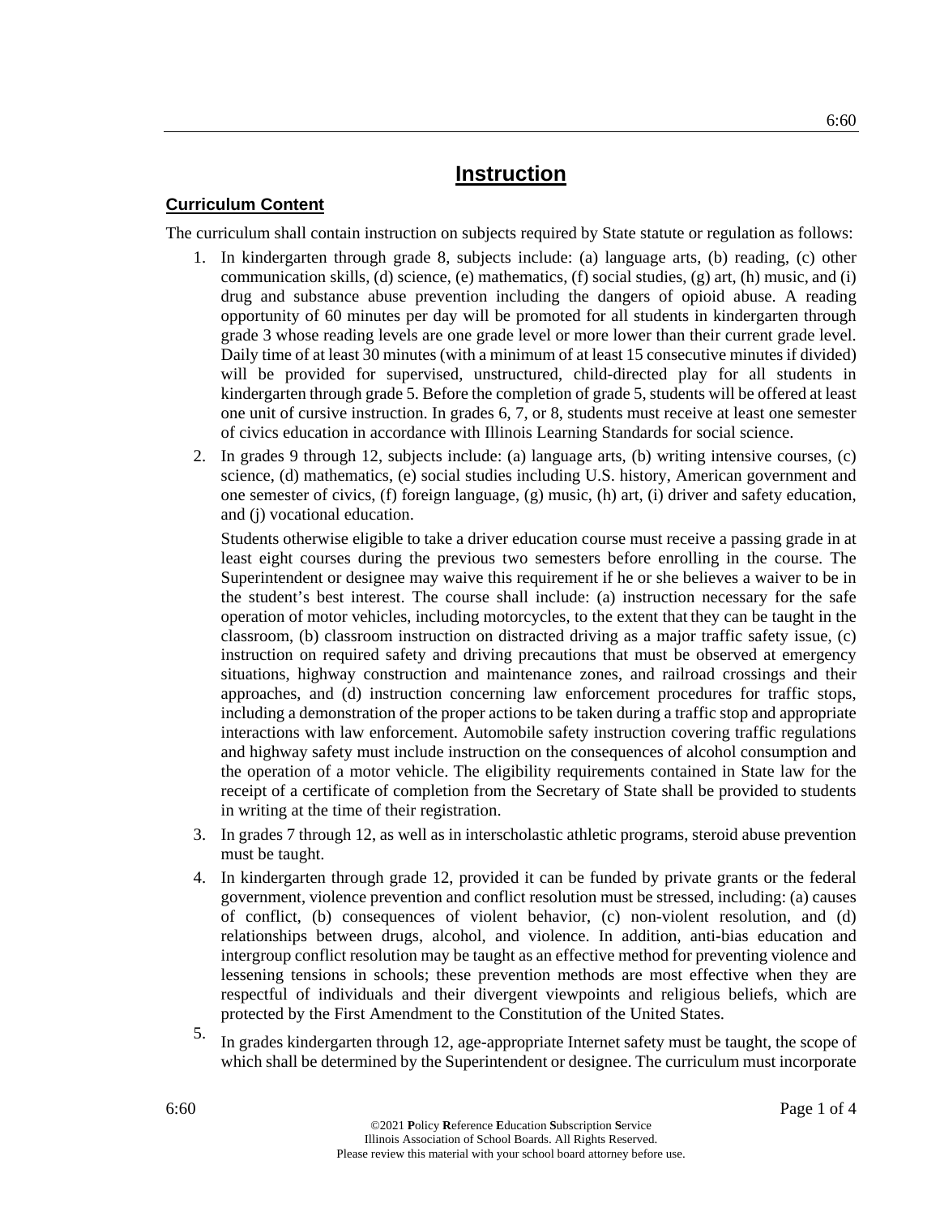# Instruction

## Curriculum Content

The curriculum shall contain instruction on subjects required by State statute or regulation as follows:

1. In kindergarten through grade 8, subjects include: (a) language arts, (b) reading, (c) other communication skills, (d) science, (e) mathematics, (f) social studies, (g) art, (h) music, and (i) drug and substance abuse prevention including the dangers of opioid abuse. A reading opportunity of 60 minutes per day will be promoted for all students in kindergarten through grade 3 whose reading levels are one grade level or more lower than their current grade level. Daily time of at least 30 minutes (with a minimum of at least 15 consecutive minutes if divided) will be provided for supervised, unstructured, child-directed play for all students in kindergarten through grade 5. Before the completion of grade 5, students will be offered at least one unit of cursive instruction. In grades 6, 7, or 8, students must receive at least one semester of civics education in accordance with Illinois Learning Standards for social science.
2. In grades 9 through 12, subjects include: (a) language arts, (b) writing intensive courses, (c) science, (d) mathematics, (e) social studies including U.S. history, American government and one semester of civics, (f) foreign language, (g) music, (h) art, (i) driver and safety education, and (j) vocational education.

   Students otherwise eligible to take a driver education course must receive a passing grade in at least eight courses during the previous two semesters before enrolling in the course. The Superintendent or designee may waive this requirement if he or she believes a waiver to be in the student's best interest. The course shall include: (a) instruction necessary for the safe operation of motor vehicles, including motorcycles, to the extent that they can be taught in the classroom, (b) classroom instruction on distracted driving as a major traffic safety issue, (c) instruction on required safety and driving precautions that must be observed at emergency situations, highway construction and maintenance zones, and railroad crossings and their approaches, and (d) instruction concerning law enforcement procedures for traffic stops, including a demonstration of the proper actions to be taken during a traffic stop and appropriate interactions with law enforcement. Automobile safety instruction covering traffic regulations and highway safety must include instruction on the consequences of alcohol consumption and the operation of a motor vehicle. The eligibility requirements contained in State law for the receipt of a certificate of completion from the Secretary of State shall be provided to students in writing at the time of their registration.
3. In grades 7 through 12, as well as in interscholastic athletic programs, steroid abuse prevention must be taught.
4. In kindergarten through grade 12, provided it can be funded by private grants or the federal government, violence prevention and conflict resolution must be stressed, including: (a) causes of conflict, (b) consequences of violent behavior, (c) non-violent resolution, and (d) relationships between drugs, alcohol, and violence. In addition, anti-bias education and intergroup conflict resolution may be taught as an effective method for preventing violence and lessening tensions in schools; these prevention methods are most effective when they are respectful of individuals and their divergent viewpoints and religious beliefs, which are protected by the First Amendment to the Constitution of the United States.
5. In grades kindergarten through 12, age-appropriate Internet safety must be taught, the scope of which shall be determined by the Superintendent or designee. The curriculum must incorporate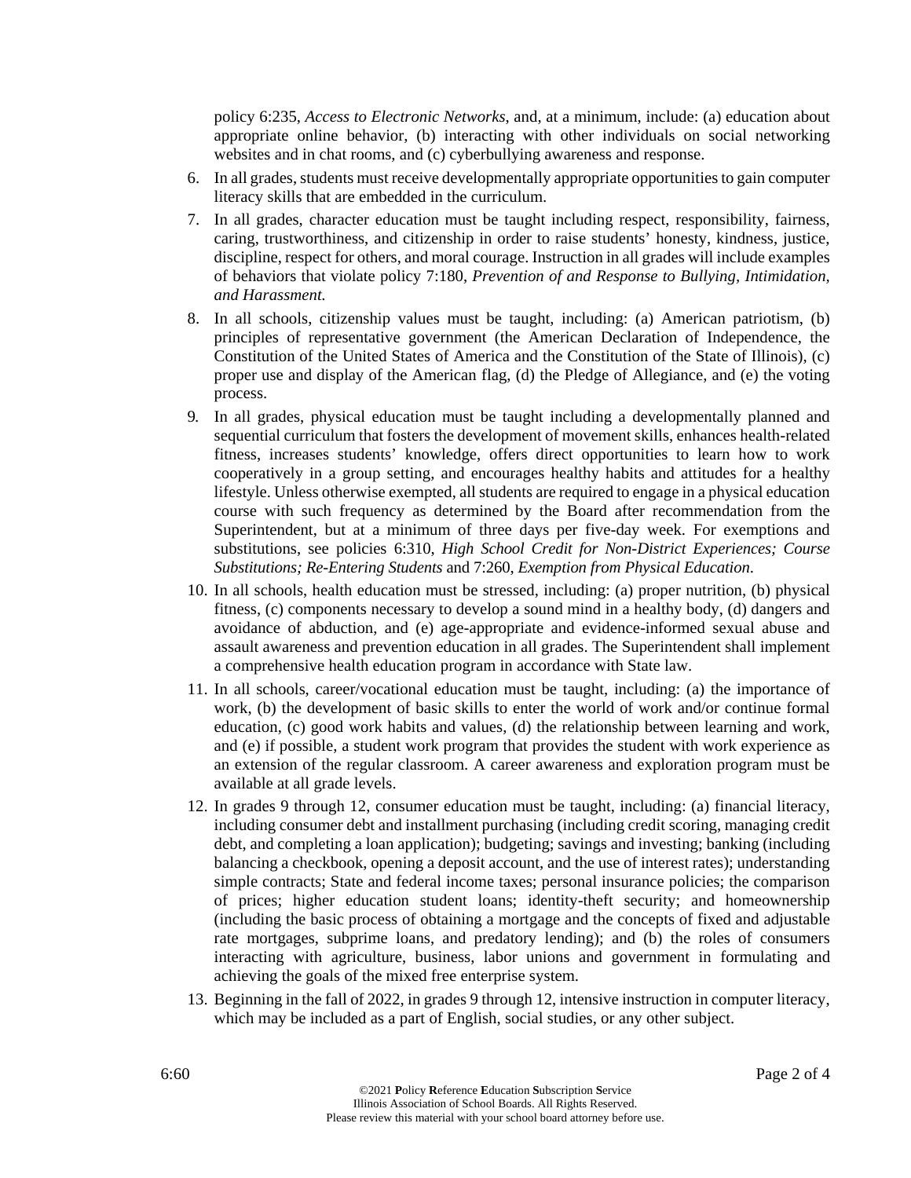policy 6:235, *Access to Electronic Networks*, and, at a minimum, include: (a) education about appropriate online behavior, (b) interacting with other individuals on social networking websites and in chat rooms, and (c) cyberbullying awareness and response.

6. In all grades, students must receive developmentally appropriate opportunities to gain computer literacy skills that are embedded in the curriculum.
7. In all grades, character education must be taught including respect, responsibility, fairness, caring, trustworthiness, and citizenship in order to raise students' honesty, kindness, justice, discipline, respect for others, and moral courage. Instruction in all grades will include examples of behaviors that violate policy 7:180, *Prevention of and Response to Bullying, Intimidation, and Harassment.*
8. In all schools, citizenship values must be taught, including: (a) American patriotism, (b) principles of representative government (the American Declaration of Independence, the Constitution of the United States of America and the Constitution of the State of Illinois), (c) proper use and display of the American flag, (d) the Pledge of Allegiance, and (e) the voting process.
9. In all grades, physical education must be taught including a developmentally planned and sequential curriculum that fosters the development of movement skills, enhances health-related fitness, increases students' knowledge, offers direct opportunities to learn how to work cooperatively in a group setting, and encourages healthy habits and attitudes for a healthy lifestyle. Unless otherwise exempted, all students are required to engage in a physical education course with such frequency as determined by the Board after recommendation from the Superintendent, but at a minimum of three days per five-day week. For exemptions and substitutions, see policies 6:310, *High School Credit for Non-District Experiences; Course Substitutions; Re-Entering Students* and 7:260, *Exemption from Physical Education*.
10. In all schools, health education must be stressed, including: (a) proper nutrition, (b) physical fitness, (c) components necessary to develop a sound mind in a healthy body, (d) dangers and avoidance of abduction, and (e) age-appropriate and evidence-informed sexual abuse and assault awareness and prevention education in all grades. The Superintendent shall implement a comprehensive health education program in accordance with State law.
11. In all schools, career/vocational education must be taught, including: (a) the importance of work, (b) the development of basic skills to enter the world of work and/or continue formal education, (c) good work habits and values, (d) the relationship between learning and work, and (e) if possible, a student work program that provides the student with work experience as an extension of the regular classroom. A career awareness and exploration program must be available at all grade levels.
12. In grades 9 through 12, consumer education must be taught, including: (a) financial literacy, including consumer debt and installment purchasing (including credit scoring, managing credit debt, and completing a loan application); budgeting; savings and investing; banking (including balancing a checkbook, opening a deposit account, and the use of interest rates); understanding simple contracts; State and federal income taxes; personal insurance policies; the comparison of prices; higher education student loans; identity-theft security; and homeownership (including the basic process of obtaining a mortgage and the concepts of fixed and adjustable rate mortgages, subprime loans, and predatory lending); and (b) the roles of consumers interacting with agriculture, business, labor unions and government in formulating and achieving the goals of the mixed free enterprise system.
13. Beginning in the fall of 2022, in grades 9 through 12, intensive instruction in computer literacy, which may be included as a part of English, social studies, or any other subject.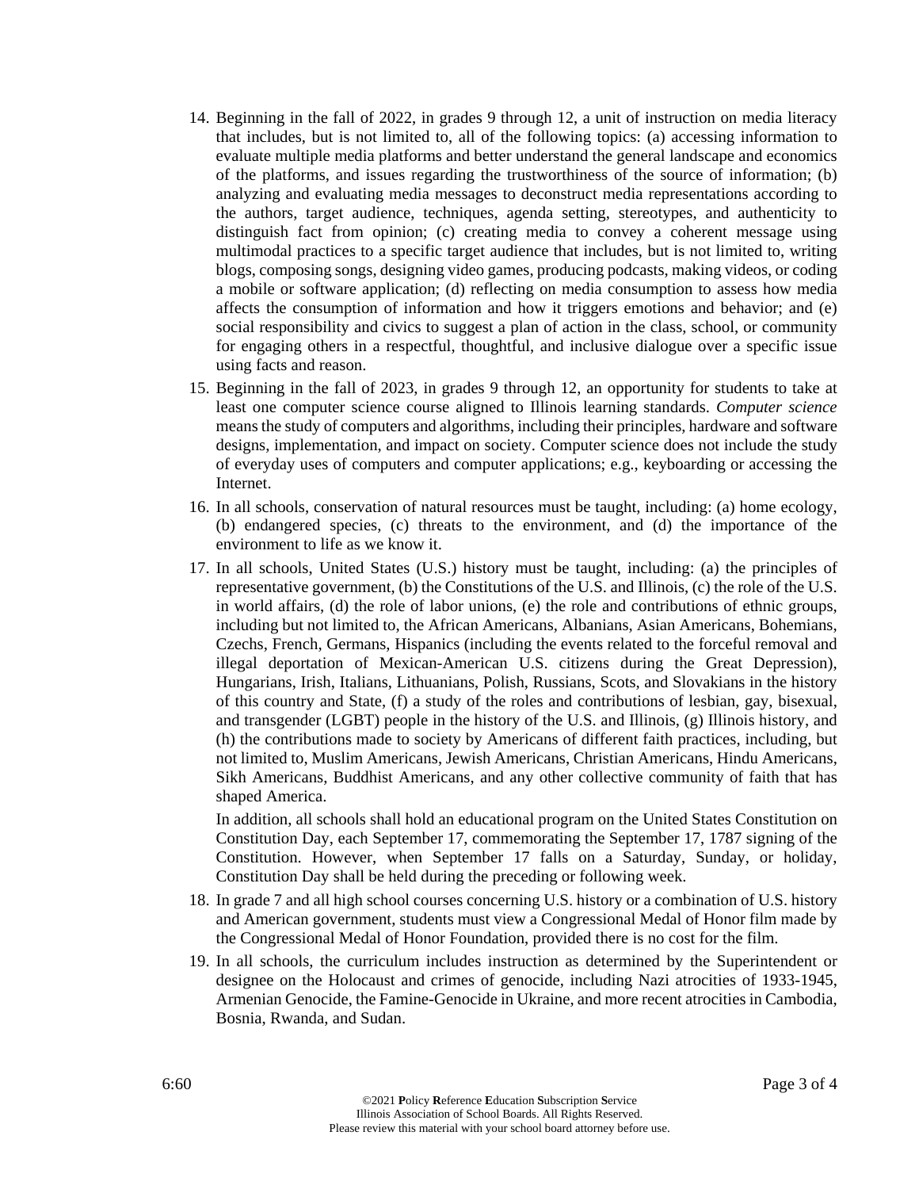14. Beginning in the fall of 2022, in grades 9 through 12, a unit of instruction on media literacy that includes, but is not limited to, all of the following topics: (a) accessing information to evaluate multiple media platforms and better understand the general landscape and economics of the platforms, and issues regarding the trustworthiness of the source of information; (b) analyzing and evaluating media messages to deconstruct media representations according to the authors, target audience, techniques, agenda setting, stereotypes, and authenticity to distinguish fact from opinion; (c) creating media to convey a coherent message using multimodal practices to a specific target audience that includes, but is not limited to, writing blogs, composing songs, designing video games, producing podcasts, making videos, or coding a mobile or software application; (d) reflecting on media consumption to assess how media affects the consumption of information and how it triggers emotions and behavior; and (e) social responsibility and civics to suggest a plan of action in the class, school, or community for engaging others in a respectful, thoughtful, and inclusive dialogue over a specific issue using facts and reason.

15. Beginning in the fall of 2023, in grades 9 through 12, an opportunity for students to take at least one computer science course aligned to Illinois learning standards. *Computer science* means the study of computers and algorithms, including their principles, hardware and software designs, implementation, and impact on society. Computer science does not include the study of everyday uses of computers and computer applications; e.g., keyboarding or accessing the Internet.

16. In all schools, conservation of natural resources must be taught, including: (a) home ecology, (b) endangered species, (c) threats to the environment, and (d) the importance of the environment to life as we know it.

17. In all schools, United States (U.S.) history must be taught, including: (a) the principles of representative government, (b) the Constitutions of the U.S. and Illinois, (c) the role of the U.S. in world affairs, (d) the role of labor unions, (e) the role and contributions of ethnic groups, including but not limited to, the African Americans, Albanians, Asian Americans, Bohemians, Czechs, French, Germans, Hispanics (including the events related to the forceful removal and illegal deportation of Mexican-American U.S. citizens during the Great Depression), Hungarians, Irish, Italians, Lithuanians, Polish, Russians, Scots, and Slovakians in the history of this country and State, (f) a study of the roles and contributions of lesbian, gay, bisexual, and transgender (LGBT) people in the history of the U.S. and Illinois, (g) Illinois history, and (h) the contributions made to society by Americans of different faith practices, including, but not limited to, Muslim Americans, Jewish Americans, Christian Americans, Hindu Americans, Sikh Americans, Buddhist Americans, and any other collective community of faith that has shaped America.

    In addition, all schools shall hold an educational program on the United States Constitution on Constitution Day, each September 17, commemorating the September 17, 1787 signing of the Constitution. However, when September 17 falls on a Saturday, Sunday, or holiday, Constitution Day shall be held during the preceding or following week.

18. In grade 7 and all high school courses concerning U.S. history or a combination of U.S. history and American government, students must view a Congressional Medal of Honor film made by the Congressional Medal of Honor Foundation, provided there is no cost for the film.

19. In all schools, the curriculum includes instruction as determined by the Superintendent or designee on the Holocaust and crimes of genocide, including Nazi atrocities of 1933-1945, Armenian Genocide, the Famine-Genocide in Ukraine, and more recent atrocities in Cambodia, Bosnia, Rwanda, and Sudan.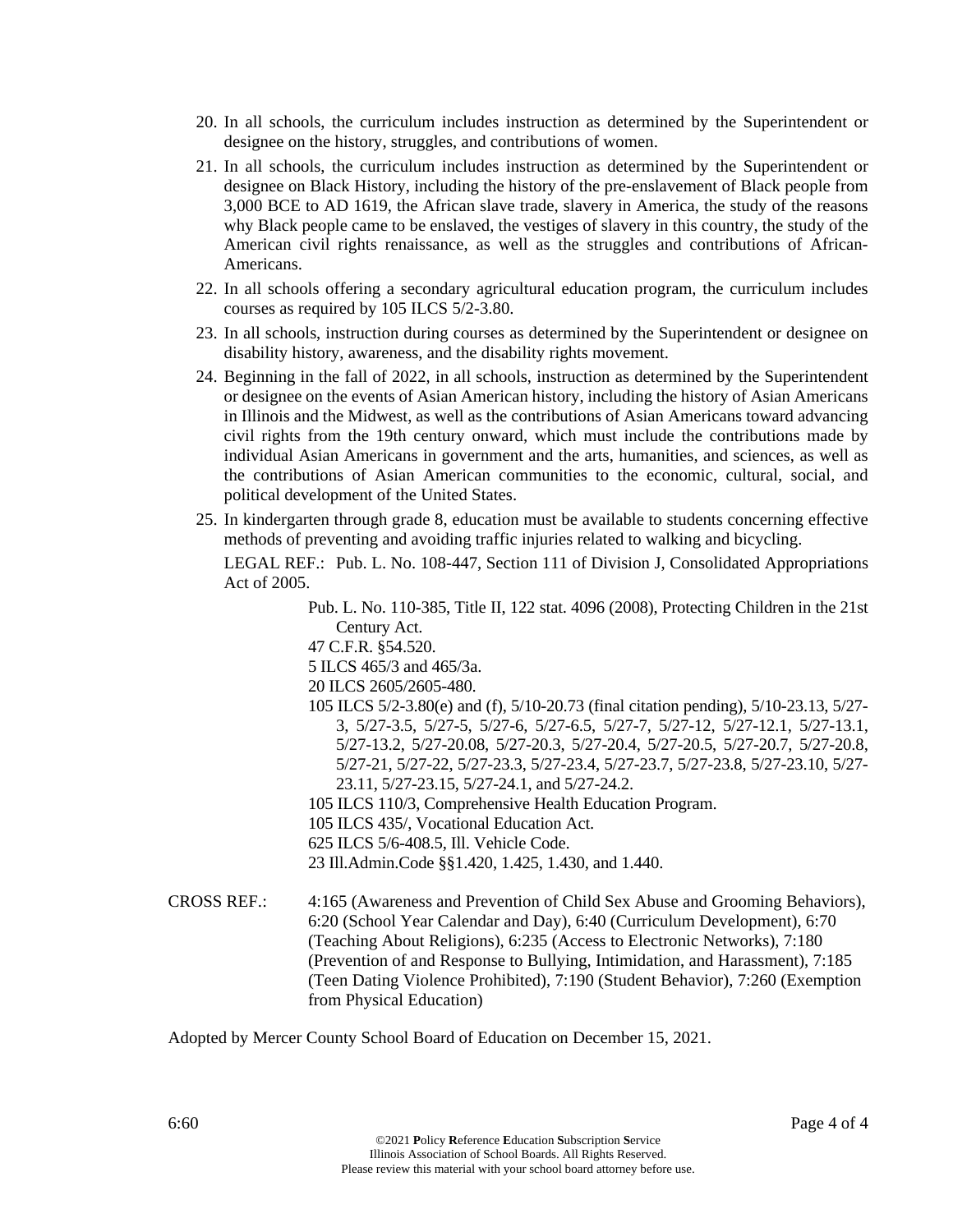20. In all schools, the curriculum includes instruction as determined by the Superintendent or designee on the history, struggles, and contributions of women.
21. In all schools, the curriculum includes instruction as determined by the Superintendent or designee on Black History, including the history of the pre-enslavement of Black people from 3,000 BCE to AD 1619, the African slave trade, slavery in America, the study of the reasons why Black people came to be enslaved, the vestiges of slavery in this country, the study of the American civil rights renaissance, as well as the struggles and contributions of African-Americans.
22. In all schools offering a secondary agricultural education program, the curriculum includes courses as required by 105 ILCS 5/2-3.80.
23. In all schools, instruction during courses as determined by the Superintendent or designee on disability history, awareness, and the disability rights movement.
24. Beginning in the fall of 2022, in all schools, instruction as determined by the Superintendent or designee on the events of Asian American history, including the history of Asian Americans in Illinois and the Midwest, as well as the contributions of Asian Americans toward advancing civil rights from the 19th century onward, which must include the contributions made by individual Asian Americans in government and the arts, humanities, and sciences, as well as the contributions of Asian American communities to the economic, cultural, social, and political development of the United States.
25. In kindergarten through grade 8, education must be available to students concerning effective methods of preventing and avoiding traffic injuries related to walking and bicycling.

LEGAL REF.: Pub. L. No. 108-447, Section 111 of Division J, Consolidated Appropriations Act of 2005.

Pub. L. No. 110-385, Title II, 122 stat. 4096 (2008), Protecting Children in the 21st Century Act.

47 C.F.R. §54.520.

5 ILCS 465/3 and 465/3a.

20 ILCS 2605/2605-480.

105 ILCS 5/2-3.80(e) and (f), 5/10-20.73 (final citation pending), 5/10-23.13, 5/27-3, 5/27-3.5, 5/27-5, 5/27-6, 5/27-6.5, 5/27-7, 5/27-12, 5/27-12.1, 5/27-13.1, 5/27-13.2, 5/27-20.08, 5/27-20.3, 5/27-20.4, 5/27-20.5, 5/27-20.7, 5/27-20.8, 5/27-21, 5/27-22, 5/27-23.3, 5/27-23.4, 5/27-23.7, 5/27-23.8, 5/27-23.10, 5/27-23.11, 5/27-23.15, 5/27-24.1, and 5/27-24.2.

105 ILCS 110/3, Comprehensive Health Education Program.

105 ILCS 435/, Vocational Education Act.

625 ILCS 5/6-408.5, Ill. Vehicle Code.

23 Ill.Admin.Code §§1.420, 1.425, 1.430, and 1.440.

CROSS REF.: 4:165 (Awareness and Prevention of Child Sex Abuse and Grooming Behaviors), 6:20 (School Year Calendar and Day), 6:40 (Curriculum Development), 6:70 (Teaching About Religions), 6:235 (Access to Electronic Networks), 7:180 (Prevention of and Response to Bullying, Intimidation, and Harassment), 7:185 (Teen Dating Violence Prohibited), 7:190 (Student Behavior), 7:260 (Exemption from Physical Education)

Adopted by Mercer County School Board of Education on December 15, 2021.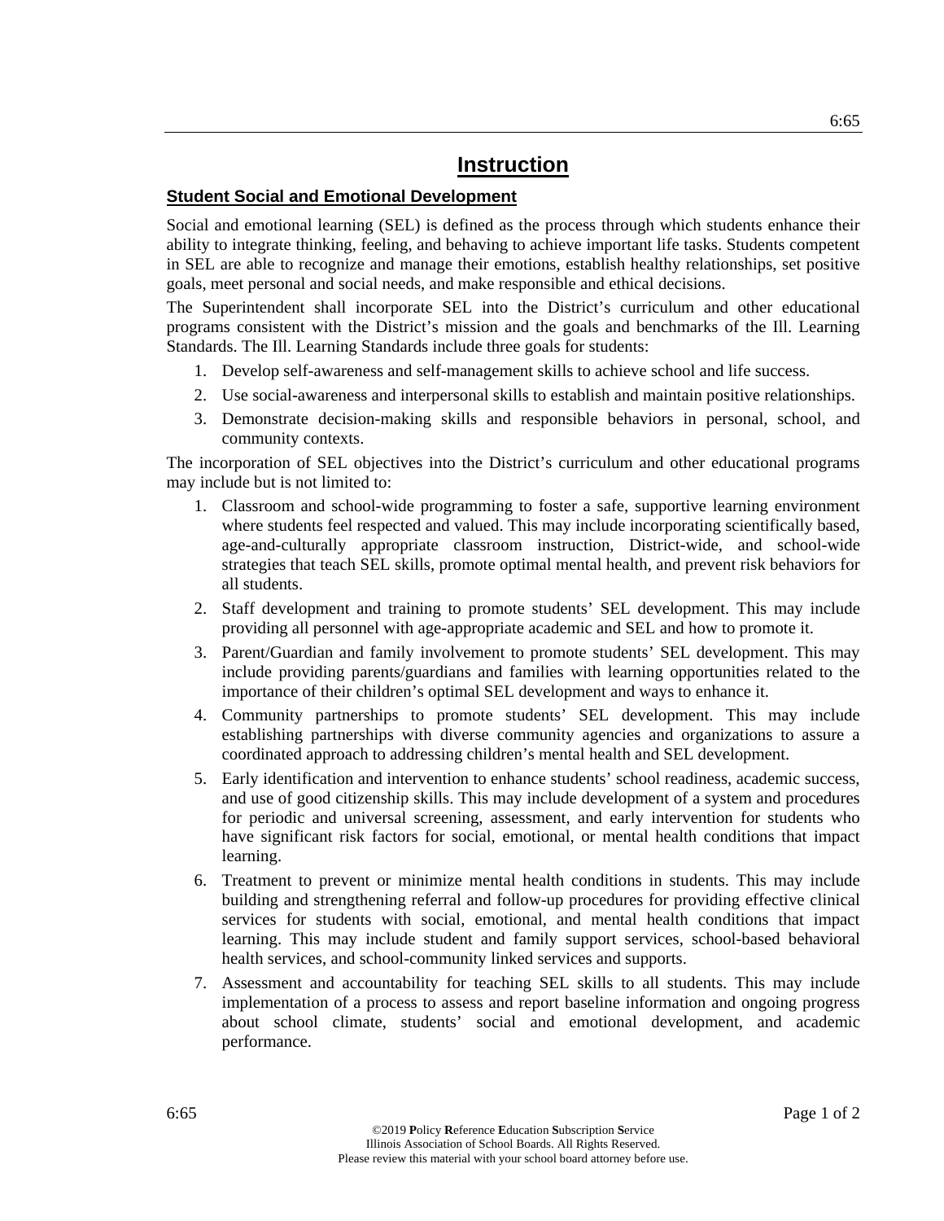# Instruction

## Student Social and Emotional Development

Social and emotional learning (SEL) is defined as the process through which students enhance their ability to integrate thinking, feeling, and behaving to achieve important life tasks. Students competent in SEL are able to recognize and manage their emotions, establish healthy relationships, set positive goals, meet personal and social needs, and make responsible and ethical decisions.

The Superintendent shall incorporate SEL into the District's curriculum and other educational programs consistent with the District's mission and the goals and benchmarks of the Ill. Learning Standards. The Ill. Learning Standards include three goals for students:

1. Develop self-awareness and self-management skills to achieve school and life success.
2. Use social-awareness and interpersonal skills to establish and maintain positive relationships.
3. Demonstrate decision-making skills and responsible behaviors in personal, school, and community contexts.

The incorporation of SEL objectives into the District's curriculum and other educational programs may include but is not limited to:

1. Classroom and school-wide programming to foster a safe, supportive learning environment where students feel respected and valued. This may include incorporating scientifically based, age-and-culturally appropriate classroom instruction, District-wide, and school-wide strategies that teach SEL skills, promote optimal mental health, and prevent risk behaviors for all students.
2. Staff development and training to promote students' SEL development. This may include providing all personnel with age-appropriate academic and SEL and how to promote it.
3. Parent/Guardian and family involvement to promote students' SEL development. This may include providing parents/guardians and families with learning opportunities related to the importance of their children's optimal SEL development and ways to enhance it.
4. Community partnerships to promote students' SEL development. This may include establishing partnerships with diverse community agencies and organizations to assure a coordinated approach to addressing children's mental health and SEL development.
5. Early identification and intervention to enhance students' school readiness, academic success, and use of good citizenship skills. This may include development of a system and procedures for periodic and universal screening, assessment, and early intervention for students who have significant risk factors for social, emotional, or mental health conditions that impact learning.
6. Treatment to prevent or minimize mental health conditions in students. This may include building and strengthening referral and follow-up procedures for providing effective clinical services for students with social, emotional, and mental health conditions that impact learning. This may include student and family support services, school-based behavioral health services, and school-community linked services and supports.
7. Assessment and accountability for teaching SEL skills to all students. This may include implementation of a process to assess and report baseline information and ongoing progress about school climate, students' social and emotional development, and academic performance.

©2019 Policy Reference Education Subscription Service
Illinois Association of School Boards. All Rights Reserved.
Please review this material with your school board attorney before use.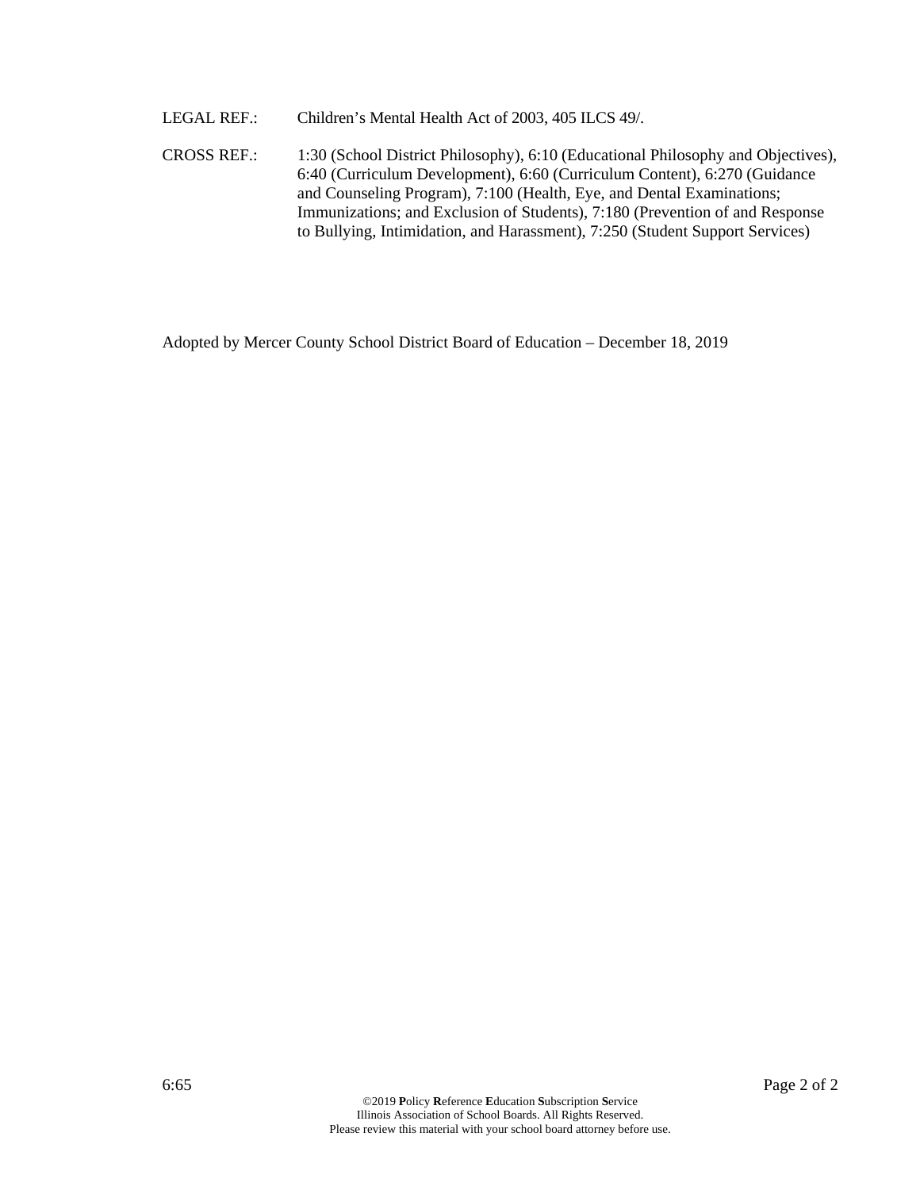LEGAL REF.: Children's Mental Health Act of 2003, 405 ILCS 49/.

CROSS REF.: 1:30 (School District Philosophy), 6:10 (Educational Philosophy and Objectives), 6:40 (Curriculum Development), 6:60 (Curriculum Content), 6:270 (Guidance and Counseling Program), 7:100 (Health, Eye, and Dental Examinations; Immunizations; and Exclusion of Students), 7:180 (Prevention of and Response to Bullying, Intimidation, and Harassment), 7:250 (Student Support Services)

Adopted by Mercer County School District Board of Education – December 18, 2019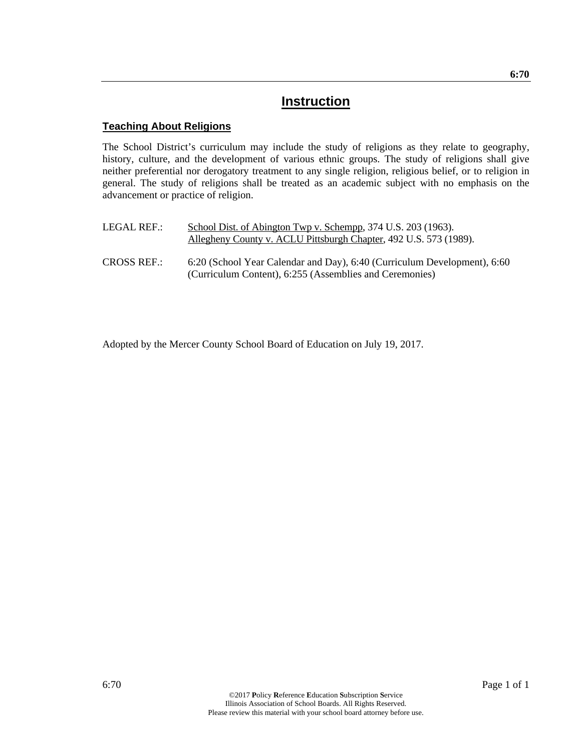# Instruction

## Teaching About Religions

The School District's curriculum may include the study of religions as they relate to geography, history, culture, and the development of various ethnic groups. The study of religions shall give neither preferential nor derogatory treatment to any single religion, religious belief, or to religion in general. The study of religions shall be treated as an academic subject with no emphasis on the advancement or practice of religion.

LEGAL REF.: School Dist. of Abington Twp v. Schempp, 374 U.S. 203 (1963).
Allegheny County v. ACLU Pittsburgh Chapter, 492 U.S. 573 (1989).

CROSS REF.: 6:20 (School Year Calendar and Day), 6:40 (Curriculum Development), 6:60 (Curriculum Content), 6:255 (Assemblies and Ceremonies)

Adopted by the Mercer County School Board of Education on July 19, 2017.

©2017 **P**olicy **R**eference **E**ducation **S**ubscription **S**ervice
Illinois Association of School Boards. All Rights Reserved.
Please review this material with your school board attorney before use.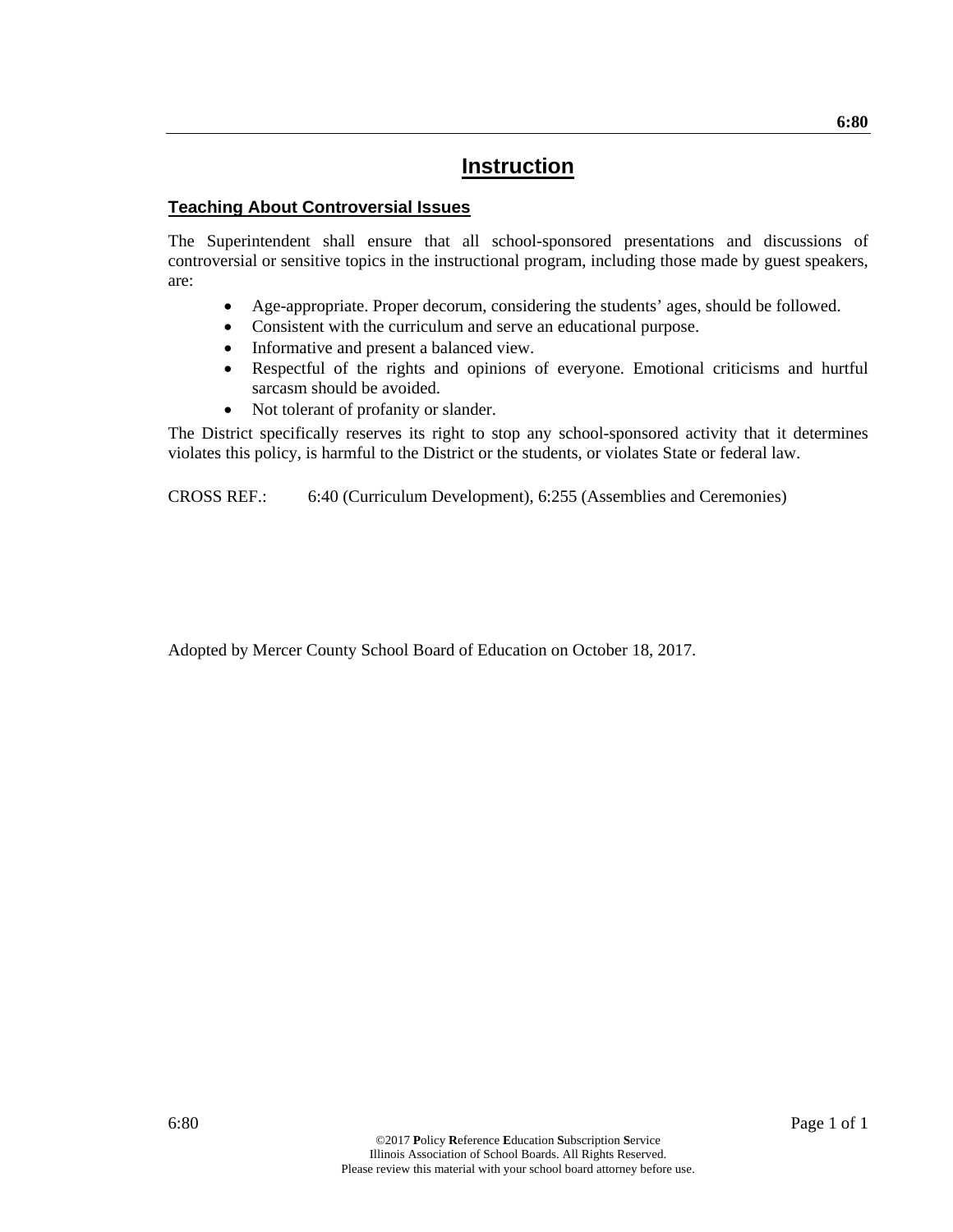# Instruction

## Teaching About Controversial Issues

The Superintendent shall ensure that all school-sponsored presentations and discussions of controversial or sensitive topics in the instructional program, including those made by guest speakers, are:

- Age-appropriate. Proper decorum, considering the students' ages, should be followed.
- Consistent with the curriculum and serve an educational purpose.
- Informative and present a balanced view.
- Respectful of the rights and opinions of everyone. Emotional criticisms and hurtful sarcasm should be avoided.
- Not tolerant of profanity or slander.

The District specifically reserves its right to stop any school-sponsored activity that it determines violates this policy, is harmful to the District or the students, or violates State or federal law.

CROSS REF.: 6:40 (Curriculum Development), 6:255 (Assemblies and Ceremonies)

Adopted by Mercer County School Board of Education on October 18, 2017.

©2017 **P**olicy **R**eference **E**ducation **S**ubscription **S**ervice
Illinois Association of School Boards. All Rights Reserved.
Please review this material with your school board attorney before use.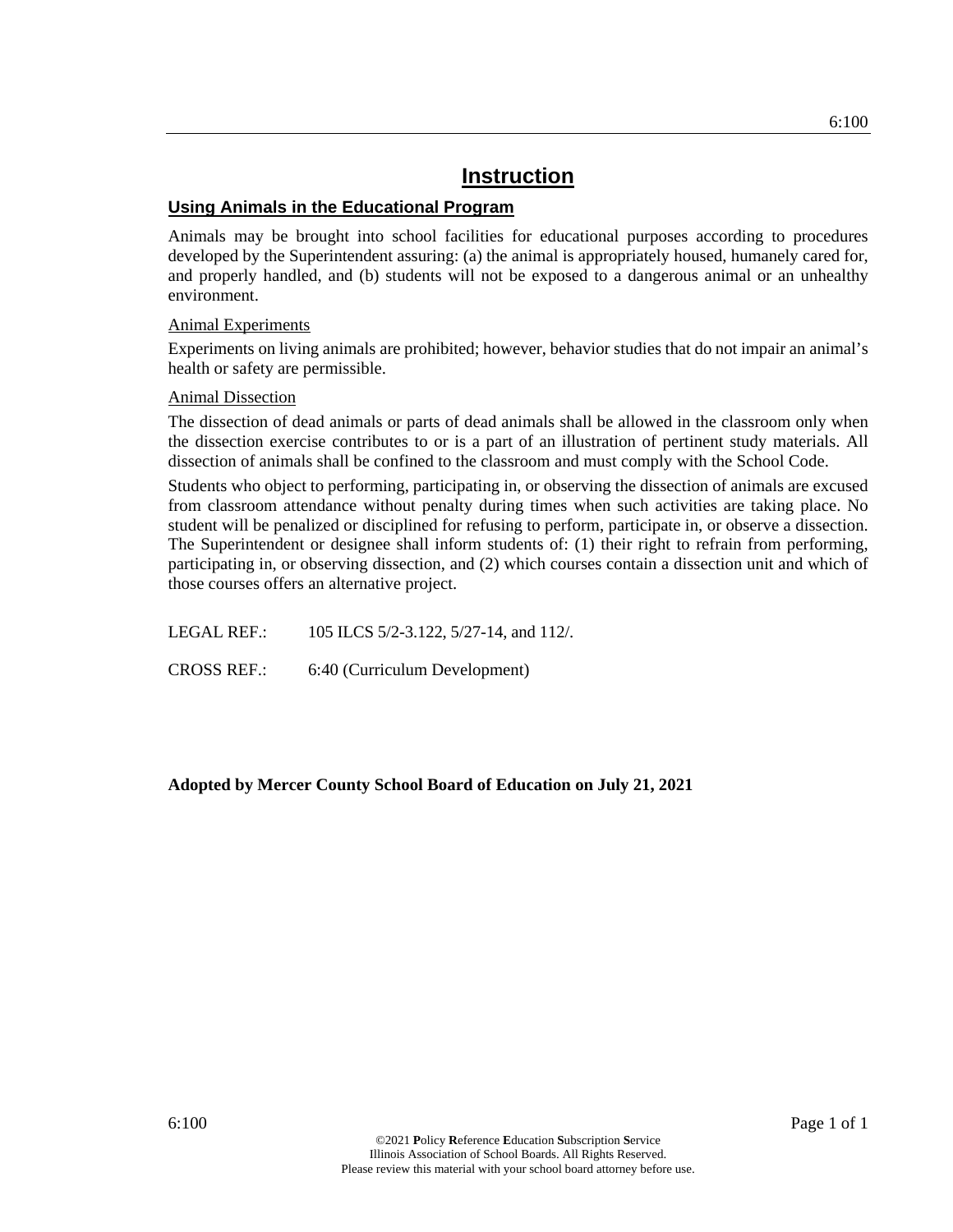# Instruction

## Using Animals in the Educational Program

Animals may be brought into school facilities for educational purposes according to procedures developed by the Superintendent assuring: (a) the animal is appropriately housed, humanely cared for, and properly handled, and (b) students will not be exposed to a dangerous animal or an unhealthy environment.

### Animal Experiments

Experiments on living animals are prohibited; however, behavior studies that do not impair an animal's health or safety are permissible.

### Animal Dissection

The dissection of dead animals or parts of dead animals shall be allowed in the classroom only when the dissection exercise contributes to or is a part of an illustration of pertinent study materials. All dissection of animals shall be confined to the classroom and must comply with the School Code.

Students who object to performing, participating in, or observing the dissection of animals are excused from classroom attendance without penalty during times when such activities are taking place. No student will be penalized or disciplined for refusing to perform, participate in, or observe a dissection. The Superintendent or designee shall inform students of: (1) their right to refrain from performing, participating in, or observing dissection, and (2) which courses contain a dissection unit and which of those courses offers an alternative project.

LEGAL REF.: 105 ILCS 5/2-3.122, 5/27-14, and 112/.

CROSS REF.: 6:40 (Curriculum Development)

**Adopted by Mercer County School Board of Education on July 21, 2021**

©2021 **P**olicy **R**eference **E**ducation **S**ubscription **S**ervice
Illinois Association of School Boards. All Rights Reserved.
Please review this material with your school board attorney before use.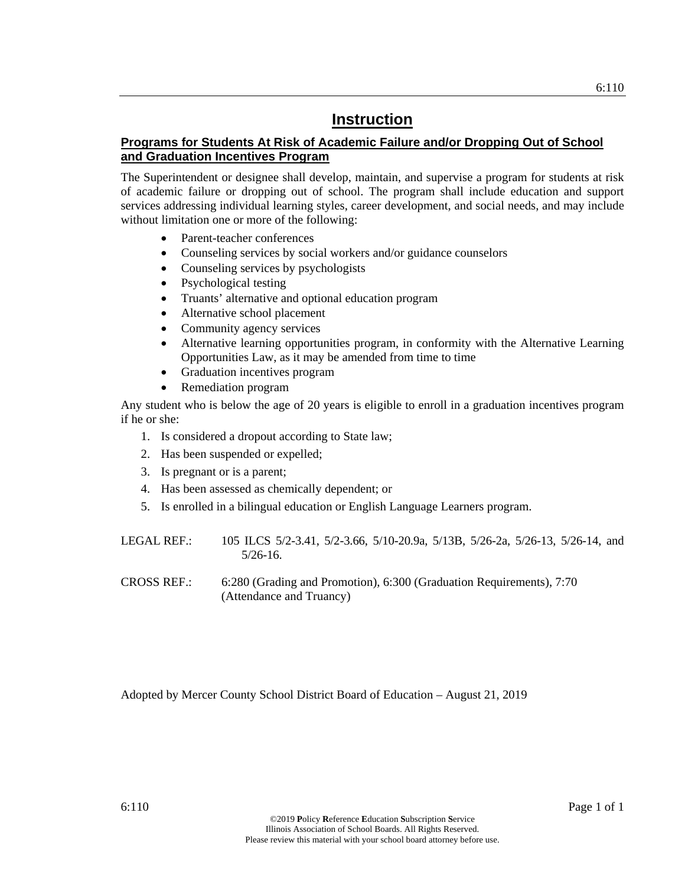# Instruction

## Programs for Students At Risk of Academic Failure and/or Dropping Out of School and Graduation Incentives Program

The Superintendent or designee shall develop, maintain, and supervise a program for students at risk of academic failure or dropping out of school. The program shall include education and support services addressing individual learning styles, career development, and social needs, and may include without limitation one or more of the following:

- Parent-teacher conferences
- Counseling services by social workers and/or guidance counselors
- Counseling services by psychologists
- Psychological testing
- Truants' alternative and optional education program
- Alternative school placement
- Community agency services
- Alternative learning opportunities program, in conformity with the Alternative Learning Opportunities Law, as it may be amended from time to time
- Graduation incentives program
- Remediation program

Any student who is below the age of 20 years is eligible to enroll in a graduation incentives program if he or she:

1. Is considered a dropout according to State law;
2. Has been suspended or expelled;
3. Is pregnant or is a parent;
4. Has been assessed as chemically dependent; or
5. Is enrolled in a bilingual education or English Language Learners program.

LEGAL REF.: 105 ILCS 5/2-3.41, 5/2-3.66, 5/10-20.9a, 5/13B, 5/26-2a, 5/26-13, 5/26-14, and 5/26-16.

CROSS REF.: 6:280 (Grading and Promotion), 6:300 (Graduation Requirements), 7:70 (Attendance and Truancy)

Adopted by Mercer County School District Board of Education – August 21, 2019

©2019 Policy Reference Education Subscription Service
Illinois Association of School Boards. All Rights Reserved.
Please review this material with your school board attorney before use.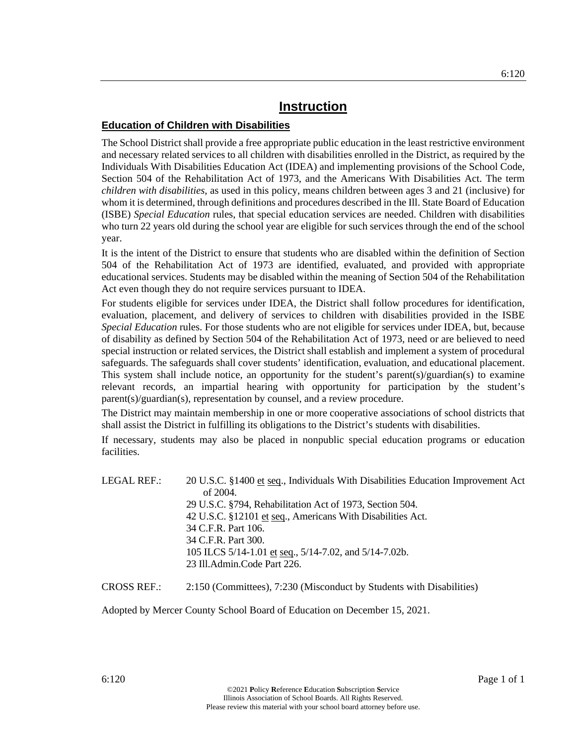# Instruction

## Education of Children with Disabilities

The School District shall provide a free appropriate public education in the least restrictive environment and necessary related services to all children with disabilities enrolled in the District, as required by the Individuals With Disabilities Education Act (IDEA) and implementing provisions of the School Code, Section 504 of the Rehabilitation Act of 1973, and the Americans With Disabilities Act. The term *children with disabilities*, as used in this policy, means children between ages 3 and 21 (inclusive) for whom it is determined, through definitions and procedures described in the Ill. State Board of Education (ISBE) *Special Education* rules, that special education services are needed. Children with disabilities who turn 22 years old during the school year are eligible for such services through the end of the school year.

It is the intent of the District to ensure that students who are disabled within the definition of Section 504 of the Rehabilitation Act of 1973 are identified, evaluated, and provided with appropriate educational services. Students may be disabled within the meaning of Section 504 of the Rehabilitation Act even though they do not require services pursuant to IDEA.

For students eligible for services under IDEA, the District shall follow procedures for identification, evaluation, placement, and delivery of services to children with disabilities provided in the ISBE *Special Education* rules. For those students who are not eligible for services under IDEA, but, because of disability as defined by Section 504 of the Rehabilitation Act of 1973, need or are believed to need special instruction or related services, the District shall establish and implement a system of procedural safeguards. The safeguards shall cover students' identification, evaluation, and educational placement. This system shall include notice, an opportunity for the student's parent(s)/guardian(s) to examine relevant records, an impartial hearing with opportunity for participation by the student's parent(s)/guardian(s), representation by counsel, and a review procedure.

The District may maintain membership in one or more cooperative associations of school districts that shall assist the District in fulfilling its obligations to the District's students with disabilities.

If necessary, students may also be placed in nonpublic special education programs or education facilities.

LEGAL REF.:
20 U.S.C. §1400 et seq., Individuals With Disabilities Education Improvement Act of 2004.
29 U.S.C. §794, Rehabilitation Act of 1973, Section 504.
42 U.S.C. §12101 et seq., Americans With Disabilities Act.
34 C.F.R. Part 106.
34 C.F.R. Part 300.
105 ILCS 5/14-1.01 et seq., 5/14-7.02, and 5/14-7.02b.
23 Ill.Admin.Code Part 226.

CROSS REF.: 2:150 (Committees), 7:230 (Misconduct by Students with Disabilities)

Adopted by Mercer County School Board of Education on December 15, 2021.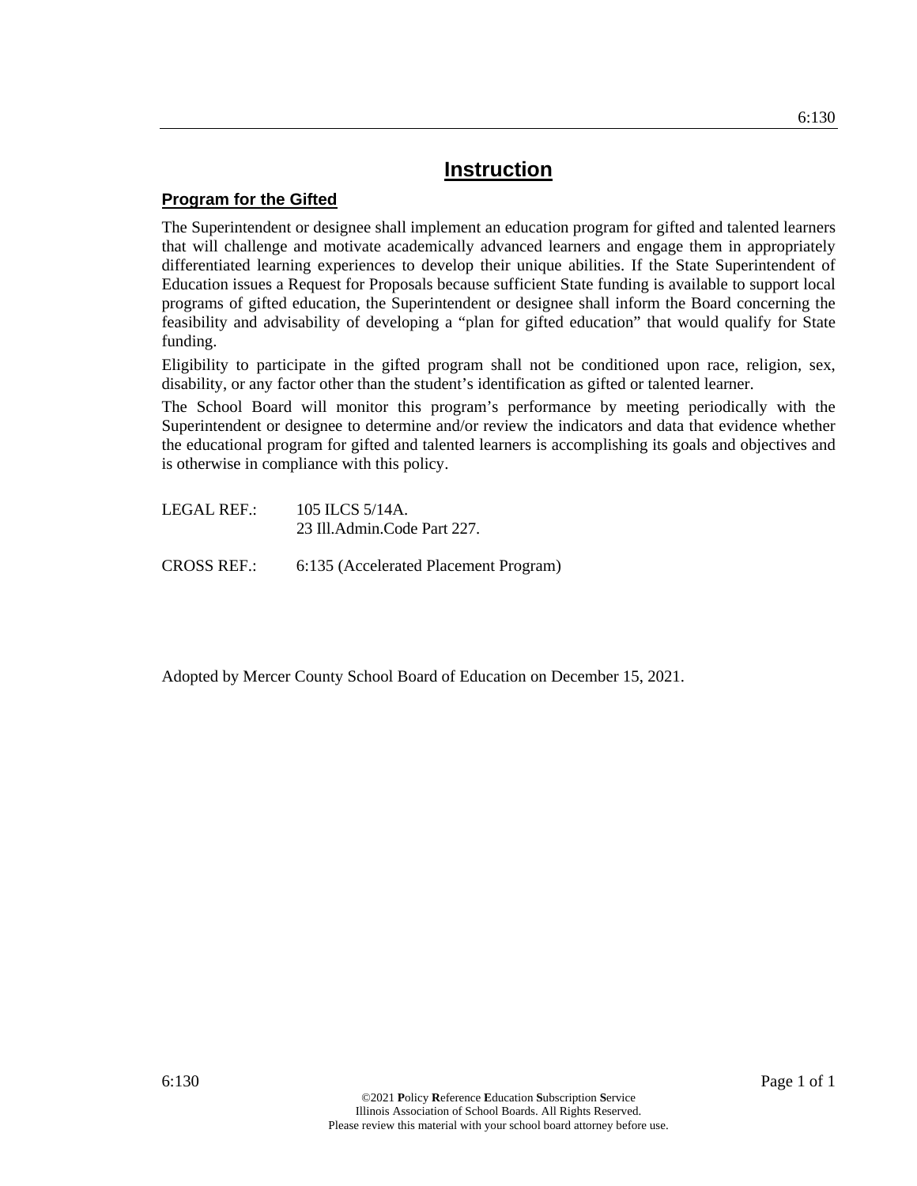# Instruction

## Program for the Gifted

The Superintendent or designee shall implement an education program for gifted and talented learners that will challenge and motivate academically advanced learners and engage them in appropriately differentiated learning experiences to develop their unique abilities. If the State Superintendent of Education issues a Request for Proposals because sufficient State funding is available to support local programs of gifted education, the Superintendent or designee shall inform the Board concerning the feasibility and advisability of developing a "plan for gifted education" that would qualify for State funding.

Eligibility to participate in the gifted program shall not be conditioned upon race, religion, sex, disability, or any factor other than the student's identification as gifted or talented learner.

The School Board will monitor this program's performance by meeting periodically with the Superintendent or designee to determine and/or review the indicators and data that evidence whether the educational program for gifted and talented learners is accomplishing its goals and objectives and is otherwise in compliance with this policy.

LEGAL REF.: 105 ILCS 5/14A.
23 Ill.Admin.Code Part 227.

CROSS REF.: 6:135 (Accelerated Placement Program)

Adopted by Mercer County School Board of Education on December 15, 2021.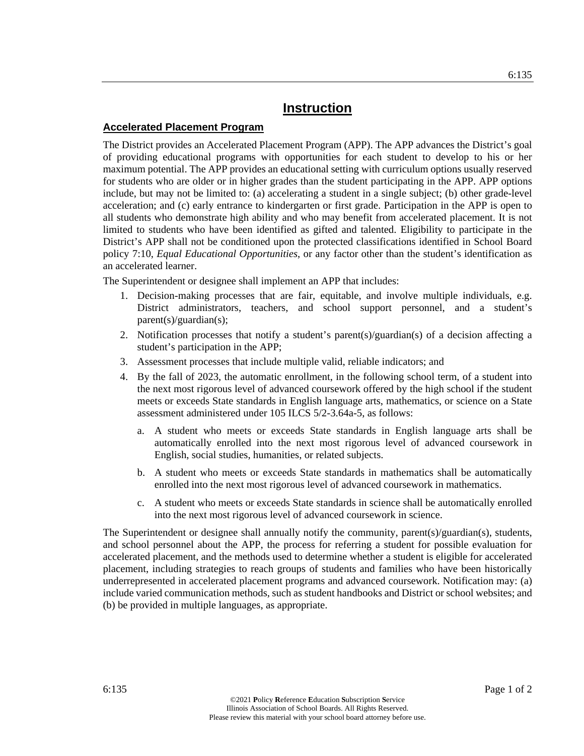# Instruction

## Accelerated Placement Program

The District provides an Accelerated Placement Program (APP). The APP advances the District's goal of providing educational programs with opportunities for each student to develop to his or her maximum potential. The APP provides an educational setting with curriculum options usually reserved for students who are older or in higher grades than the student participating in the APP. APP options include, but may not be limited to: (a) accelerating a student in a single subject; (b) other grade-level acceleration; and (c) early entrance to kindergarten or first grade. Participation in the APP is open to all students who demonstrate high ability and who may benefit from accelerated placement. It is not limited to students who have been identified as gifted and talented. Eligibility to participate in the District's APP shall not be conditioned upon the protected classifications identified in School Board policy 7:10, *Equal Educational Opportunities*, or any factor other than the student's identification as an accelerated learner.

The Superintendent or designee shall implement an APP that includes:

1. Decision-making processes that are fair, equitable, and involve multiple individuals, e.g. District administrators, teachers, and school support personnel, and a student's parent(s)/guardian(s);
2. Notification processes that notify a student's parent(s)/guardian(s) of a decision affecting a student's participation in the APP;
3. Assessment processes that include multiple valid, reliable indicators; and
4. By the fall of 2023, the automatic enrollment, in the following school term, of a student into the next most rigorous level of advanced coursework offered by the high school if the student meets or exceeds State standards in English language arts, mathematics, or science on a State assessment administered under 105 ILCS 5/2-3.64a-5, as follows:
   a. A student who meets or exceeds State standards in English language arts shall be automatically enrolled into the next most rigorous level of advanced coursework in English, social studies, humanities, or related subjects.
   b. A student who meets or exceeds State standards in mathematics shall be automatically enrolled into the next most rigorous level of advanced coursework in mathematics.
   c. A student who meets or exceeds State standards in science shall be automatically enrolled into the next most rigorous level of advanced coursework in science.

The Superintendent or designee shall annually notify the community, parent(s)/guardian(s), students, and school personnel about the APP, the process for referring a student for possible evaluation for accelerated placement, and the methods used to determine whether a student is eligible for accelerated placement, including strategies to reach groups of students and families who have been historically underrepresented in accelerated placement programs and advanced coursework. Notification may: (a) include varied communication methods, such as student handbooks and District or school websites; and (b) be provided in multiple languages, as appropriate.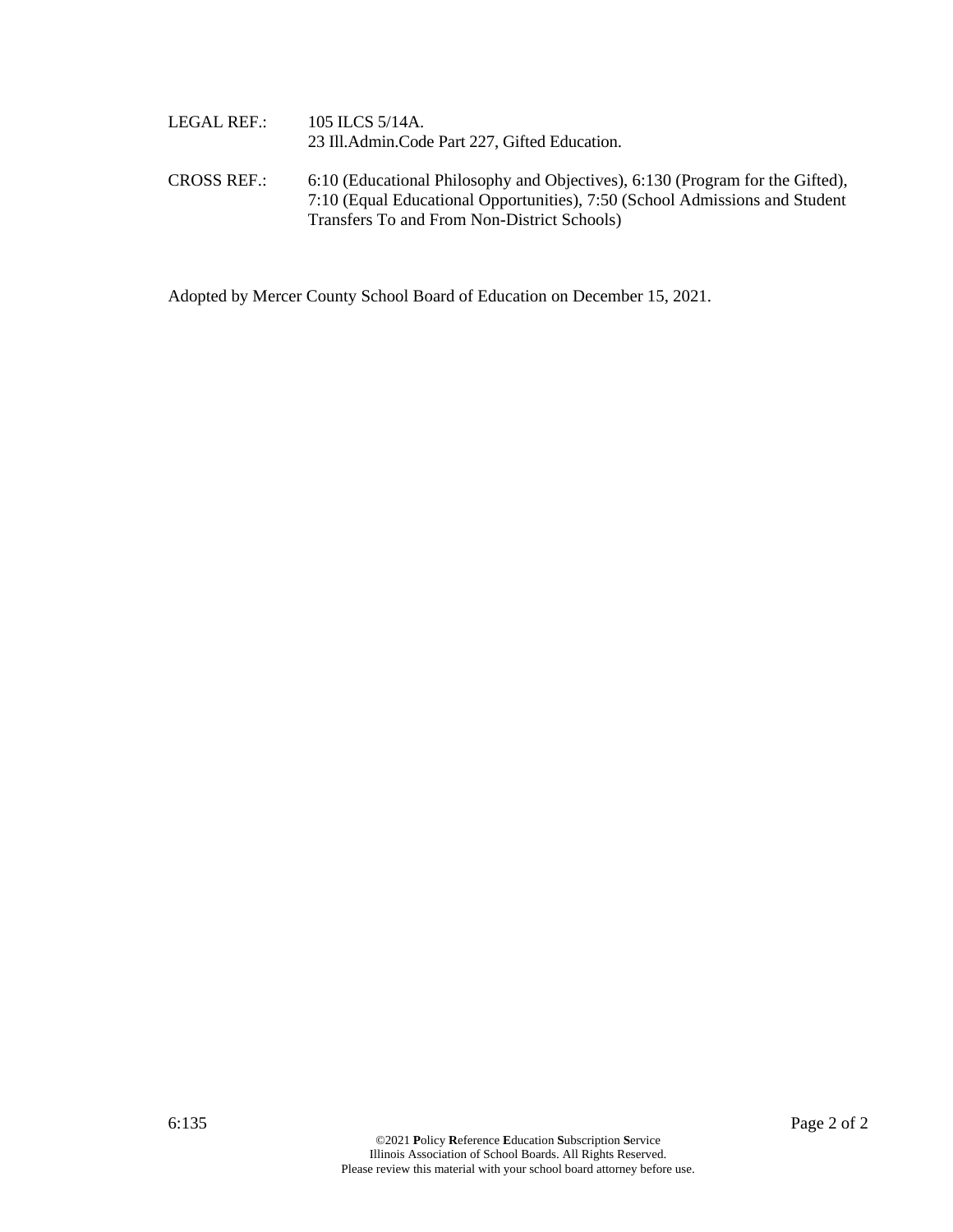LEGAL REF.: 105 ILCS 5/14A.
23 Ill.Admin.Code Part 227, Gifted Education.

CROSS REF.: 6:10 (Educational Philosophy and Objectives), 6:130 (Program for the Gifted), 7:10 (Equal Educational Opportunities), 7:50 (School Admissions and Student Transfers To and From Non-District Schools)

Adopted by Mercer County School Board of Education on December 15, 2021.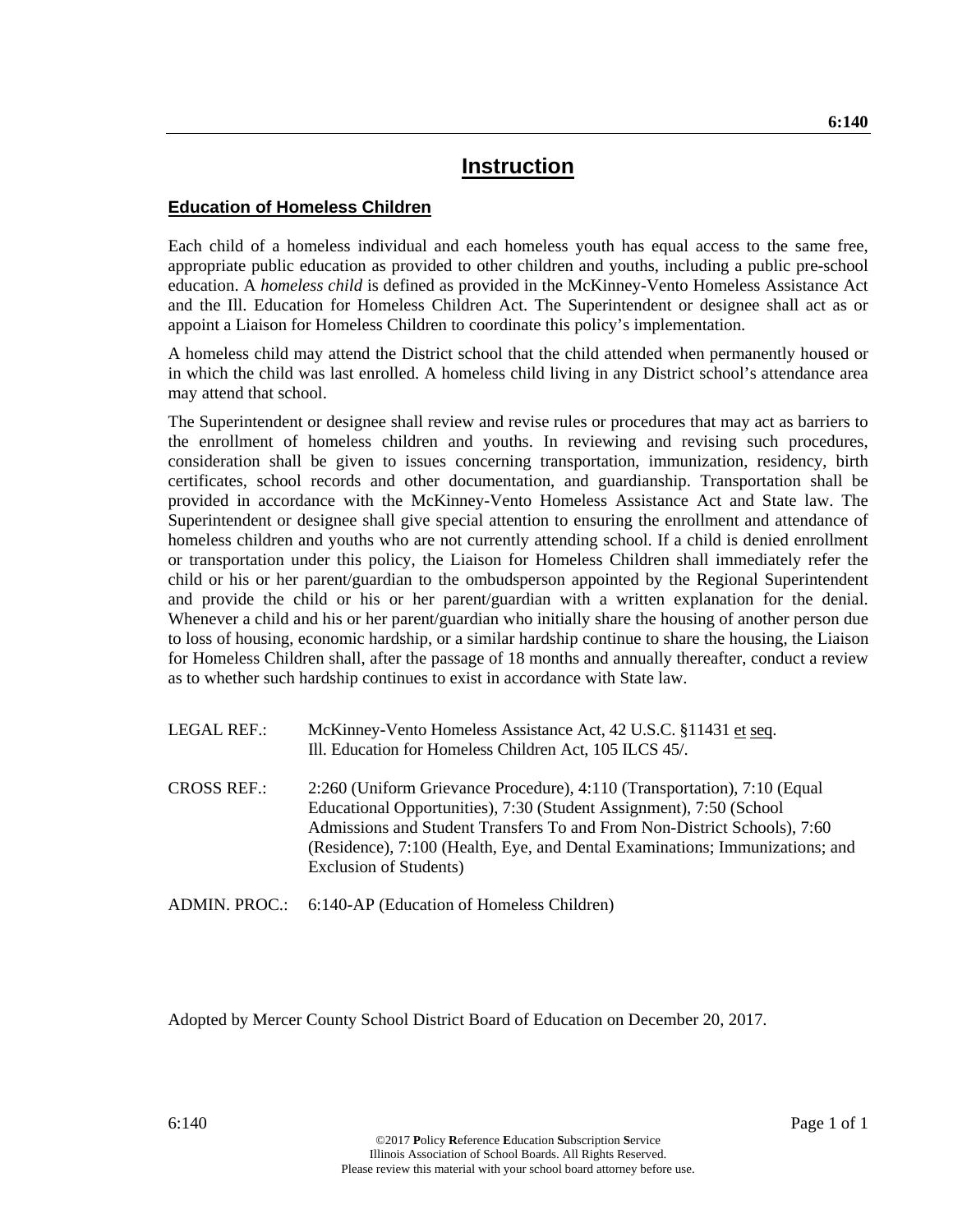# Instruction

## Education of Homeless Children

Each child of a homeless individual and each homeless youth has equal access to the same free, appropriate public education as provided to other children and youths, including a public pre-school education. A *homeless child* is defined as provided in the McKinney-Vento Homeless Assistance Act and the Ill. Education for Homeless Children Act. The Superintendent or designee shall act as or appoint a Liaison for Homeless Children to coordinate this policy's implementation.

A homeless child may attend the District school that the child attended when permanently housed or in which the child was last enrolled. A homeless child living in any District school's attendance area may attend that school.

The Superintendent or designee shall review and revise rules or procedures that may act as barriers to the enrollment of homeless children and youths. In reviewing and revising such procedures, consideration shall be given to issues concerning transportation, immunization, residency, birth certificates, school records and other documentation, and guardianship. Transportation shall be provided in accordance with the McKinney-Vento Homeless Assistance Act and State law. The Superintendent or designee shall give special attention to ensuring the enrollment and attendance of homeless children and youths who are not currently attending school. If a child is denied enrollment or transportation under this policy, the Liaison for Homeless Children shall immediately refer the child or his or her parent/guardian to the ombudsperson appointed by the Regional Superintendent and provide the child or his or her parent/guardian with a written explanation for the denial. Whenever a child and his or her parent/guardian who initially share the housing of another person due to loss of housing, economic hardship, or a similar hardship continue to share the housing, the Liaison for Homeless Children shall, after the passage of 18 months and annually thereafter, conduct a review as to whether such hardship continues to exist in accordance with State law.

LEGAL REF.: McKinney-Vento Homeless Assistance Act, 42 U.S.C. §11431 et seq.
Ill. Education for Homeless Children Act, 105 ILCS 45/.

CROSS REF.: 2:260 (Uniform Grievance Procedure), 4:110 (Transportation), 7:10 (Equal Educational Opportunities), 7:30 (Student Assignment), 7:50 (School Admissions and Student Transfers To and From Non-District Schools), 7:60 (Residence), 7:100 (Health, Eye, and Dental Examinations; Immunizations; and Exclusion of Students)

ADMIN. PROC.: 6:140-AP (Education of Homeless Children)

Adopted by Mercer County School District Board of Education on December 20, 2017.

©2017 **P**olicy **R**eference **E**ducation **S**ubscription **S**ervice
Illinois Association of School Boards. All Rights Reserved.
Please review this material with your school board attorney before use.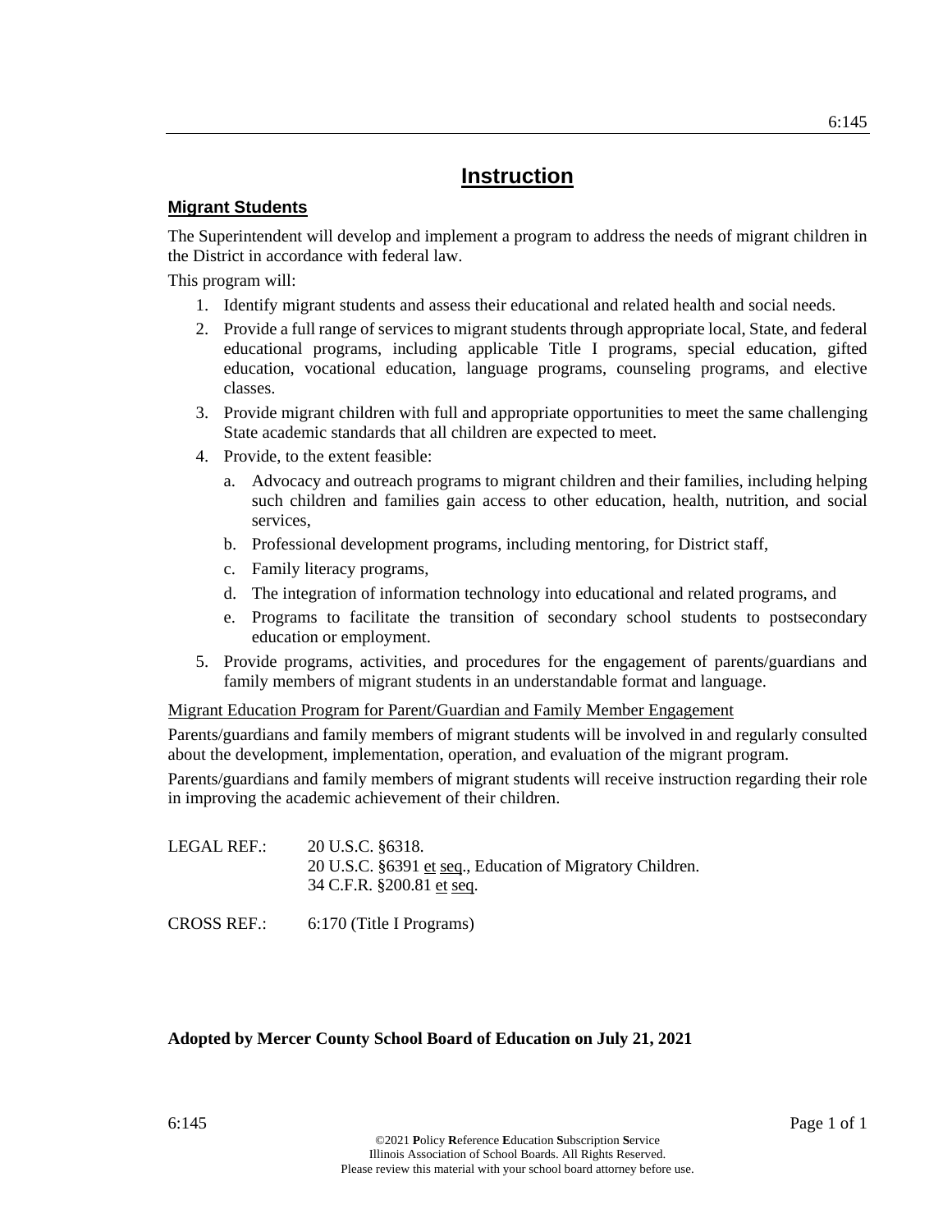# Instruction

## Migrant Students

The Superintendent will develop and implement a program to address the needs of migrant children in the District in accordance with federal law.

This program will:

1. Identify migrant students and assess their educational and related health and social needs.
2. Provide a full range of services to migrant students through appropriate local, State, and federal educational programs, including applicable Title I programs, special education, gifted education, vocational education, language programs, counseling programs, and elective classes.
3. Provide migrant children with full and appropriate opportunities to meet the same challenging State academic standards that all children are expected to meet.
4. Provide, to the extent feasible:
   a. Advocacy and outreach programs to migrant children and their families, including helping such children and families gain access to other education, health, nutrition, and social services,
   b. Professional development programs, including mentoring, for District staff,
   c. Family literacy programs,
   d. The integration of information technology into educational and related programs, and
   e. Programs to facilitate the transition of secondary school students to postsecondary education or employment.
5. Provide programs, activities, and procedures for the engagement of parents/guardians and family members of migrant students in an understandable format and language.

### Migrant Education Program for Parent/Guardian and Family Member Engagement

Parents/guardians and family members of migrant students will be involved in and regularly consulted about the development, implementation, operation, and evaluation of the migrant program.

Parents/guardians and family members of migrant students will receive instruction regarding their role in improving the academic achievement of their children.

LEGAL REF.: 20 U.S.C. §6318.
20 U.S.C. §6391 et seq., Education of Migratory Children.
34 C.F.R. §200.81 et seq.

CROSS REF.: 6:170 (Title I Programs)

**Adopted by Mercer County School Board of Education on July 21, 2021**

©2021 **P**olicy **R**eference **E**ducation **S**ubscription **S**ervice
Illinois Association of School Boards. All Rights Reserved.
Please review this material with your school board attorney before use.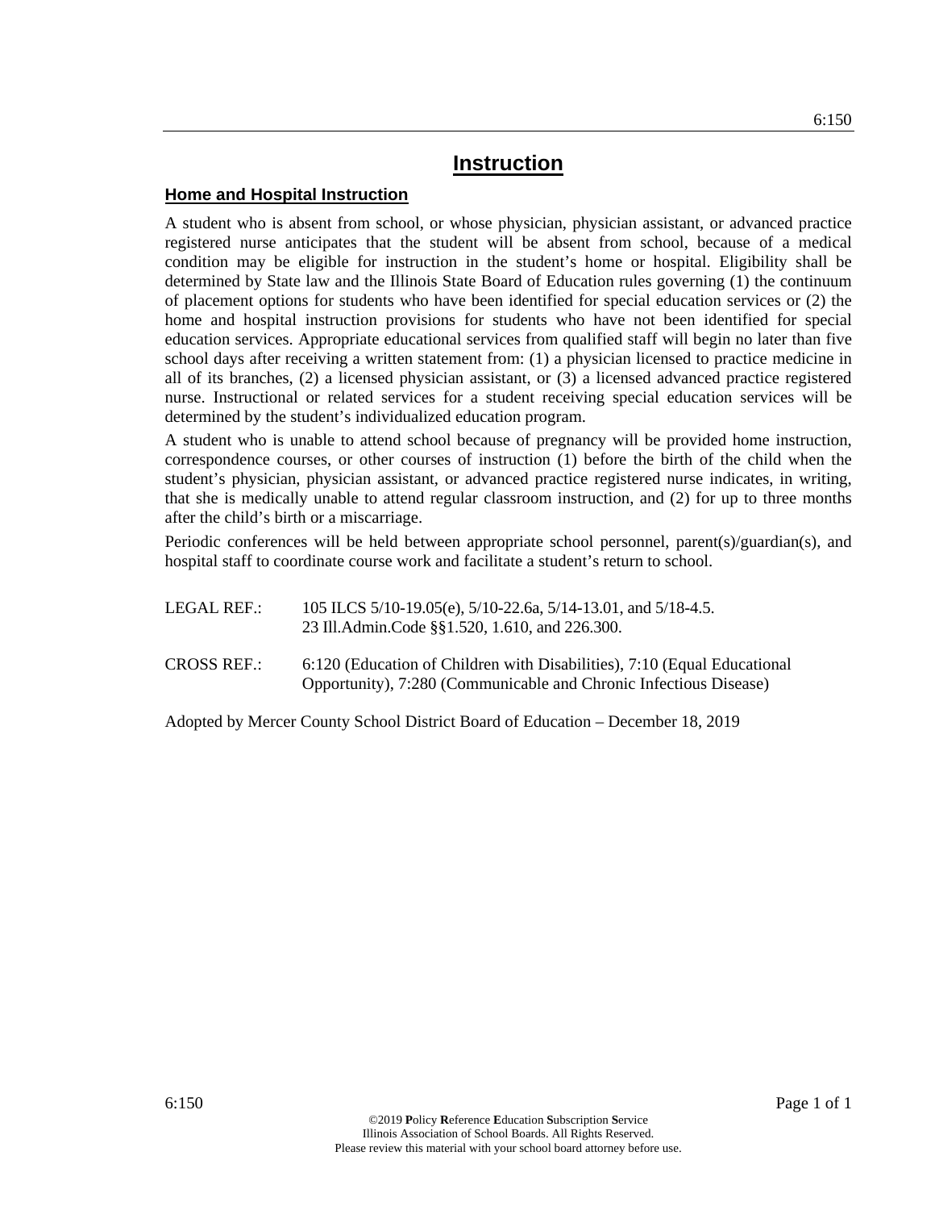# Instruction

## Home and Hospital Instruction

A student who is absent from school, or whose physician, physician assistant, or advanced practice registered nurse anticipates that the student will be absent from school, because of a medical condition may be eligible for instruction in the student's home or hospital. Eligibility shall be determined by State law and the Illinois State Board of Education rules governing (1) the continuum of placement options for students who have been identified for special education services or (2) the home and hospital instruction provisions for students who have not been identified for special education services. Appropriate educational services from qualified staff will begin no later than five school days after receiving a written statement from: (1) a physician licensed to practice medicine in all of its branches, (2) a licensed physician assistant, or (3) a licensed advanced practice registered nurse. Instructional or related services for a student receiving special education services will be determined by the student's individualized education program.

A student who is unable to attend school because of pregnancy will be provided home instruction, correspondence courses, or other courses of instruction (1) before the birth of the child when the student's physician, physician assistant, or advanced practice registered nurse indicates, in writing, that she is medically unable to attend regular classroom instruction, and (2) for up to three months after the child's birth or a miscarriage.

Periodic conferences will be held between appropriate school personnel, parent(s)/guardian(s), and hospital staff to coordinate course work and facilitate a student's return to school.

LEGAL REF.: 105 ILCS 5/10-19.05(e), 5/10-22.6a, 5/14-13.01, and 5/18-4.5.
23 Ill.Admin.Code §§1.520, 1.610, and 226.300.

CROSS REF.: 6:120 (Education of Children with Disabilities), 7:10 (Equal Educational Opportunity), 7:280 (Communicable and Chronic Infectious Disease)

Adopted by Mercer County School District Board of Education – December 18, 2019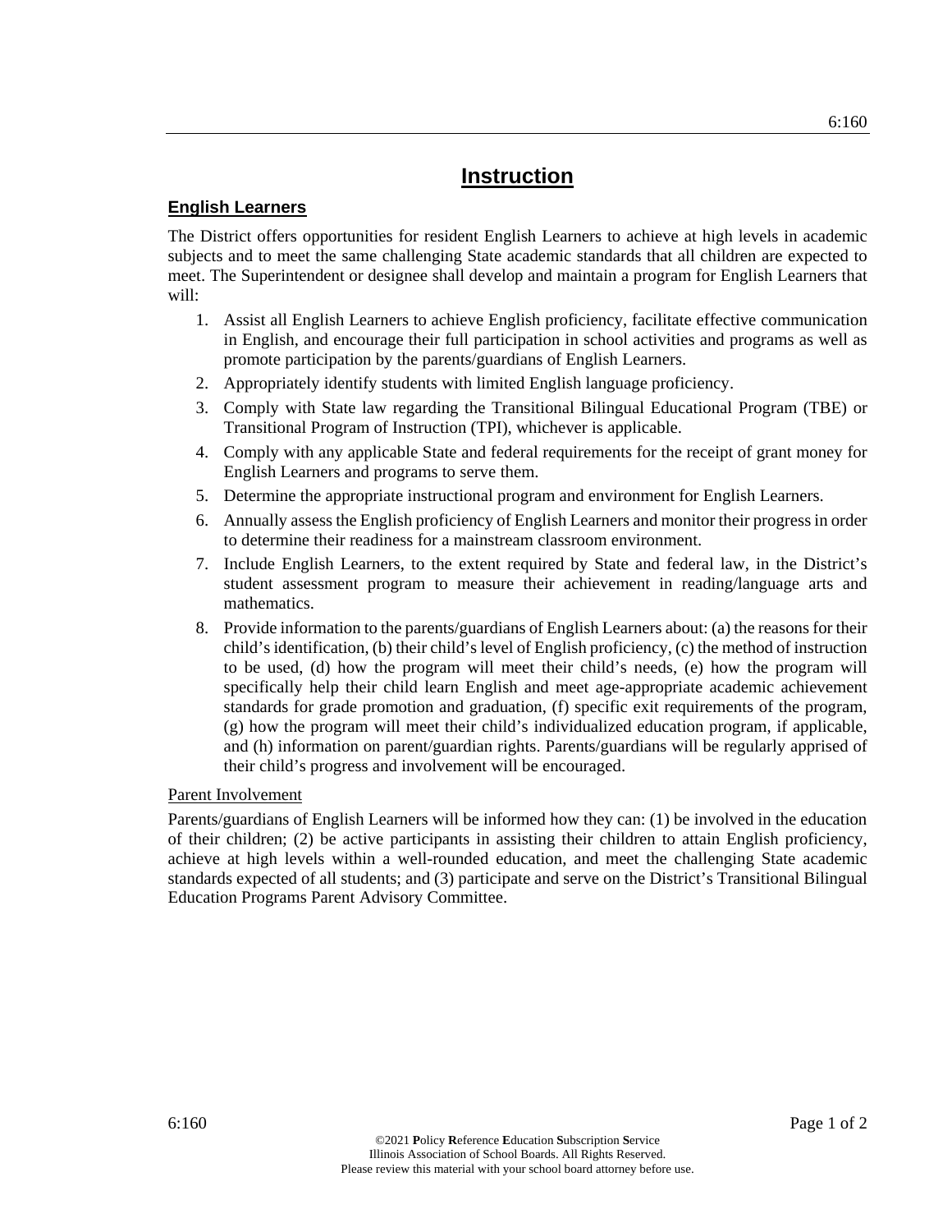# Instruction

## English Learners

The District offers opportunities for resident English Learners to achieve at high levels in academic subjects and to meet the same challenging State academic standards that all children are expected to meet. The Superintendent or designee shall develop and maintain a program for English Learners that will:

1. Assist all English Learners to achieve English proficiency, facilitate effective communication in English, and encourage their full participation in school activities and programs as well as promote participation by the parents/guardians of English Learners.
2. Appropriately identify students with limited English language proficiency.
3. Comply with State law regarding the Transitional Bilingual Educational Program (TBE) or Transitional Program of Instruction (TPI), whichever is applicable.
4. Comply with any applicable State and federal requirements for the receipt of grant money for English Learners and programs to serve them.
5. Determine the appropriate instructional program and environment for English Learners.
6. Annually assess the English proficiency of English Learners and monitor their progress in order to determine their readiness for a mainstream classroom environment.
7. Include English Learners, to the extent required by State and federal law, in the District's student assessment program to measure their achievement in reading/language arts and mathematics.
8. Provide information to the parents/guardians of English Learners about: (a) the reasons for their child's identification, (b) their child's level of English proficiency, (c) the method of instruction to be used, (d) how the program will meet their child's needs, (e) how the program will specifically help their child learn English and meet age-appropriate academic achievement standards for grade promotion and graduation, (f) specific exit requirements of the program, (g) how the program will meet their child's individualized education program, if applicable, and (h) information on parent/guardian rights. Parents/guardians will be regularly apprised of their child's progress and involvement will be encouraged.

### Parent Involvement

Parents/guardians of English Learners will be informed how they can: (1) be involved in the education of their children; (2) be active participants in assisting their children to attain English proficiency, achieve at high levels within a well-rounded education, and meet the challenging State academic standards expected of all students; and (3) participate and serve on the District's Transitional Bilingual Education Programs Parent Advisory Committee.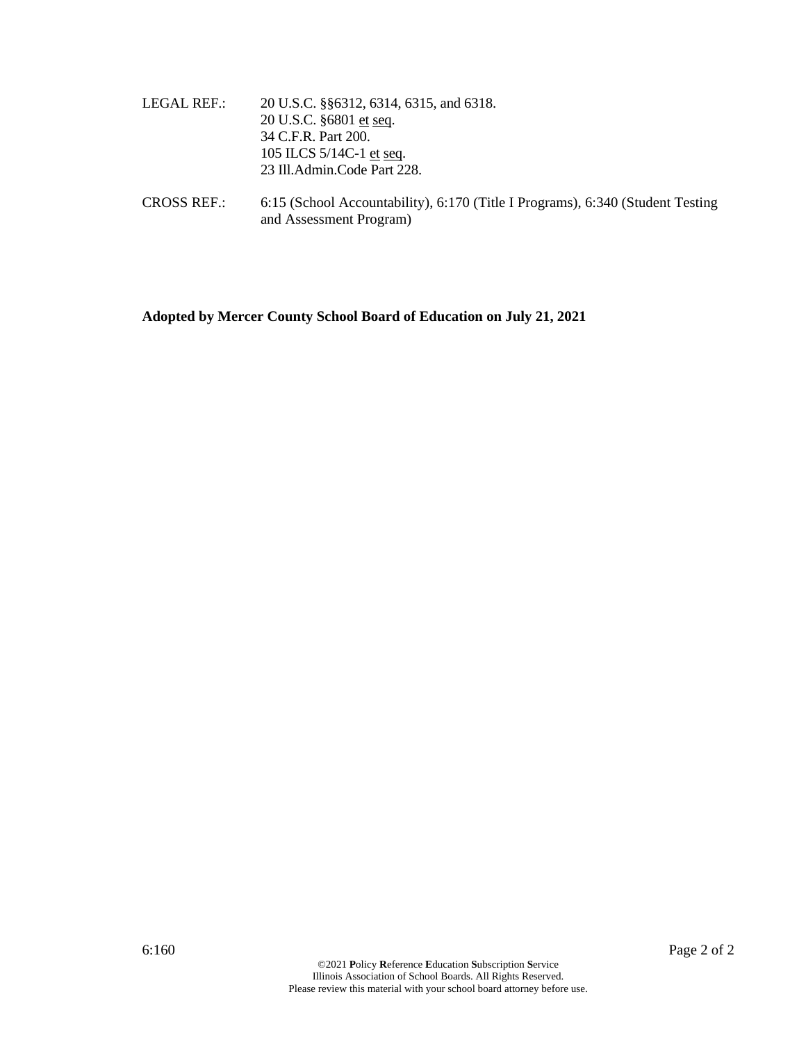LEGAL REF.: 20 U.S.C. §§6312, 6314, 6315, and 6318.
20 U.S.C. §6801 et seq.
34 C.F.R. Part 200.
105 ILCS 5/14C-1 et seq.
23 Ill.Admin.Code Part 228.

CROSS REF.: 6:15 (School Accountability), 6:170 (Title I Programs), 6:340 (Student Testing and Assessment Program)

**Adopted by Mercer County School Board of Education on July 21, 2021**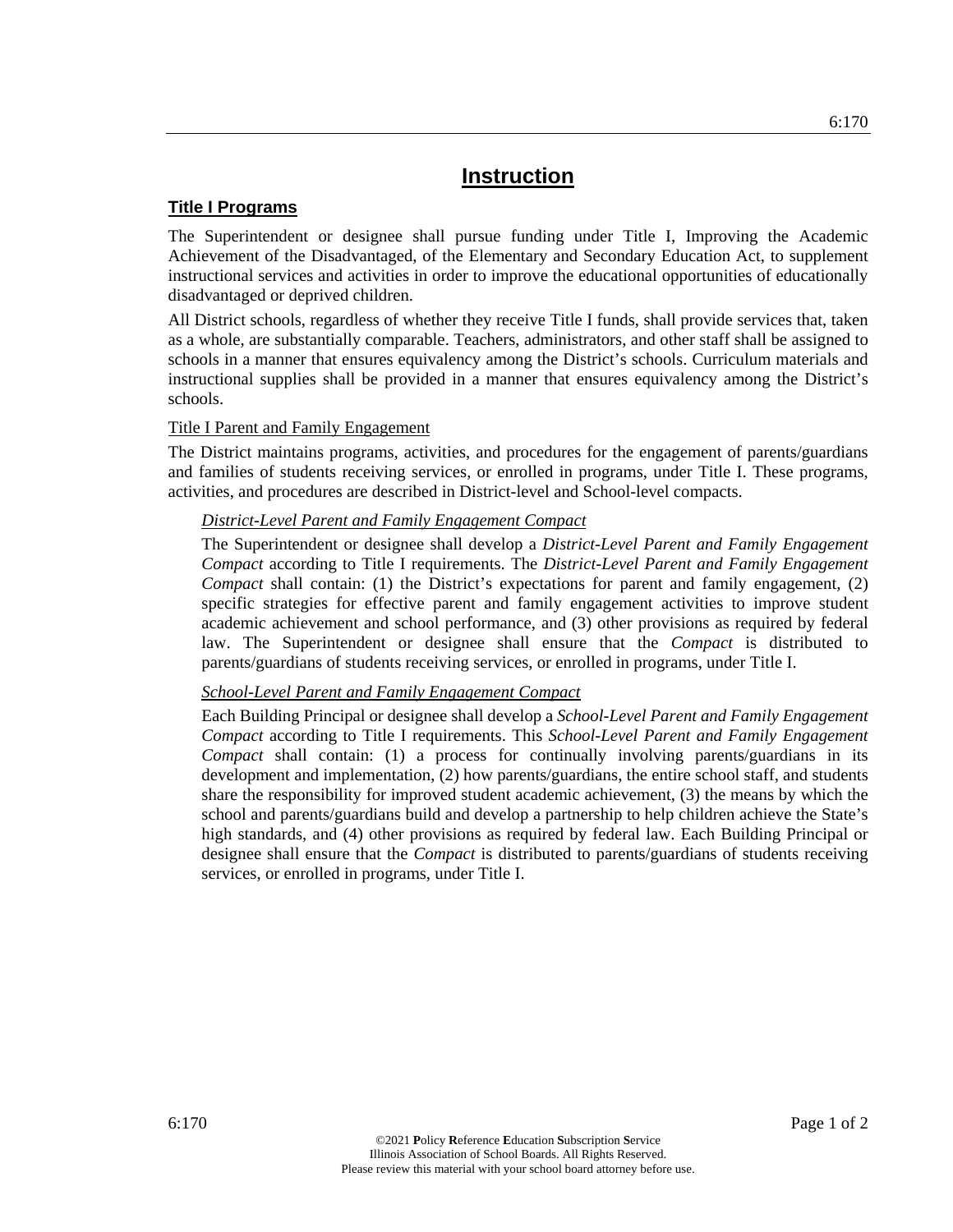# Instruction

## Title I Programs

The Superintendent or designee shall pursue funding under Title I, Improving the Academic Achievement of the Disadvantaged, of the Elementary and Secondary Education Act, to supplement instructional services and activities in order to improve the educational opportunities of educationally disadvantaged or deprived children.

All District schools, regardless of whether they receive Title I funds, shall provide services that, taken as a whole, are substantially comparable. Teachers, administrators, and other staff shall be assigned to schools in a manner that ensures equivalency among the District's schools. Curriculum materials and instructional supplies shall be provided in a manner that ensures equivalency among the District's schools.

### Title I Parent and Family Engagement

The District maintains programs, activities, and procedures for the engagement of parents/guardians and families of students receiving services, or enrolled in programs, under Title I. These programs, activities, and procedures are described in District-level and School-level compacts.

#### *District-Level Parent and Family Engagement Compact*

The Superintendent or designee shall develop a *District-Level Parent and Family Engagement Compact* according to Title I requirements. The *District-Level Parent and Family Engagement Compact* shall contain: (1) the District's expectations for parent and family engagement, (2) specific strategies for effective parent and family engagement activities to improve student academic achievement and school performance, and (3) other provisions as required by federal law. The Superintendent or designee shall ensure that the *Compact* is distributed to parents/guardians of students receiving services, or enrolled in programs, under Title I.

#### *School-Level Parent and Family Engagement Compact*

Each Building Principal or designee shall develop a *School-Level Parent and Family Engagement Compact* according to Title I requirements. This *School-Level Parent and Family Engagement Compact* shall contain: (1) a process for continually involving parents/guardians in its development and implementation, (2) how parents/guardians, the entire school staff, and students share the responsibility for improved student academic achievement, (3) the means by which the school and parents/guardians build and develop a partnership to help children achieve the State's high standards, and (4) other provisions as required by federal law. Each Building Principal or designee shall ensure that the *Compact* is distributed to parents/guardians of students receiving services, or enrolled in programs, under Title I.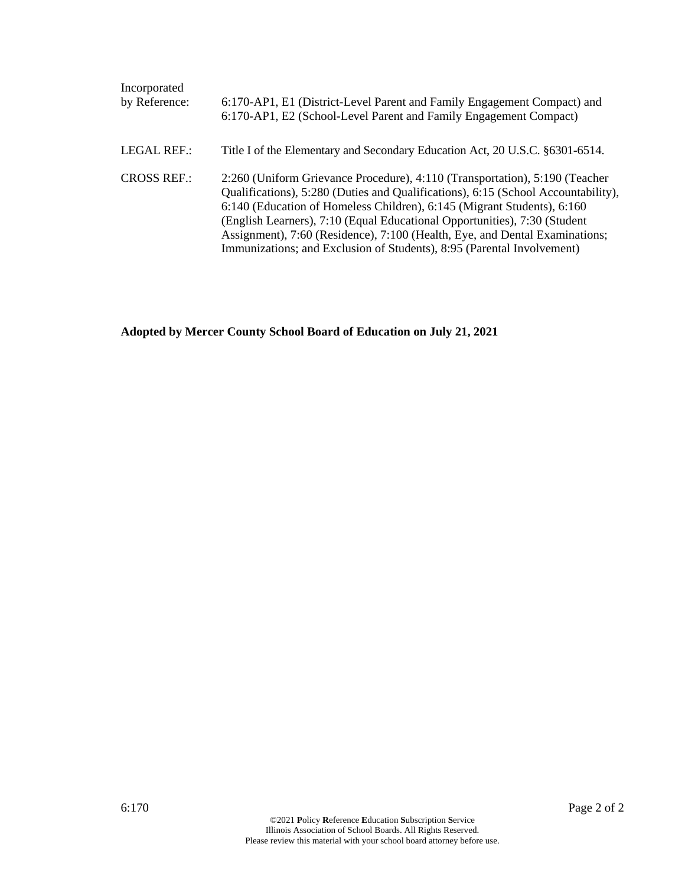Incorporated by Reference: 6:170-AP1, E1 (District-Level Parent and Family Engagement Compact) and 6:170-AP1, E2 (School-Level Parent and Family Engagement Compact)

LEGAL REF.: Title I of the Elementary and Secondary Education Act, 20 U.S.C. §6301-6514.

CROSS REF.: 2:260 (Uniform Grievance Procedure), 4:110 (Transportation), 5:190 (Teacher Qualifications), 5:280 (Duties and Qualifications), 6:15 (School Accountability), 6:140 (Education of Homeless Children), 6:145 (Migrant Students), 6:160 (English Learners), 7:10 (Equal Educational Opportunities), 7:30 (Student Assignment), 7:60 (Residence), 7:100 (Health, Eye, and Dental Examinations; Immunizations; and Exclusion of Students), 8:95 (Parental Involvement)

**Adopted by Mercer County School Board of Education on July 21, 2021**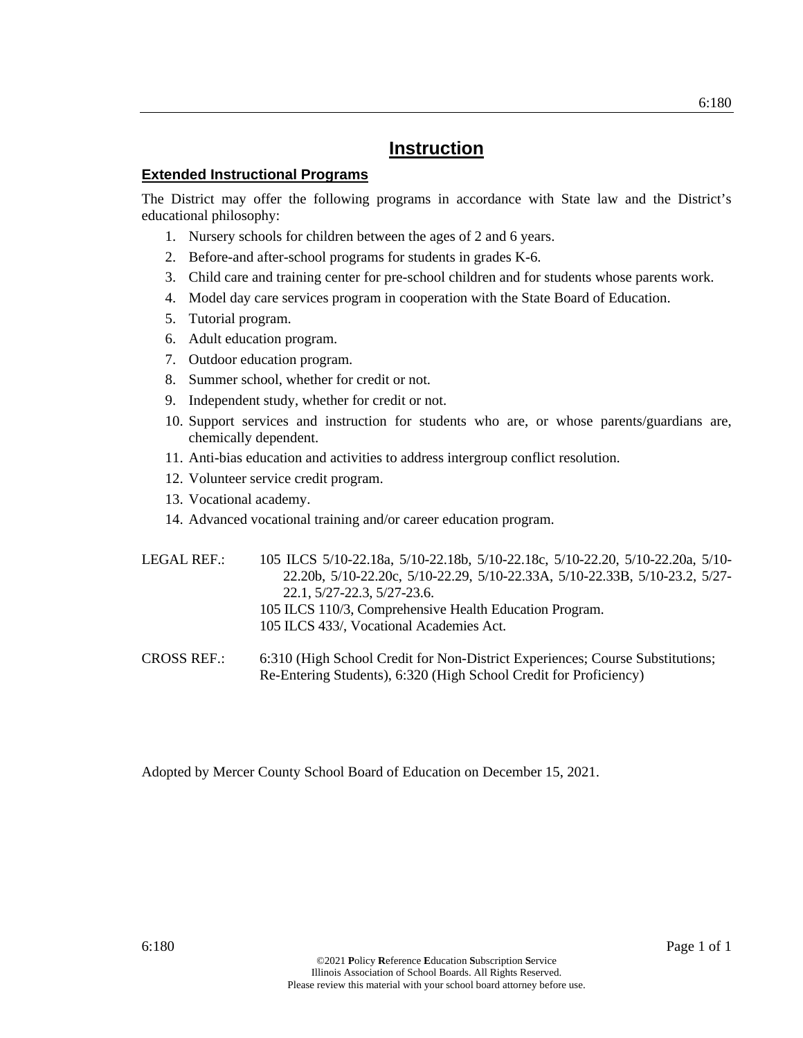# Instruction

## Extended Instructional Programs

The District may offer the following programs in accordance with State law and the District's educational philosophy:

1. Nursery schools for children between the ages of 2 and 6 years.
2. Before-and after-school programs for students in grades K-6.
3. Child care and training center for pre-school children and for students whose parents work.
4. Model day care services program in cooperation with the State Board of Education.
5. Tutorial program.
6. Adult education program.
7. Outdoor education program.
8. Summer school, whether for credit or not.
9. Independent study, whether for credit or not.
10. Support services and instruction for students who are, or whose parents/guardians are, chemically dependent.
11. Anti-bias education and activities to address intergroup conflict resolution.
12. Volunteer service credit program.
13. Vocational academy.
14. Advanced vocational training and/or career education program.

LEGAL REF.: 105 ILCS 5/10-22.18a, 5/10-22.18b, 5/10-22.18c, 5/10-22.20, 5/10-22.20a, 5/10-22.20b, 5/10-22.20c, 5/10-22.29, 5/10-22.33A, 5/10-22.33B, 5/10-23.2, 5/27-22.1, 5/27-22.3, 5/27-23.6.
105 ILCS 110/3, Comprehensive Health Education Program.
105 ILCS 433/, Vocational Academies Act.

CROSS REF.: 6:310 (High School Credit for Non-District Experiences; Course Substitutions; Re-Entering Students), 6:320 (High School Credit for Proficiency)

Adopted by Mercer County School Board of Education on December 15, 2021.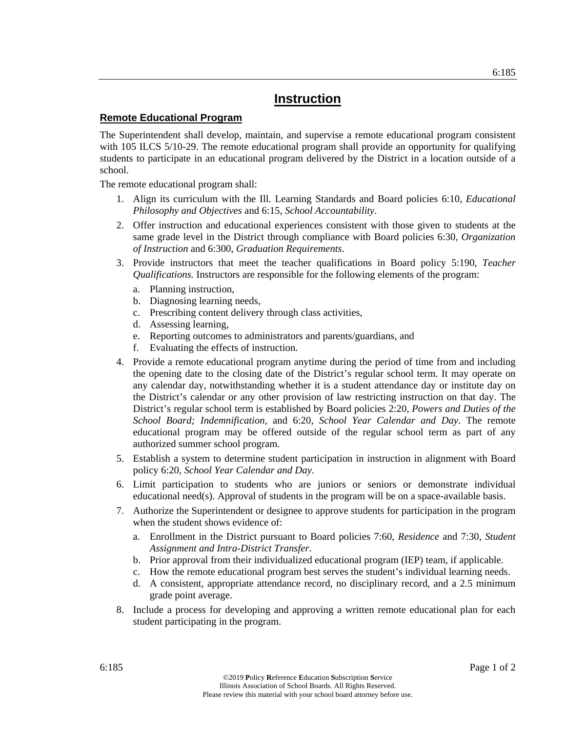# Instruction

## Remote Educational Program

The Superintendent shall develop, maintain, and supervise a remote educational program consistent with 105 ILCS 5/10-29. The remote educational program shall provide an opportunity for qualifying students to participate in an educational program delivered by the District in a location outside of a school.

The remote educational program shall:

1. Align its curriculum with the Ill. Learning Standards and Board policies 6:10, *Educational Philosophy and Objectives* and 6:15, *School Accountability*.
2. Offer instruction and educational experiences consistent with those given to students at the same grade level in the District through compliance with Board policies 6:30, *Organization of Instruction* and 6:300, *Graduation Requirements*.
3. Provide instructors that meet the teacher qualifications in Board policy 5:190, *Teacher Qualifications.* Instructors are responsible for the following elements of the program:
   a. Planning instruction,
   b. Diagnosing learning needs,
   c. Prescribing content delivery through class activities,
   d. Assessing learning,
   e. Reporting outcomes to administrators and parents/guardians, and
   f. Evaluating the effects of instruction.
4. Provide a remote educational program anytime during the period of time from and including the opening date to the closing date of the District's regular school term. It may operate on any calendar day, notwithstanding whether it is a student attendance day or institute day on the District's calendar or any other provision of law restricting instruction on that day. The District's regular school term is established by Board policies 2:20, *Powers and Duties of the School Board; Indemnification*, and 6:20, *School Year Calendar and Day*. The remote educational program may be offered outside of the regular school term as part of any authorized summer school program.
5. Establish a system to determine student participation in instruction in alignment with Board policy 6:20, *School Year Calendar and Day*.
6. Limit participation to students who are juniors or seniors or demonstrate individual educational need(s). Approval of students in the program will be on a space-available basis.
7. Authorize the Superintendent or designee to approve students for participation in the program when the student shows evidence of:
   a. Enrollment in the District pursuant to Board policies 7:60, *Residence* and 7:30, *Student Assignment and Intra-District Transfer*.
   b. Prior approval from their individualized educational program (IEP) team, if applicable.
   c. How the remote educational program best serves the student's individual learning needs.
   d. A consistent, appropriate attendance record, no disciplinary record, and a 2.5 minimum grade point average.
8. Include a process for developing and approving a written remote educational plan for each student participating in the program.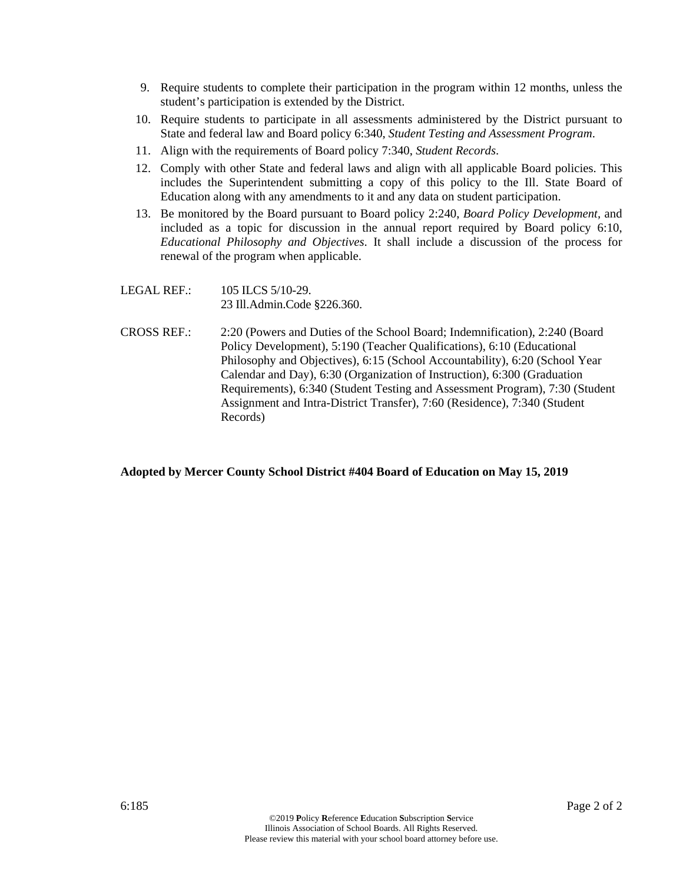9. Require students to complete their participation in the program within 12 months, unless the student's participation is extended by the District.
10. Require students to participate in all assessments administered by the District pursuant to State and federal law and Board policy 6:340, *Student Testing and Assessment Program*.
11. Align with the requirements of Board policy 7:340, *Student Records*.
12. Comply with other State and federal laws and align with all applicable Board policies. This includes the Superintendent submitting a copy of this policy to the Ill. State Board of Education along with any amendments to it and any data on student participation.
13. Be monitored by the Board pursuant to Board policy 2:240, *Board Policy Development*, and included as a topic for discussion in the annual report required by Board policy 6:10, *Educational Philosophy and Objectives*. It shall include a discussion of the process for renewal of the program when applicable.

LEGAL REF.: 105 ILCS 5/10-29.
23 Ill.Admin.Code §226.360.

CROSS REF.: 2:20 (Powers and Duties of the School Board; Indemnification), 2:240 (Board Policy Development), 5:190 (Teacher Qualifications), 6:10 (Educational Philosophy and Objectives), 6:15 (School Accountability), 6:20 (School Year Calendar and Day), 6:30 (Organization of Instruction), 6:300 (Graduation Requirements), 6:340 (Student Testing and Assessment Program), 7:30 (Student Assignment and Intra-District Transfer), 7:60 (Residence), 7:340 (Student Records)

**Adopted by Mercer County School District #404 Board of Education on May 15, 2019**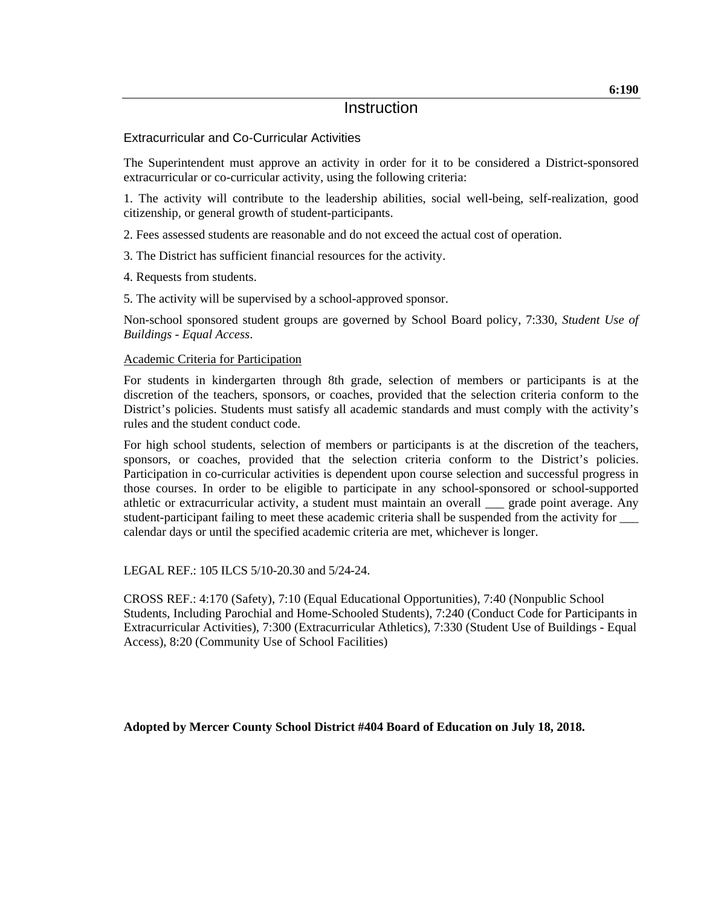6:190

# Instruction

## Extracurricular and Co-Curricular Activities

The Superintendent must approve an activity in order for it to be considered a District-sponsored extracurricular or co-curricular activity, using the following criteria:

1. The activity will contribute to the leadership abilities, social well-being, self-realization, good citizenship, or general growth of student-participants.

2. Fees assessed students are reasonable and do not exceed the actual cost of operation.

3. The District has sufficient financial resources for the activity.

4. Requests from students.

5. The activity will be supervised by a school-approved sponsor.

Non-school sponsored student groups are governed by School Board policy, 7:330, *Student Use of Buildings - Equal Access*.

### Academic Criteria for Participation

For students in kindergarten through 8th grade, selection of members or participants is at the discretion of the teachers, sponsors, or coaches, provided that the selection criteria conform to the District's policies. Students must satisfy all academic standards and must comply with the activity's rules and the student conduct code.

For high school students, selection of members or participants is at the discretion of the teachers, sponsors, or coaches, provided that the selection criteria conform to the District's policies. Participation in co-curricular activities is dependent upon course selection and successful progress in those courses. In order to be eligible to participate in any school-sponsored or school-supported athletic or extracurricular activity, a student must maintain an overall ___ grade point average. Any student-participant failing to meet these academic criteria shall be suspended from the activity for ___ calendar days or until the specified academic criteria are met, whichever is longer.

LEGAL REF.: 105 ILCS 5/10-20.30 and 5/24-24.

CROSS REF.: 4:170 (Safety), 7:10 (Equal Educational Opportunities), 7:40 (Nonpublic School Students, Including Parochial and Home-Schooled Students), 7:240 (Conduct Code for Participants in Extracurricular Activities), 7:300 (Extracurricular Athletics), 7:330 (Student Use of Buildings - Equal Access), 8:20 (Community Use of School Facilities)

**Adopted by Mercer County School District #404 Board of Education on July 18, 2018.**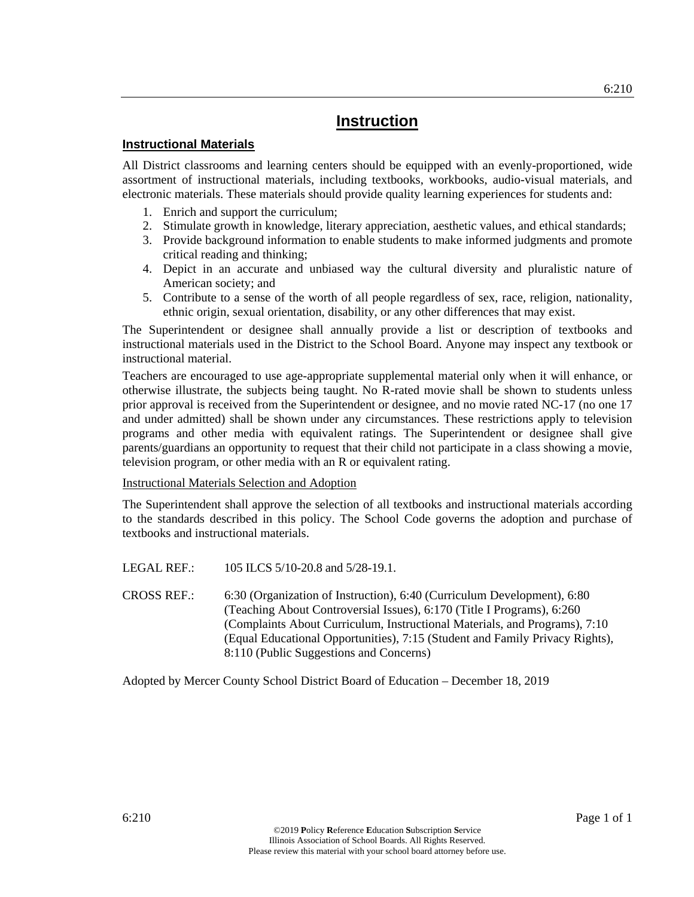# Instruction

## Instructional Materials

All District classrooms and learning centers should be equipped with an evenly-proportioned, wide assortment of instructional materials, including textbooks, workbooks, audio-visual materials, and electronic materials. These materials should provide quality learning experiences for students and:

1. Enrich and support the curriculum;
2. Stimulate growth in knowledge, literary appreciation, aesthetic values, and ethical standards;
3. Provide background information to enable students to make informed judgments and promote critical reading and thinking;
4. Depict in an accurate and unbiased way the cultural diversity and pluralistic nature of American society; and
5. Contribute to a sense of the worth of all people regardless of sex, race, religion, nationality, ethnic origin, sexual orientation, disability, or any other differences that may exist.

The Superintendent or designee shall annually provide a list or description of textbooks and instructional materials used in the District to the School Board. Anyone may inspect any textbook or instructional material.

Teachers are encouraged to use age-appropriate supplemental material only when it will enhance, or otherwise illustrate, the subjects being taught. No R-rated movie shall be shown to students unless prior approval is received from the Superintendent or designee, and no movie rated NC-17 (no one 17 and under admitted) shall be shown under any circumstances. These restrictions apply to television programs and other media with equivalent ratings. The Superintendent or designee shall give parents/guardians an opportunity to request that their child not participate in a class showing a movie, television program, or other media with an R or equivalent rating.

### Instructional Materials Selection and Adoption

The Superintendent shall approve the selection of all textbooks and instructional materials according to the standards described in this policy. The School Code governs the adoption and purchase of textbooks and instructional materials.

LEGAL REF.: 105 ILCS 5/10-20.8 and 5/28-19.1.

CROSS REF.: 6:30 (Organization of Instruction), 6:40 (Curriculum Development), 6:80 (Teaching About Controversial Issues), 6:170 (Title I Programs), 6:260 (Complaints About Curriculum, Instructional Materials, and Programs), 7:10 (Equal Educational Opportunities), 7:15 (Student and Family Privacy Rights), 8:110 (Public Suggestions and Concerns)

Adopted by Mercer County School District Board of Education – December 18, 2019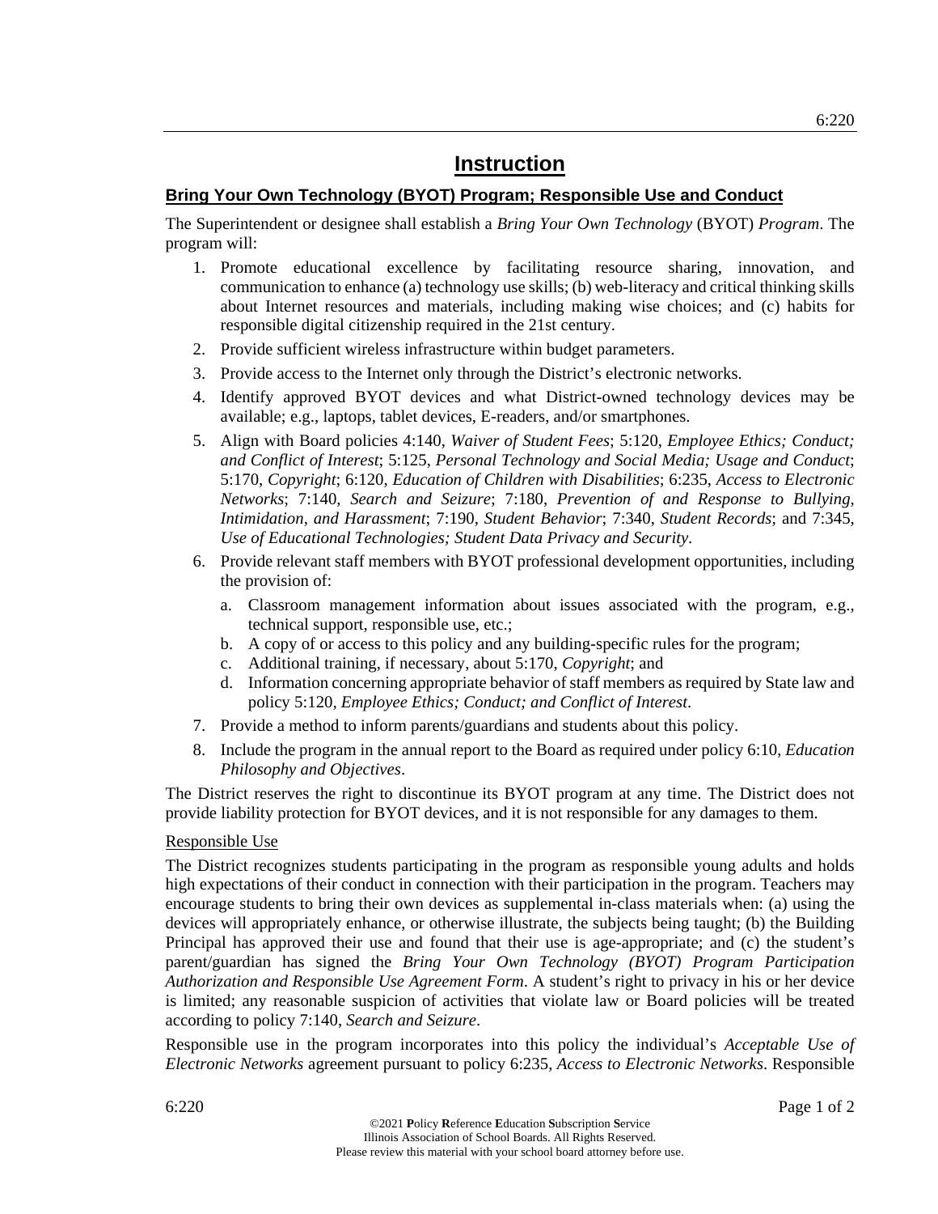# Instruction

## Bring Your Own Technology (BYOT) Program; Responsible Use and Conduct

The Superintendent or designee shall establish a *Bring Your Own Technology* (BYOT) *Program*. The program will:

1. Promote educational excellence by facilitating resource sharing, innovation, and communication to enhance (a) technology use skills; (b) web-literacy and critical thinking skills about Internet resources and materials, including making wise choices; and (c) habits for responsible digital citizenship required in the 21st century.
2. Provide sufficient wireless infrastructure within budget parameters.
3. Provide access to the Internet only through the District's electronic networks.
4. Identify approved BYOT devices and what District-owned technology devices may be available; e.g., laptops, tablet devices, E-readers, and/or smartphones.
5. Align with Board policies 4:140, *Waiver of Student Fees*; 5:120, *Employee Ethics; Conduct; and Conflict of Interest*; 5:125, *Personal Technology and Social Media; Usage and Conduct*; 5:170, *Copyright*; 6:120, *Education of Children with Disabilities*; 6:235, *Access to Electronic Networks*; 7:140, *Search and Seizure*; 7:180, *Prevention of and Response to Bullying, Intimidation, and Harassment*; 7:190, *Student Behavior*; 7:340, *Student Records*; and 7:345, *Use of Educational Technologies; Student Data Privacy and Security*.
6. Provide relevant staff members with BYOT professional development opportunities, including the provision of:
   a. Classroom management information about issues associated with the program, e.g., technical support, responsible use, etc.;
   b. A copy of or access to this policy and any building-specific rules for the program;
   c. Additional training, if necessary, about 5:170, *Copyright*; and
   d. Information concerning appropriate behavior of staff members as required by State law and policy 5:120, *Employee Ethics; Conduct; and Conflict of Interest*.
7. Provide a method to inform parents/guardians and students about this policy.
8. Include the program in the annual report to the Board as required under policy 6:10, *Education Philosophy and Objectives*.

The District reserves the right to discontinue its BYOT program at any time. The District does not provide liability protection for BYOT devices, and it is not responsible for any damages to them.

### Responsible Use

The District recognizes students participating in the program as responsible young adults and holds high expectations of their conduct in connection with their participation in the program. Teachers may encourage students to bring their own devices as supplemental in-class materials when: (a) using the devices will appropriately enhance, or otherwise illustrate, the subjects being taught; (b) the Building Principal has approved their use and found that their use is age-appropriate; and (c) the student's parent/guardian has signed the *Bring Your Own Technology (BYOT) Program Participation Authorization and Responsible Use Agreement Form*. A student's right to privacy in his or her device is limited; any reasonable suspicion of activities that violate law or Board policies will be treated according to policy 7:140, *Search and Seizure*.

Responsible use in the program incorporates into this policy the individual's *Acceptable Use of Electronic Networks* agreement pursuant to policy 6:235, *Access to Electronic Networks*. Responsible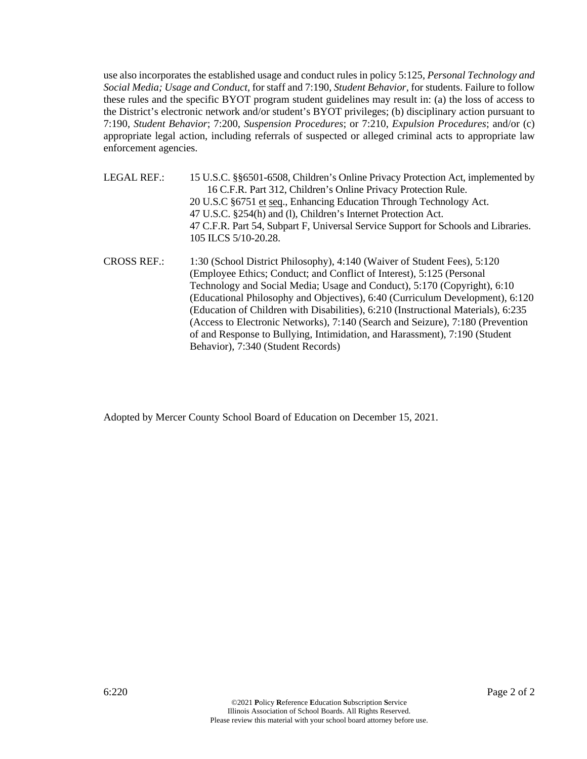use also incorporates the established usage and conduct rules in policy 5:125, *Personal Technology and Social Media; Usage and Conduct*, for staff and 7:190, *Student Behavior*, for students. Failure to follow these rules and the specific BYOT program student guidelines may result in: (a) the loss of access to the District's electronic network and/or student's BYOT privileges; (b) disciplinary action pursuant to 7:190, *Student Behavior*; 7:200, *Suspension Procedures*; or 7:210, *Expulsion Procedures*; and/or (c) appropriate legal action, including referrals of suspected or alleged criminal acts to appropriate law enforcement agencies.

LEGAL REF.: 15 U.S.C. §§6501-6508, Children's Online Privacy Protection Act, implemented by 16 C.F.R. Part 312, Children's Online Privacy Protection Rule.
20 U.S.C §6751 et seq., Enhancing Education Through Technology Act.
47 U.S.C. §254(h) and (l), Children's Internet Protection Act.
47 C.F.R. Part 54, Subpart F, Universal Service Support for Schools and Libraries.
105 ILCS 5/10-20.28.

CROSS REF.: 1:30 (School District Philosophy), 4:140 (Waiver of Student Fees), 5:120 (Employee Ethics; Conduct; and Conflict of Interest), 5:125 (Personal Technology and Social Media; Usage and Conduct), 5:170 (Copyright), 6:10 (Educational Philosophy and Objectives), 6:40 (Curriculum Development), 6:120 (Education of Children with Disabilities), 6:210 (Instructional Materials), 6:235 (Access to Electronic Networks), 7:140 (Search and Seizure), 7:180 (Prevention of and Response to Bullying, Intimidation, and Harassment), 7:190 (Student Behavior), 7:340 (Student Records)

Adopted by Mercer County School Board of Education on December 15, 2021.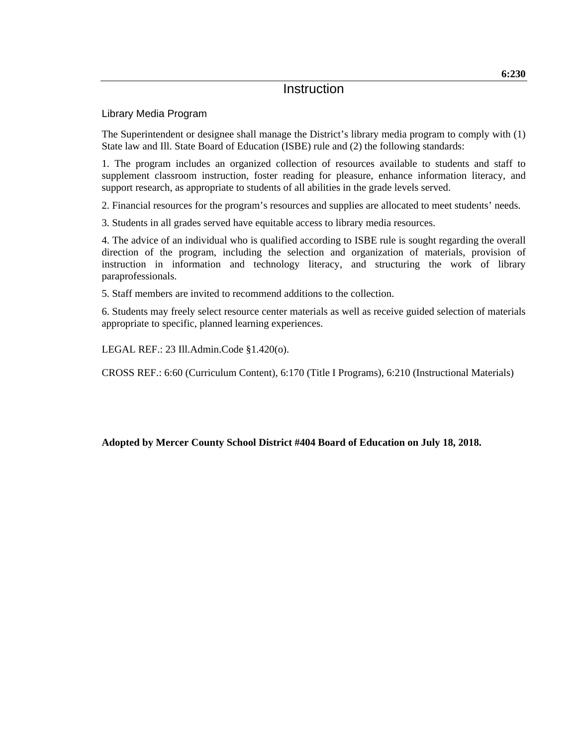**6:230**

# Instruction

## Library Media Program

The Superintendent or designee shall manage the District's library media program to comply with (1) State law and Ill. State Board of Education (ISBE) rule and (2) the following standards:

1. The program includes an organized collection of resources available to students and staff to supplement classroom instruction, foster reading for pleasure, enhance information literacy, and support research, as appropriate to students of all abilities in the grade levels served.

2. Financial resources for the program's resources and supplies are allocated to meet students' needs.

3. Students in all grades served have equitable access to library media resources.

4. The advice of an individual who is qualified according to ISBE rule is sought regarding the overall direction of the program, including the selection and organization of materials, provision of instruction in information and technology literacy, and structuring the work of library paraprofessionals.

5. Staff members are invited to recommend additions to the collection.

6. Students may freely select resource center materials as well as receive guided selection of materials appropriate to specific, planned learning experiences.

LEGAL REF.: 23 Ill.Admin.Code §1.420(o).

CROSS REF.: 6:60 (Curriculum Content), 6:170 (Title I Programs), 6:210 (Instructional Materials)

**Adopted by Mercer County School District #404 Board of Education on July 18, 2018.**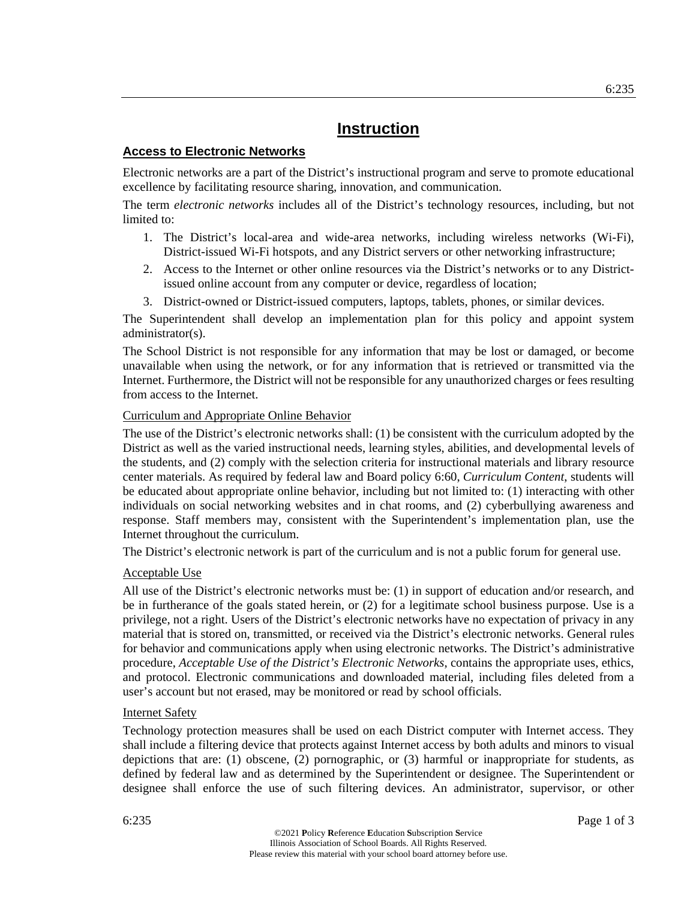# Instruction

## Access to Electronic Networks

Electronic networks are a part of the District's instructional program and serve to promote educational excellence by facilitating resource sharing, innovation, and communication.

The term *electronic networks* includes all of the District's technology resources, including, but not limited to:

1. The District's local-area and wide-area networks, including wireless networks (Wi-Fi), District-issued Wi-Fi hotspots, and any District servers or other networking infrastructure;
2. Access to the Internet or other online resources via the District's networks or to any District-issued online account from any computer or device, regardless of location;
3. District-owned or District-issued computers, laptops, tablets, phones, or similar devices.

The Superintendent shall develop an implementation plan for this policy and appoint system administrator(s).

The School District is not responsible for any information that may be lost or damaged, or become unavailable when using the network, or for any information that is retrieved or transmitted via the Internet. Furthermore, the District will not be responsible for any unauthorized charges or fees resulting from access to the Internet.

### Curriculum and Appropriate Online Behavior

The use of the District's electronic networks shall: (1) be consistent with the curriculum adopted by the District as well as the varied instructional needs, learning styles, abilities, and developmental levels of the students, and (2) comply with the selection criteria for instructional materials and library resource center materials. As required by federal law and Board policy 6:60, *Curriculum Content*, students will be educated about appropriate online behavior, including but not limited to: (1) interacting with other individuals on social networking websites and in chat rooms, and (2) cyberbullying awareness and response. Staff members may, consistent with the Superintendent's implementation plan, use the Internet throughout the curriculum.

The District's electronic network is part of the curriculum and is not a public forum for general use.

### Acceptable Use

All use of the District's electronic networks must be: (1) in support of education and/or research, and be in furtherance of the goals stated herein, or (2) for a legitimate school business purpose. Use is a privilege, not a right. Users of the District's electronic networks have no expectation of privacy in any material that is stored on, transmitted, or received via the District's electronic networks. General rules for behavior and communications apply when using electronic networks. The District's administrative procedure, *Acceptable Use of the District's Electronic Networks*, contains the appropriate uses, ethics, and protocol. Electronic communications and downloaded material, including files deleted from a user's account but not erased, may be monitored or read by school officials.

### Internet Safety

Technology protection measures shall be used on each District computer with Internet access. They shall include a filtering device that protects against Internet access by both adults and minors to visual depictions that are: (1) obscene, (2) pornographic, or (3) harmful or inappropriate for students, as defined by federal law and as determined by the Superintendent or designee. The Superintendent or designee shall enforce the use of such filtering devices. An administrator, supervisor, or other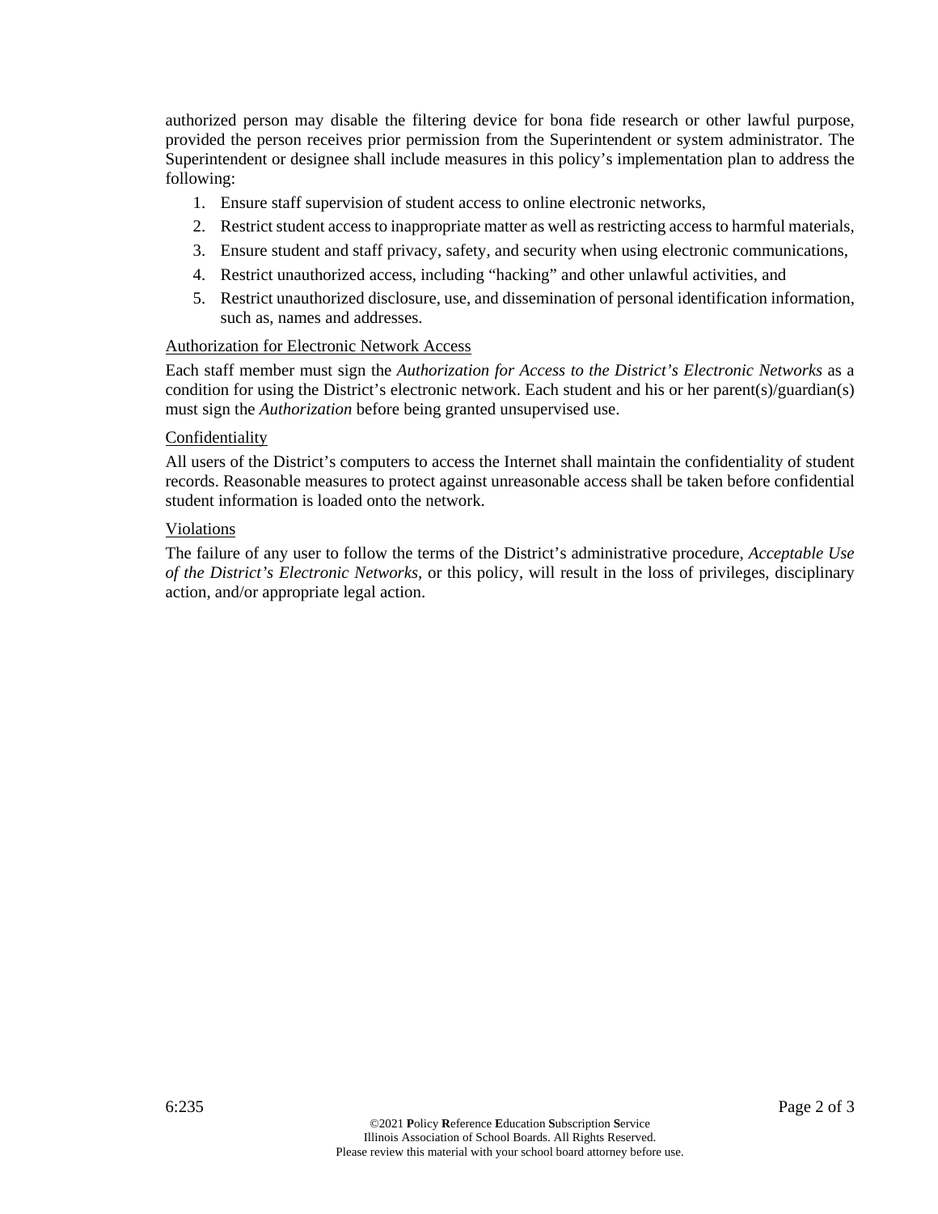authorized person may disable the filtering device for bona fide research or other lawful purpose, provided the person receives prior permission from the Superintendent or system administrator. The Superintendent or designee shall include measures in this policy's implementation plan to address the following:

1. Ensure staff supervision of student access to online electronic networks,
2. Restrict student access to inappropriate matter as well as restricting access to harmful materials,
3. Ensure student and staff privacy, safety, and security when using electronic communications,
4. Restrict unauthorized access, including "hacking" and other unlawful activities, and
5. Restrict unauthorized disclosure, use, and dissemination of personal identification information, such as, names and addresses.

<u>Authorization for Electronic Network Access</u>

Each staff member must sign the *Authorization for Access to the District's Electronic Networks* as a condition for using the District's electronic network. Each student and his or her parent(s)/guardian(s) must sign the *Authorization* before being granted unsupervised use.

<u>Confidentiality</u>

All users of the District's computers to access the Internet shall maintain the confidentiality of student records. Reasonable measures to protect against unreasonable access shall be taken before confidential student information is loaded onto the network.

<u>Violations</u>

The failure of any user to follow the terms of the District's administrative procedure, *Acceptable Use of the District's Electronic Networks*, or this policy, will result in the loss of privileges, disciplinary action, and/or appropriate legal action.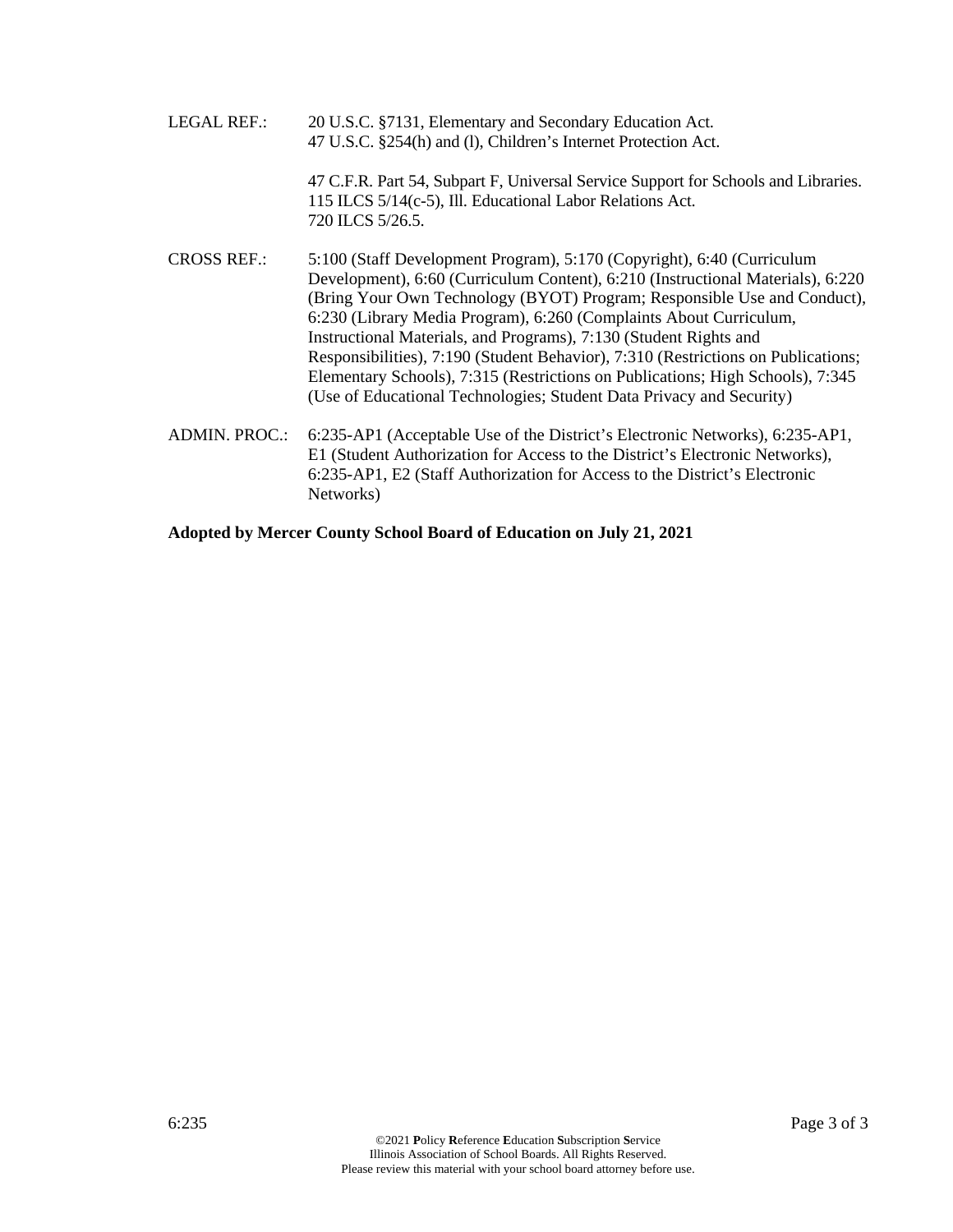LEGAL REF.: 20 U.S.C. §7131, Elementary and Secondary Education Act.
47 U.S.C. §254(h) and (l), Children's Internet Protection Act.

47 C.F.R. Part 54, Subpart F, Universal Service Support for Schools and Libraries.
115 ILCS 5/14(c-5), Ill. Educational Labor Relations Act.
720 ILCS 5/26.5.

CROSS REF.: 5:100 (Staff Development Program), 5:170 (Copyright), 6:40 (Curriculum Development), 6:60 (Curriculum Content), 6:210 (Instructional Materials), 6:220 (Bring Your Own Technology (BYOT) Program; Responsible Use and Conduct), 6:230 (Library Media Program), 6:260 (Complaints About Curriculum, Instructional Materials, and Programs), 7:130 (Student Rights and Responsibilities), 7:190 (Student Behavior), 7:310 (Restrictions on Publications; Elementary Schools), 7:315 (Restrictions on Publications; High Schools), 7:345 (Use of Educational Technologies; Student Data Privacy and Security)

ADMIN. PROC.: 6:235-AP1 (Acceptable Use of the District's Electronic Networks), 6:235-AP1, E1 (Student Authorization for Access to the District's Electronic Networks), 6:235-AP1, E2 (Staff Authorization for Access to the District's Electronic Networks)

**Adopted by Mercer County School Board of Education on July 21, 2021**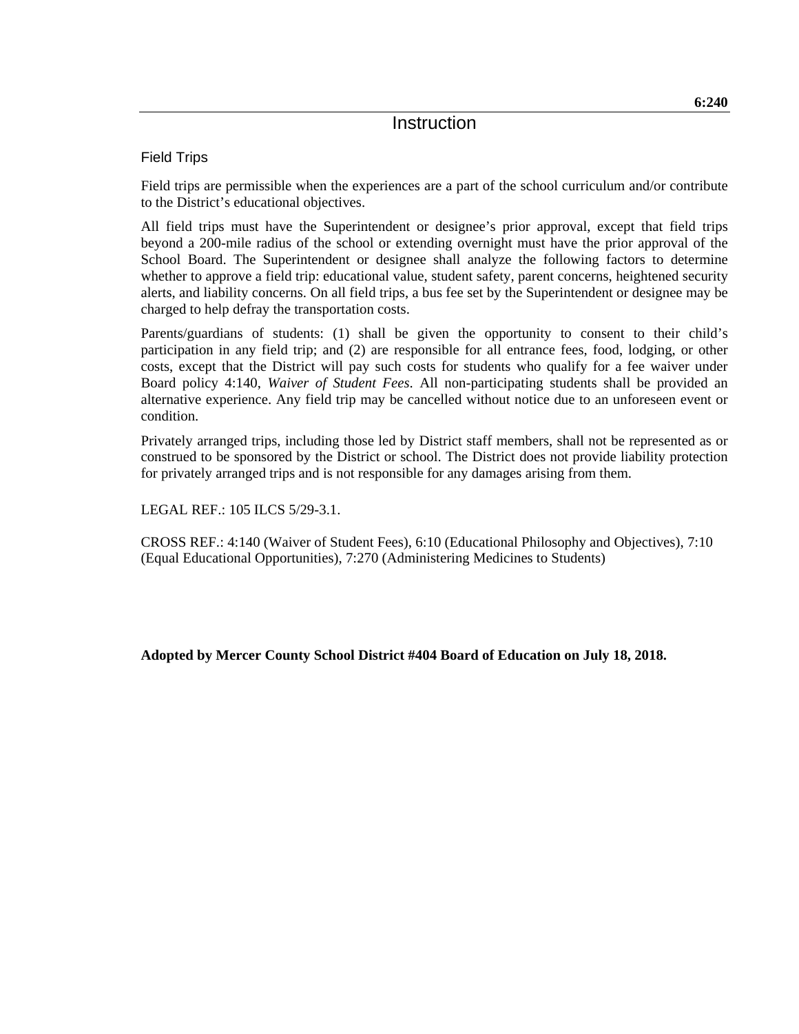6:240

# Instruction

## Field Trips

Field trips are permissible when the experiences are a part of the school curriculum and/or contribute to the District's educational objectives.

All field trips must have the Superintendent or designee's prior approval, except that field trips beyond a 200-mile radius of the school or extending overnight must have the prior approval of the School Board. The Superintendent or designee shall analyze the following factors to determine whether to approve a field trip: educational value, student safety, parent concerns, heightened security alerts, and liability concerns. On all field trips, a bus fee set by the Superintendent or designee may be charged to help defray the transportation costs.

Parents/guardians of students: (1) shall be given the opportunity to consent to their child's participation in any field trip; and (2) are responsible for all entrance fees, food, lodging, or other costs, except that the District will pay such costs for students who qualify for a fee waiver under Board policy 4:140, *Waiver of Student Fees*. All non-participating students shall be provided an alternative experience. Any field trip may be cancelled without notice due to an unforeseen event or condition.

Privately arranged trips, including those led by District staff members, shall not be represented as or construed to be sponsored by the District or school. The District does not provide liability protection for privately arranged trips and is not responsible for any damages arising from them.

LEGAL REF.: 105 ILCS 5/29-3.1.

CROSS REF.: 4:140 (Waiver of Student Fees), 6:10 (Educational Philosophy and Objectives), 7:10 (Equal Educational Opportunities), 7:270 (Administering Medicines to Students)

**Adopted by Mercer County School District #404 Board of Education on July 18, 2018.**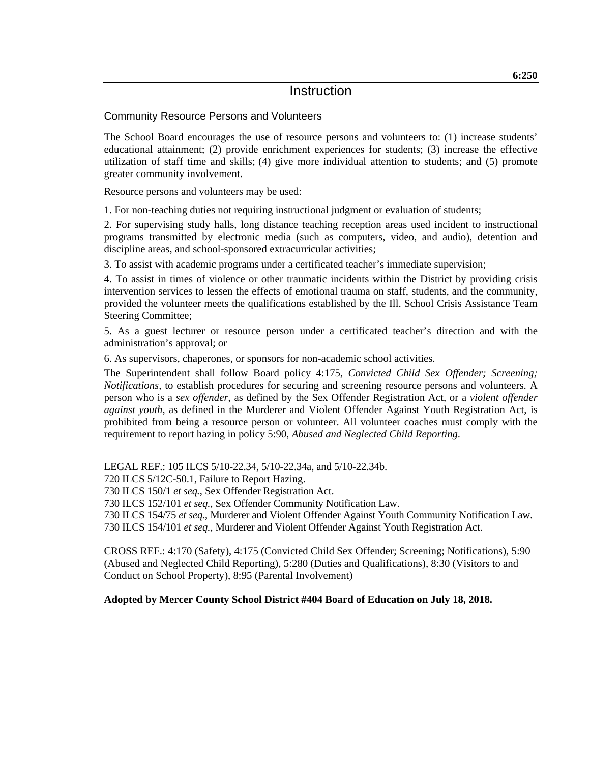6:250

# Instruction

## Community Resource Persons and Volunteers

The School Board encourages the use of resource persons and volunteers to: (1) increase students' educational attainment; (2) provide enrichment experiences for students; (3) increase the effective utilization of staff time and skills; (4) give more individual attention to students; and (5) promote greater community involvement.

Resource persons and volunteers may be used:

1. For non-teaching duties not requiring instructional judgment or evaluation of students;
2. For supervising study halls, long distance teaching reception areas used incident to instructional programs transmitted by electronic media (such as computers, video, and audio), detention and discipline areas, and school-sponsored extracurricular activities;
3. To assist with academic programs under a certificated teacher's immediate supervision;
4. To assist in times of violence or other traumatic incidents within the District by providing crisis intervention services to lessen the effects of emotional trauma on staff, students, and the community, provided the volunteer meets the qualifications established by the Ill. School Crisis Assistance Team Steering Committee;
5. As a guest lecturer or resource person under a certificated teacher's direction and with the administration's approval; or
6. As supervisors, chaperones, or sponsors for non-academic school activities.

The Superintendent shall follow Board policy 4:175, *Convicted Child Sex Offender; Screening; Notifications,* to establish procedures for securing and screening resource persons and volunteers. A person who is a *sex offender*, as defined by the Sex Offender Registration Act, or a *violent offender against youth*, as defined in the Murderer and Violent Offender Against Youth Registration Act, is prohibited from being a resource person or volunteer. All volunteer coaches must comply with the requirement to report hazing in policy 5:90, *Abused and Neglected Child Reporting.*

LEGAL REF.: 105 ILCS 5/10-22.34, 5/10-22.34a, and 5/10-22.34b.
720 ILCS 5/12C-50.1, Failure to Report Hazing.
730 ILCS 150/1 *et seq.*, Sex Offender Registration Act.
730 ILCS 152/101 *et seq.*, Sex Offender Community Notification Law.
730 ILCS 154/75 *et seq.*, Murderer and Violent Offender Against Youth Community Notification Law.
730 ILCS 154/101 *et seq.*, Murderer and Violent Offender Against Youth Registration Act.

CROSS REF.: 4:170 (Safety), 4:175 (Convicted Child Sex Offender; Screening; Notifications), 5:90 (Abused and Neglected Child Reporting), 5:280 (Duties and Qualifications), 8:30 (Visitors to and Conduct on School Property), 8:95 (Parental Involvement)

**Adopted by Mercer County School District #404 Board of Education on July 18, 2018.**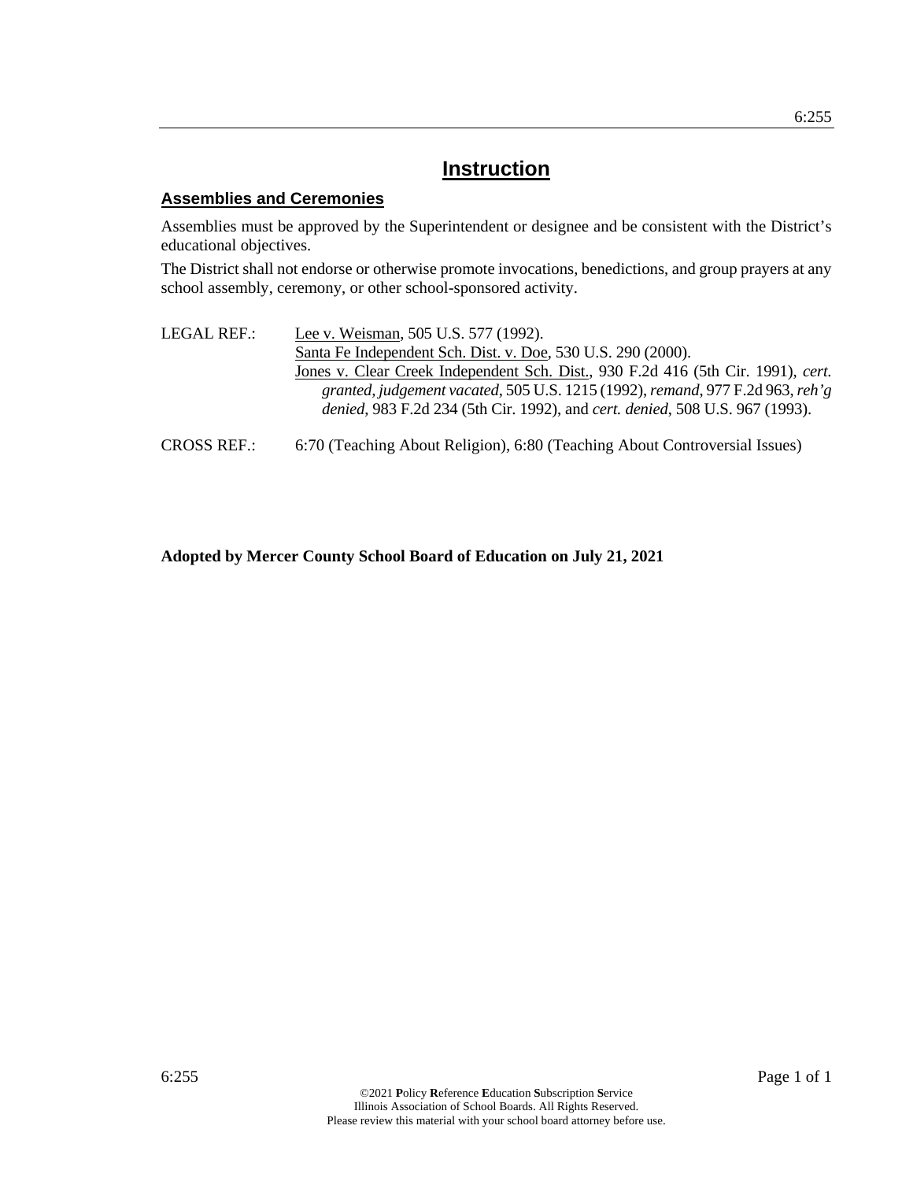# Instruction

## Assemblies and Ceremonies

Assemblies must be approved by the Superintendent or designee and be consistent with the District's educational objectives.

The District shall not endorse or otherwise promote invocations, benedictions, and group prayers at any school assembly, ceremony, or other school-sponsored activity.

LEGAL REF.: Lee v. Weisman, 505 U.S. 577 (1992).
Santa Fe Independent Sch. Dist. v. Doe, 530 U.S. 290 (2000).
Jones v. Clear Creek Independent Sch. Dist., 930 F.2d 416 (5th Cir. 1991), *cert. granted, judgement vacated*, 505 U.S. 1215 (1992), *remand*, 977 F.2d 963, *reh'g denied*, 983 F.2d 234 (5th Cir. 1992), and *cert. denied*, 508 U.S. 967 (1993).

CROSS REF.: 6:70 (Teaching About Religion), 6:80 (Teaching About Controversial Issues)

**Adopted by Mercer County School Board of Education on July 21, 2021**

©2021 **P**olicy **R**eference **E**ducation **S**ubscription **S**ervice
Illinois Association of School Boards. All Rights Reserved.
Please review this material with your school board attorney before use.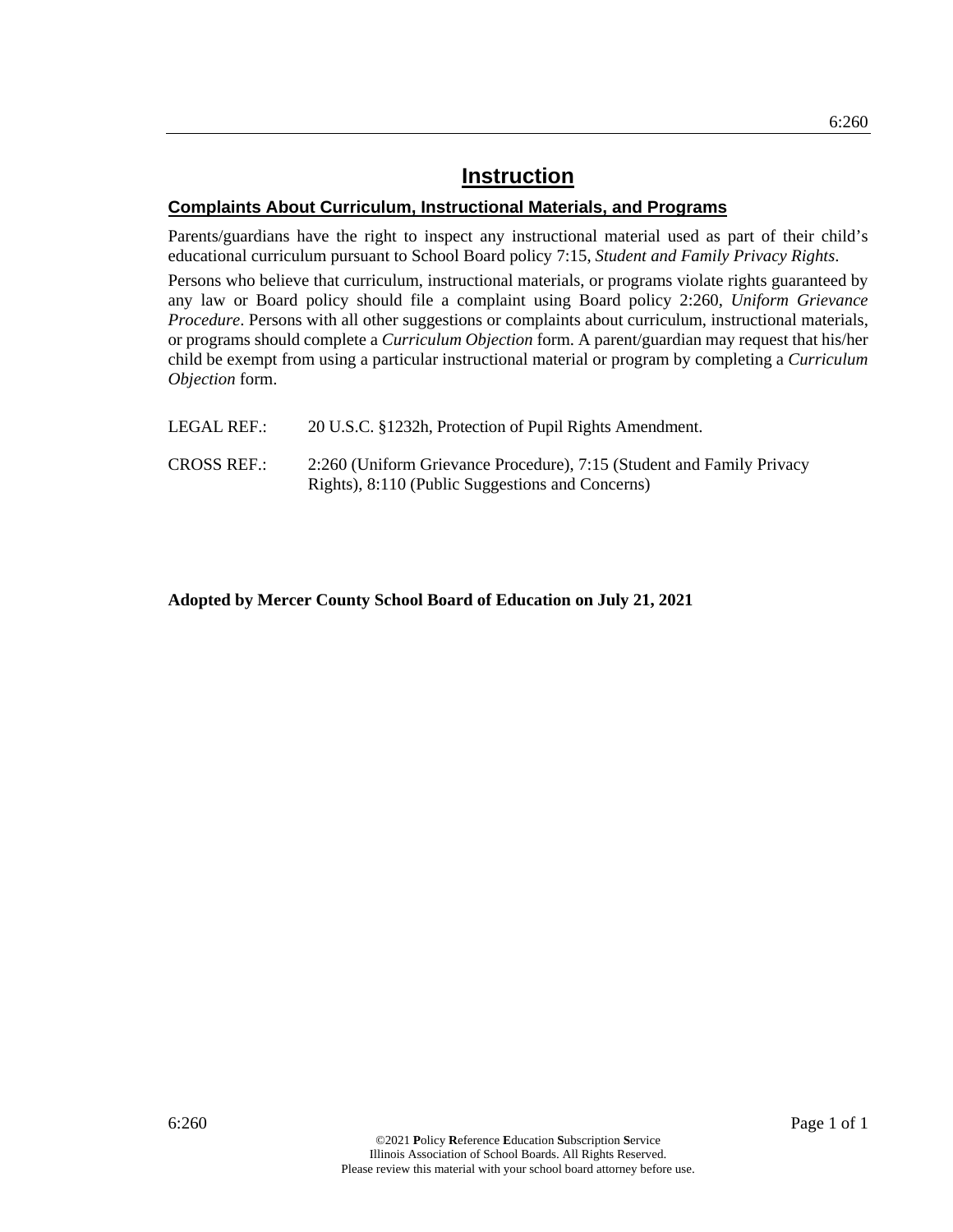# Instruction

## Complaints About Curriculum, Instructional Materials, and Programs

Parents/guardians have the right to inspect any instructional material used as part of their child's educational curriculum pursuant to School Board policy 7:15, *Student and Family Privacy Rights*.

Persons who believe that curriculum, instructional materials, or programs violate rights guaranteed by any law or Board policy should file a complaint using Board policy 2:260, *Uniform Grievance Procedure*. Persons with all other suggestions or complaints about curriculum, instructional materials, or programs should complete a *Curriculum Objection* form. A parent/guardian may request that his/her child be exempt from using a particular instructional material or program by completing a *Curriculum Objection* form.

LEGAL REF.: 20 U.S.C. §1232h, Protection of Pupil Rights Amendment.

CROSS REF.: 2:260 (Uniform Grievance Procedure), 7:15 (Student and Family Privacy Rights), 8:110 (Public Suggestions and Concerns)

**Adopted by Mercer County School Board of Education on July 21, 2021**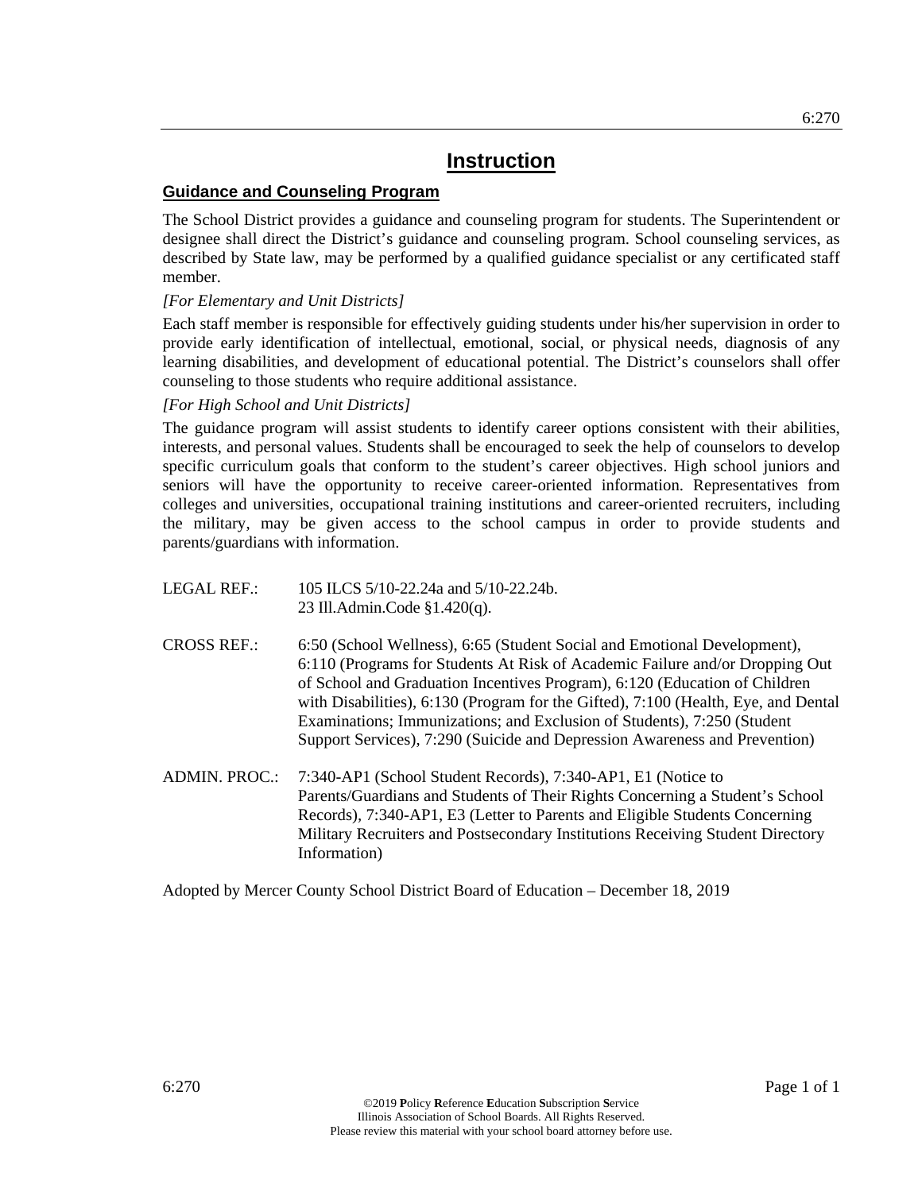# Instruction

## Guidance and Counseling Program

The School District provides a guidance and counseling program for students. The Superintendent or designee shall direct the District's guidance and counseling program. School counseling services, as described by State law, may be performed by a qualified guidance specialist or any certificated staff member.

*[For Elementary and Unit Districts]*

Each staff member is responsible for effectively guiding students under his/her supervision in order to provide early identification of intellectual, emotional, social, or physical needs, diagnosis of any learning disabilities, and development of educational potential. The District's counselors shall offer counseling to those students who require additional assistance.

*[For High School and Unit Districts]*

The guidance program will assist students to identify career options consistent with their abilities, interests, and personal values. Students shall be encouraged to seek the help of counselors to develop specific curriculum goals that conform to the student's career objectives. High school juniors and seniors will have the opportunity to receive career-oriented information. Representatives from colleges and universities, occupational training institutions and career-oriented recruiters, including the military, may be given access to the school campus in order to provide students and parents/guardians with information.

LEGAL REF.: 105 ILCS 5/10-22.24a and 5/10-22.24b.
23 Ill.Admin.Code §1.420(q).

CROSS REF.: 6:50 (School Wellness), 6:65 (Student Social and Emotional Development), 6:110 (Programs for Students At Risk of Academic Failure and/or Dropping Out of School and Graduation Incentives Program), 6:120 (Education of Children with Disabilities), 6:130 (Program for the Gifted), 7:100 (Health, Eye, and Dental Examinations; Immunizations; and Exclusion of Students), 7:250 (Student Support Services), 7:290 (Suicide and Depression Awareness and Prevention)

ADMIN. PROC.: 7:340-AP1 (School Student Records), 7:340-AP1, E1 (Notice to Parents/Guardians and Students of Their Rights Concerning a Student's School Records), 7:340-AP1, E3 (Letter to Parents and Eligible Students Concerning Military Recruiters and Postsecondary Institutions Receiving Student Directory Information)

Adopted by Mercer County School District Board of Education – December 18, 2019

©2019 **P**olicy **R**eference **E**ducation **S**ubscription **S**ervice
Illinois Association of School Boards. All Rights Reserved.
Please review this material with your school board attorney before use.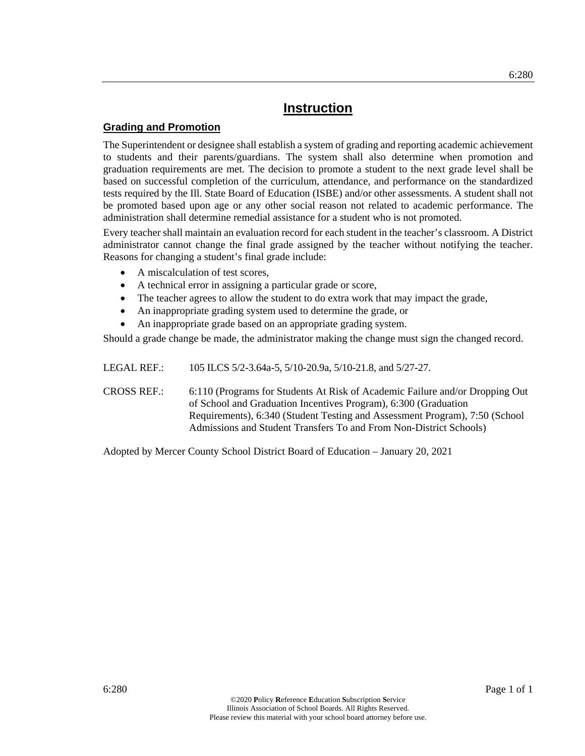# Instruction

## Grading and Promotion

The Superintendent or designee shall establish a system of grading and reporting academic achievement to students and their parents/guardians. The system shall also determine when promotion and graduation requirements are met. The decision to promote a student to the next grade level shall be based on successful completion of the curriculum, attendance, and performance on the standardized tests required by the Ill. State Board of Education (ISBE) and/or other assessments. A student shall not be promoted based upon age or any other social reason not related to academic performance. The administration shall determine remedial assistance for a student who is not promoted.

Every teacher shall maintain an evaluation record for each student in the teacher's classroom. A District administrator cannot change the final grade assigned by the teacher without notifying the teacher. Reasons for changing a student's final grade include:

- A miscalculation of test scores,
- A technical error in assigning a particular grade or score,
- The teacher agrees to allow the student to do extra work that may impact the grade,
- An inappropriate grading system used to determine the grade, or
- An inappropriate grade based on an appropriate grading system.

Should a grade change be made, the administrator making the change must sign the changed record.

LEGAL REF.: 105 ILCS 5/2-3.64a-5, 5/10-20.9a, 5/10-21.8, and 5/27-27.

CROSS REF.: 6:110 (Programs for Students At Risk of Academic Failure and/or Dropping Out of School and Graduation Incentives Program), 6:300 (Graduation Requirements), 6:340 (Student Testing and Assessment Program), 7:50 (School Admissions and Student Transfers To and From Non-District Schools)

Adopted by Mercer County School District Board of Education – January 20, 2021

©2020 Policy Reference Education Subscription Service
Illinois Association of School Boards. All Rights Reserved.
Please review this material with your school board attorney before use.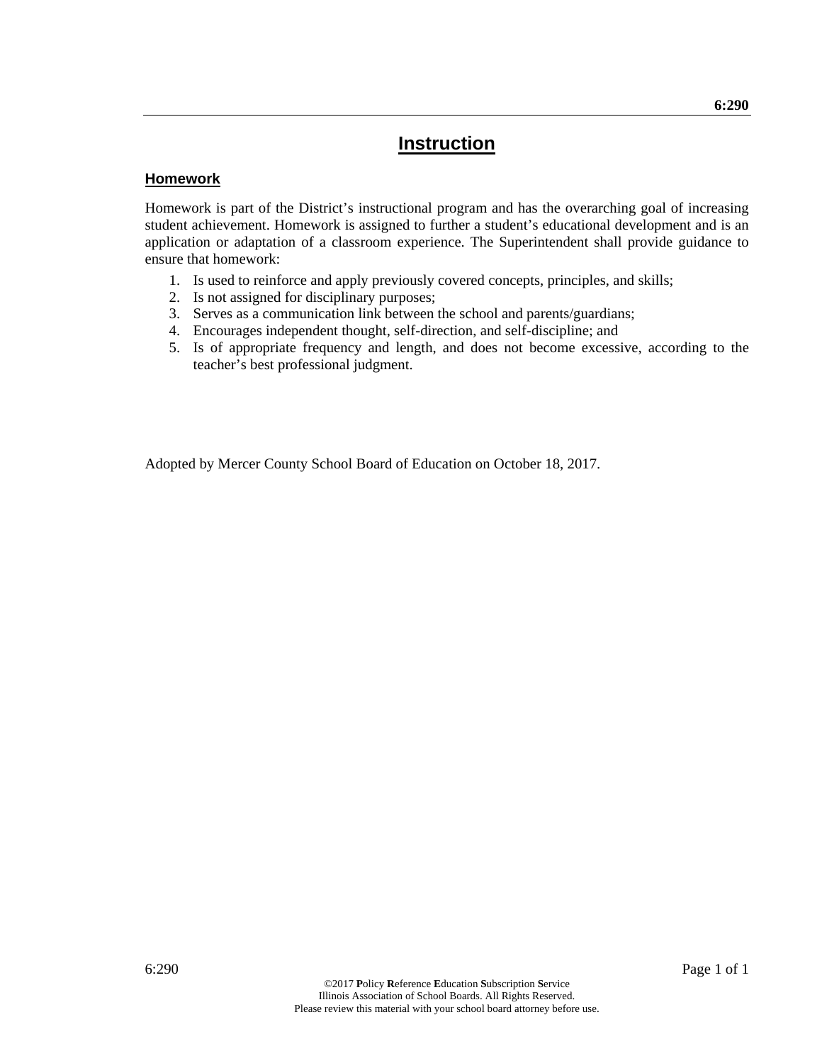6:290

# Instruction

## Homework

Homework is part of the District's instructional program and has the overarching goal of increasing student achievement. Homework is assigned to further a student's educational development and is an application or adaptation of a classroom experience. The Superintendent shall provide guidance to ensure that homework:

1. Is used to reinforce and apply previously covered concepts, principles, and skills;
2. Is not assigned for disciplinary purposes;
3. Serves as a communication link between the school and parents/guardians;
4. Encourages independent thought, self-direction, and self-discipline; and
5. Is of appropriate frequency and length, and does not become excessive, according to the teacher's best professional judgment.

Adopted by Mercer County School Board of Education on October 18, 2017.

©2017 **P**olicy **R**eference **E**ducation **S**ubscription **S**ervice
Illinois Association of School Boards. All Rights Reserved.
Please review this material with your school board attorney before use.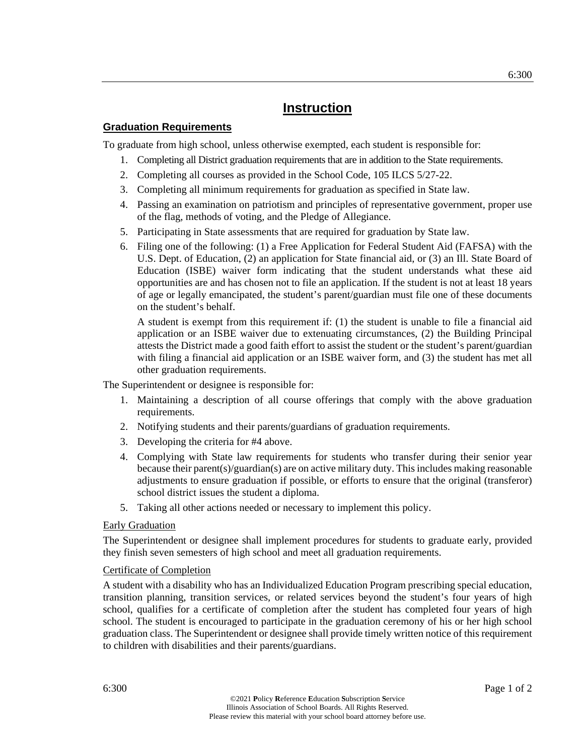# Instruction

## Graduation Requirements

To graduate from high school, unless otherwise exempted, each student is responsible for:

1. Completing all District graduation requirements that are in addition to the State requirements.
2. Completing all courses as provided in the School Code, 105 ILCS 5/27-22.
3. Completing all minimum requirements for graduation as specified in State law.
4. Passing an examination on patriotism and principles of representative government, proper use of the flag, methods of voting, and the Pledge of Allegiance.
5. Participating in State assessments that are required for graduation by State law.
6. Filing one of the following: (1) a Free Application for Federal Student Aid (FAFSA) with the U.S. Dept. of Education, (2) an application for State financial aid, or (3) an Ill. State Board of Education (ISBE) waiver form indicating that the student understands what these aid opportunities are and has chosen not to file an application. If the student is not at least 18 years of age or legally emancipated, the student's parent/guardian must file one of these documents on the student's behalf.

   A student is exempt from this requirement if: (1) the student is unable to file a financial aid application or an ISBE waiver due to extenuating circumstances, (2) the Building Principal attests the District made a good faith effort to assist the student or the student's parent/guardian with filing a financial aid application or an ISBE waiver form, and (3) the student has met all other graduation requirements.

The Superintendent or designee is responsible for:

1. Maintaining a description of all course offerings that comply with the above graduation requirements.
2. Notifying students and their parents/guardians of graduation requirements.
3. Developing the criteria for #4 above.
4. Complying with State law requirements for students who transfer during their senior year because their parent(s)/guardian(s) are on active military duty. This includes making reasonable adjustments to ensure graduation if possible, or efforts to ensure that the original (transferor) school district issues the student a diploma.
5. Taking all other actions needed or necessary to implement this policy.

### Early Graduation

The Superintendent or designee shall implement procedures for students to graduate early, provided they finish seven semesters of high school and meet all graduation requirements.

### Certificate of Completion

A student with a disability who has an Individualized Education Program prescribing special education, transition planning, transition services, or related services beyond the student's four years of high school, qualifies for a certificate of completion after the student has completed four years of high school. The student is encouraged to participate in the graduation ceremony of his or her high school graduation class. The Superintendent or designee shall provide timely written notice of this requirement to children with disabilities and their parents/guardians.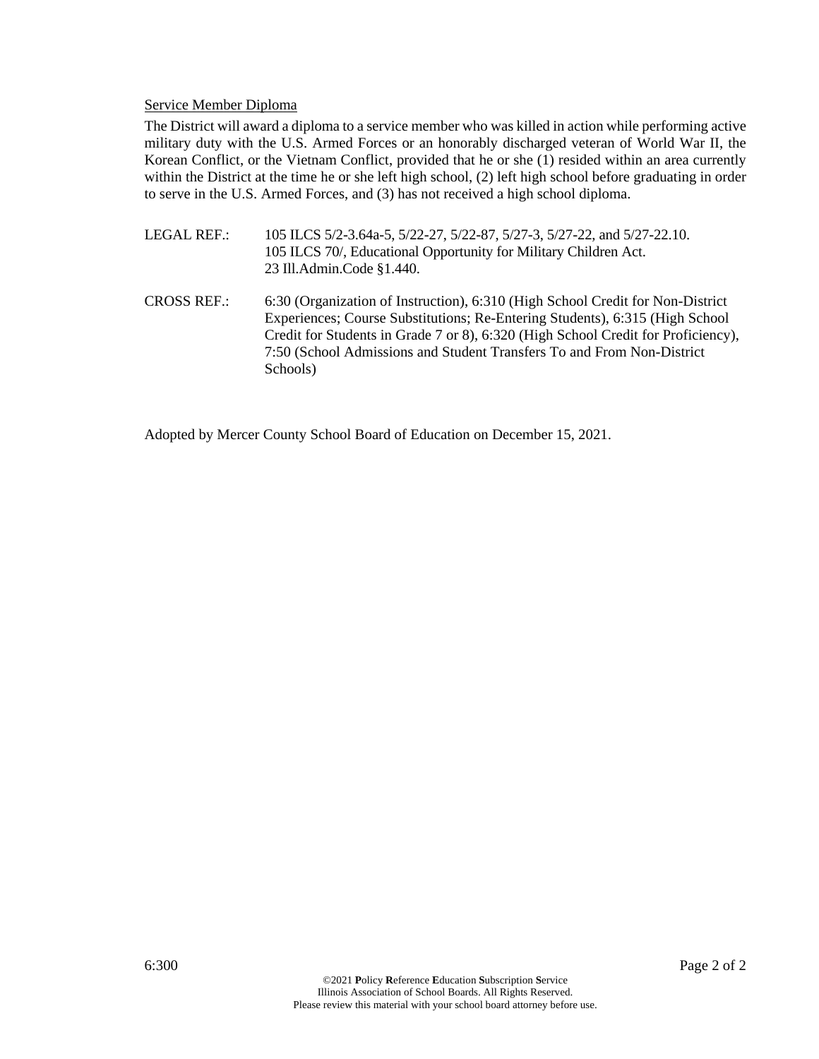<u>Service Member Diploma</u>

The District will award a diploma to a service member who was killed in action while performing active military duty with the U.S. Armed Forces or an honorably discharged veteran of World War II, the Korean Conflict, or the Vietnam Conflict, provided that he or she (1) resided within an area currently within the District at the time he or she left high school, (2) left high school before graduating in order to serve in the U.S. Armed Forces, and (3) has not received a high school diploma.

LEGAL REF.: 105 ILCS 5/2-3.64a-5, 5/22-27, 5/22-87, 5/27-3, 5/27-22, and 5/27-22.10.
105 ILCS 70/, Educational Opportunity for Military Children Act.
23 Ill.Admin.Code §1.440.

CROSS REF.: 6:30 (Organization of Instruction), 6:310 (High School Credit for Non-District Experiences; Course Substitutions; Re-Entering Students), 6:315 (High School Credit for Students in Grade 7 or 8), 6:320 (High School Credit for Proficiency), 7:50 (School Admissions and Student Transfers To and From Non-District Schools)

Adopted by Mercer County School Board of Education on December 15, 2021.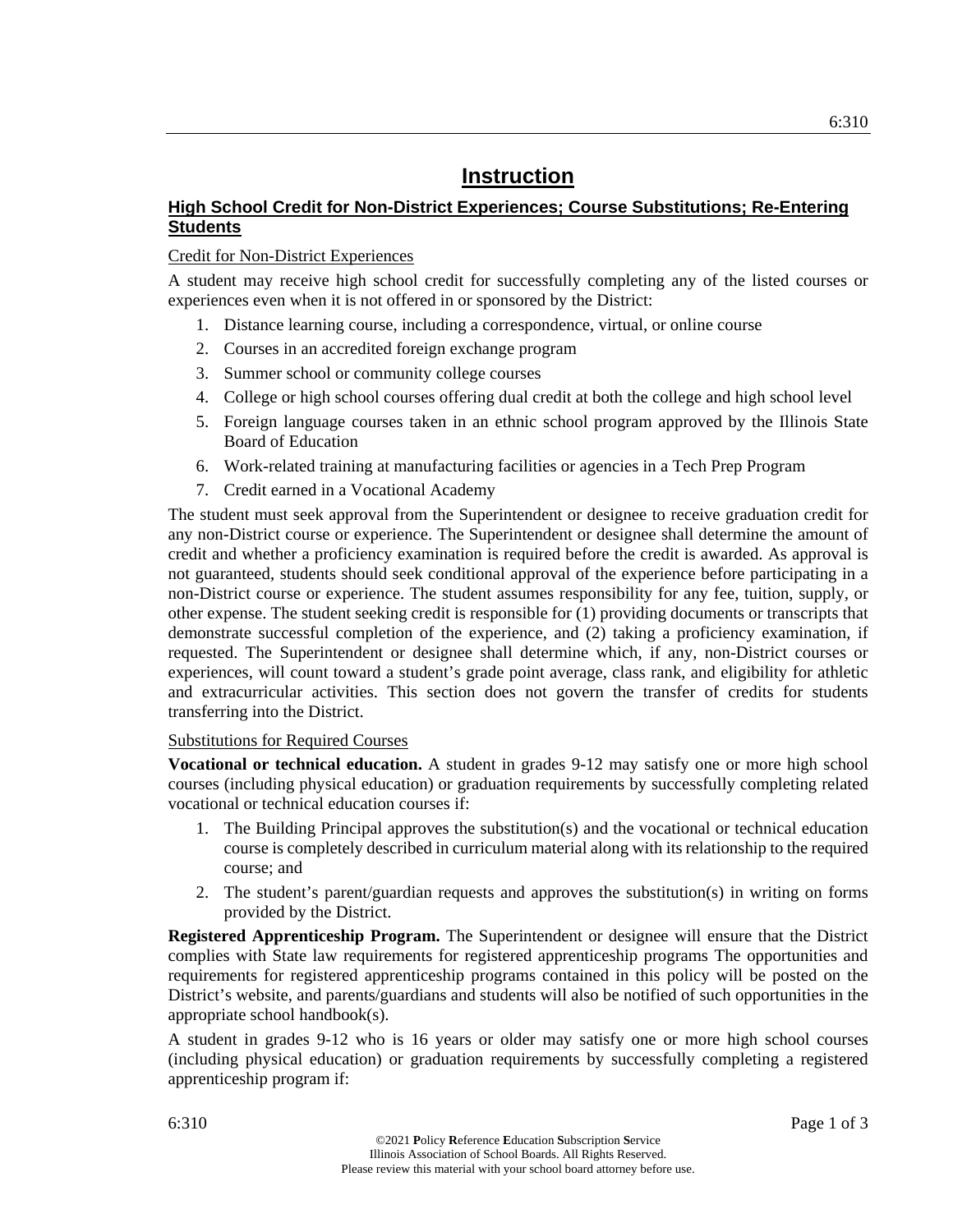# Instruction

## High School Credit for Non-District Experiences; Course Substitutions; Re-Entering Students

Credit for Non-District Experiences

A student may receive high school credit for successfully completing any of the listed courses or experiences even when it is not offered in or sponsored by the District:

1. Distance learning course, including a correspondence, virtual, or online course
2. Courses in an accredited foreign exchange program
3. Summer school or community college courses
4. College or high school courses offering dual credit at both the college and high school level
5. Foreign language courses taken in an ethnic school program approved by the Illinois State Board of Education
6. Work-related training at manufacturing facilities or agencies in a Tech Prep Program
7. Credit earned in a Vocational Academy

The student must seek approval from the Superintendent or designee to receive graduation credit for any non-District course or experience. The Superintendent or designee shall determine the amount of credit and whether a proficiency examination is required before the credit is awarded. As approval is not guaranteed, students should seek conditional approval of the experience before participating in a non-District course or experience. The student assumes responsibility for any fee, tuition, supply, or other expense. The student seeking credit is responsible for (1) providing documents or transcripts that demonstrate successful completion of the experience, and (2) taking a proficiency examination, if requested. The Superintendent or designee shall determine which, if any, non-District courses or experiences, will count toward a student's grade point average, class rank, and eligibility for athletic and extracurricular activities. This section does not govern the transfer of credits for students transferring into the District.

Substitutions for Required Courses

**Vocational or technical education.** A student in grades 9-12 may satisfy one or more high school courses (including physical education) or graduation requirements by successfully completing related vocational or technical education courses if:

1. The Building Principal approves the substitution(s) and the vocational or technical education course is completely described in curriculum material along with its relationship to the required course; and
2. The student's parent/guardian requests and approves the substitution(s) in writing on forms provided by the District.

**Registered Apprenticeship Program.** The Superintendent or designee will ensure that the District complies with State law requirements for registered apprenticeship programs The opportunities and requirements for registered apprenticeship programs contained in this policy will be posted on the District's website, and parents/guardians and students will also be notified of such opportunities in the appropriate school handbook(s).

A student in grades 9-12 who is 16 years or older may satisfy one or more high school courses (including physical education) or graduation requirements by successfully completing a registered apprenticeship program if: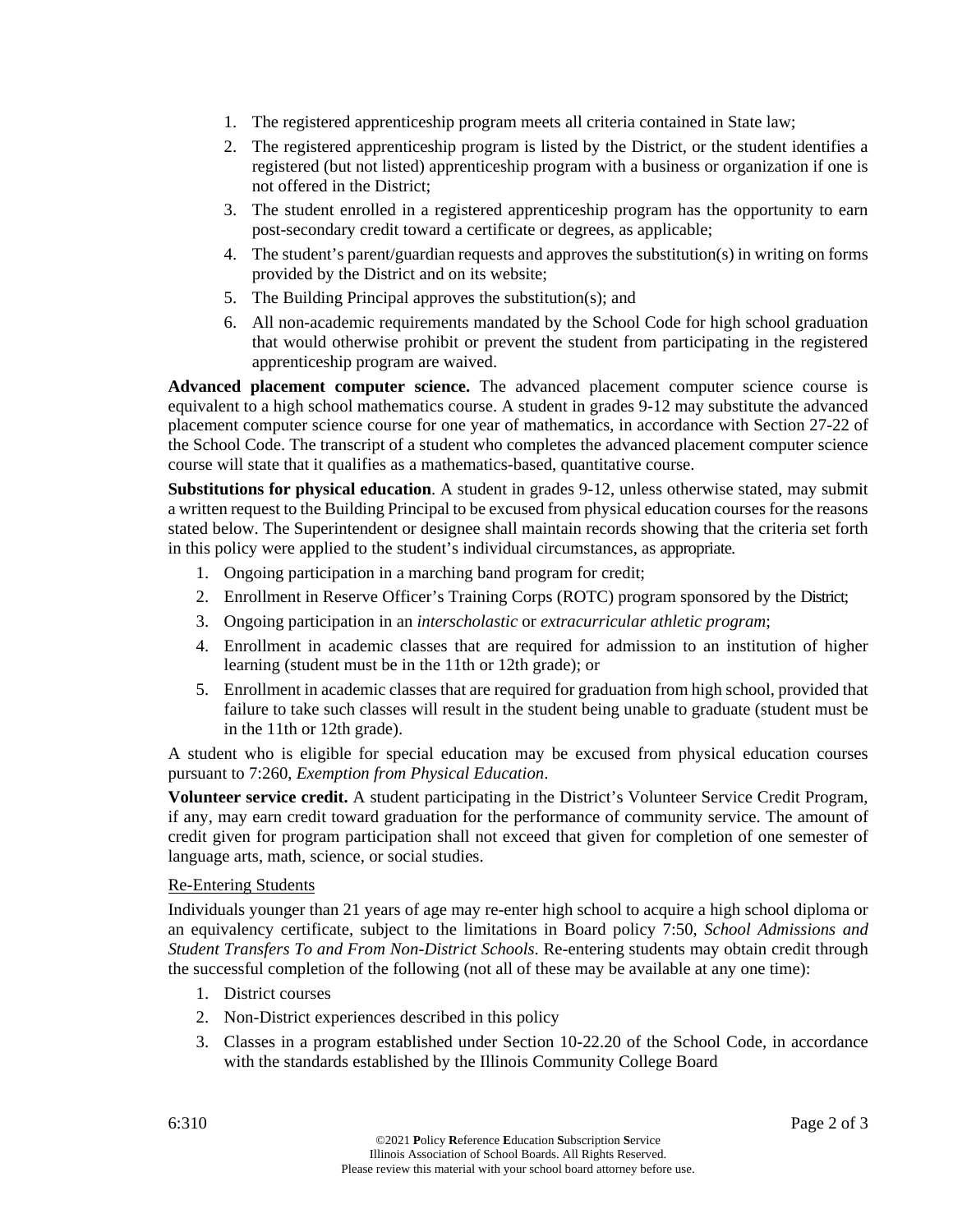1. The registered apprenticeship program meets all criteria contained in State law;
2. The registered apprenticeship program is listed by the District, or the student identifies a registered (but not listed) apprenticeship program with a business or organization if one is not offered in the District;
3. The student enrolled in a registered apprenticeship program has the opportunity to earn post-secondary credit toward a certificate or degrees, as applicable;
4. The student's parent/guardian requests and approves the substitution(s) in writing on forms provided by the District and on its website;
5. The Building Principal approves the substitution(s); and
6. All non-academic requirements mandated by the School Code for high school graduation that would otherwise prohibit or prevent the student from participating in the registered apprenticeship program are waived.

**Advanced placement computer science.** The advanced placement computer science course is equivalent to a high school mathematics course. A student in grades 9-12 may substitute the advanced placement computer science course for one year of mathematics, in accordance with Section 27-22 of the School Code. The transcript of a student who completes the advanced placement computer science course will state that it qualifies as a mathematics-based, quantitative course.

**Substitutions for physical education**. A student in grades 9-12, unless otherwise stated, may submit a written request to the Building Principal to be excused from physical education courses for the reasons stated below. The Superintendent or designee shall maintain records showing that the criteria set forth in this policy were applied to the student's individual circumstances, as appropriate.

1. Ongoing participation in a marching band program for credit;
2. Enrollment in Reserve Officer's Training Corps (ROTC) program sponsored by the District;
3. Ongoing participation in an *interscholastic* or *extracurricular athletic program*;
4. Enrollment in academic classes that are required for admission to an institution of higher learning (student must be in the 11th or 12th grade); or
5. Enrollment in academic classes that are required for graduation from high school, provided that failure to take such classes will result in the student being unable to graduate (student must be in the 11th or 12th grade).

A student who is eligible for special education may be excused from physical education courses pursuant to 7:260, *Exemption from Physical Education*.

**Volunteer service credit.** A student participating in the District's Volunteer Service Credit Program, if any, may earn credit toward graduation for the performance of community service. The amount of credit given for program participation shall not exceed that given for completion of one semester of language arts, math, science, or social studies.

Re-Entering Students

Individuals younger than 21 years of age may re-enter high school to acquire a high school diploma or an equivalency certificate, subject to the limitations in Board policy 7:50, *School Admissions and Student Transfers To and From Non-District Schools*. Re-entering students may obtain credit through the successful completion of the following (not all of these may be available at any one time):

1. District courses
2. Non-District experiences described in this policy
3. Classes in a program established under Section 10-22.20 of the School Code, in accordance with the standards established by the Illinois Community College Board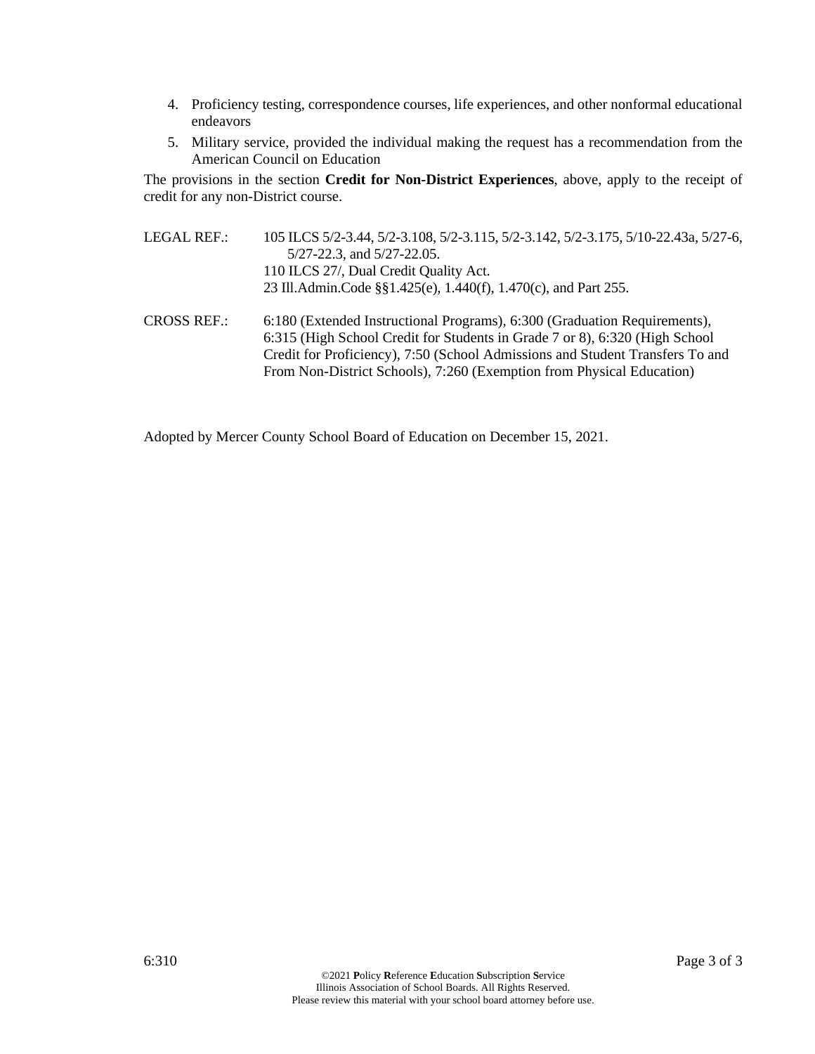4. Proficiency testing, correspondence courses, life experiences, and other nonformal educational endeavors
5. Military service, provided the individual making the request has a recommendation from the American Council on Education

The provisions in the section **Credit for Non-District Experiences**, above, apply to the receipt of credit for any non-District course.

LEGAL REF.: 105 ILCS 5/2-3.44, 5/2-3.108, 5/2-3.115, 5/2-3.142, 5/2-3.175, 5/10-22.43a, 5/27-6, 5/27-22.3, and 5/27-22.05.
110 ILCS 27/, Dual Credit Quality Act.
23 Ill.Admin.Code §§1.425(e), 1.440(f), 1.470(c), and Part 255.

CROSS REF.: 6:180 (Extended Instructional Programs), 6:300 (Graduation Requirements), 6:315 (High School Credit for Students in Grade 7 or 8), 6:320 (High School Credit for Proficiency), 7:50 (School Admissions and Student Transfers To and From Non-District Schools), 7:260 (Exemption from Physical Education)

Adopted by Mercer County School Board of Education on December 15, 2021.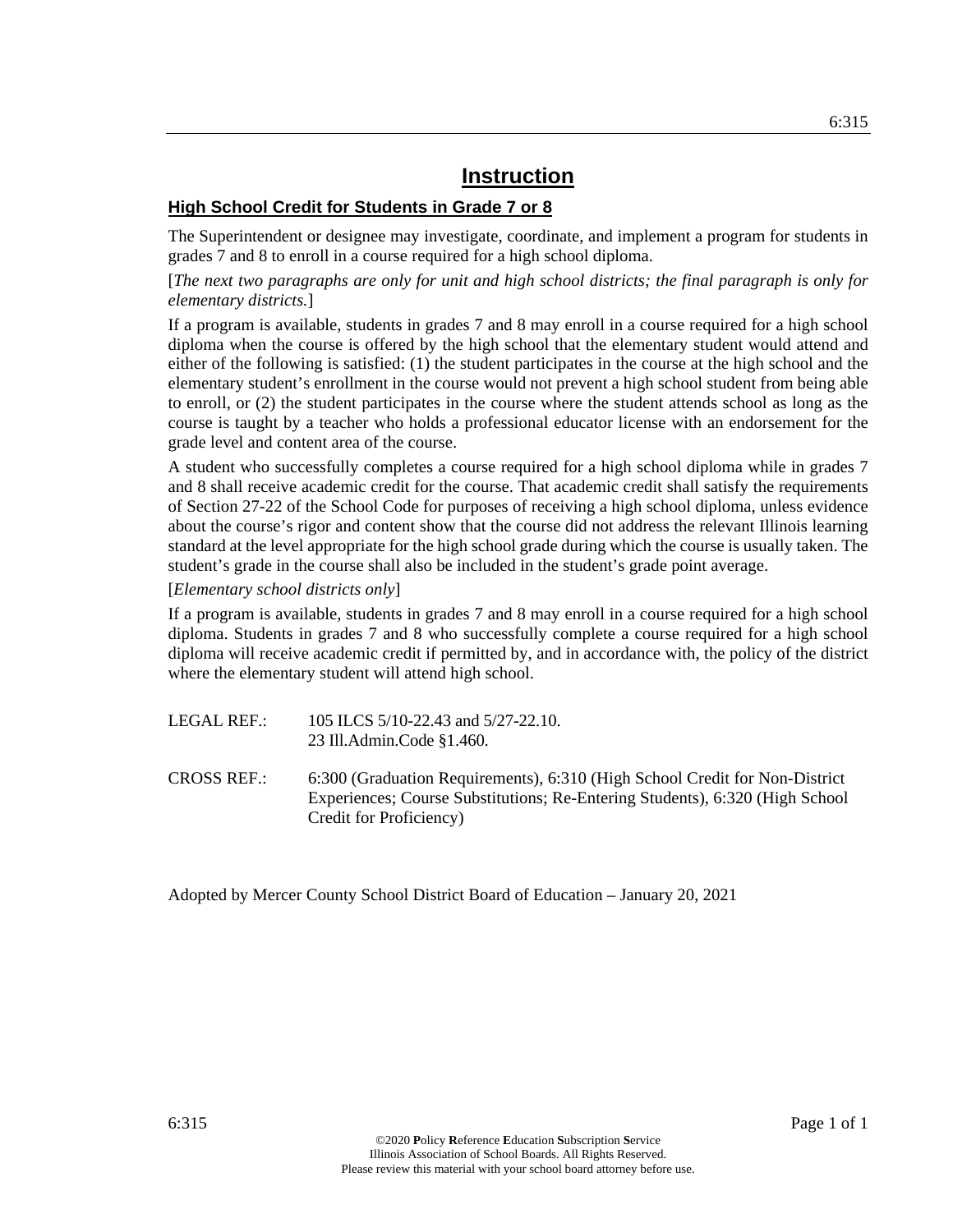# Instruction

## High School Credit for Students in Grade 7 or 8

The Superintendent or designee may investigate, coordinate, and implement a program for students in grades 7 and 8 to enroll in a course required for a high school diploma.

[*The next two paragraphs are only for unit and high school districts; the final paragraph is only for elementary districts.*]

If a program is available, students in grades 7 and 8 may enroll in a course required for a high school diploma when the course is offered by the high school that the elementary student would attend and either of the following is satisfied: (1) the student participates in the course at the high school and the elementary student's enrollment in the course would not prevent a high school student from being able to enroll, or (2) the student participates in the course where the student attends school as long as the course is taught by a teacher who holds a professional educator license with an endorsement for the grade level and content area of the course.

A student who successfully completes a course required for a high school diploma while in grades 7 and 8 shall receive academic credit for the course. That academic credit shall satisfy the requirements of Section 27-22 of the School Code for purposes of receiving a high school diploma, unless evidence about the course's rigor and content show that the course did not address the relevant Illinois learning standard at the level appropriate for the high school grade during which the course is usually taken. The student's grade in the course shall also be included in the student's grade point average.

[*Elementary school districts only*]

If a program is available, students in grades 7 and 8 may enroll in a course required for a high school diploma. Students in grades 7 and 8 who successfully complete a course required for a high school diploma will receive academic credit if permitted by, and in accordance with, the policy of the district where the elementary student will attend high school.

LEGAL REF.: 105 ILCS 5/10-22.43 and 5/27-22.10.
23 Ill.Admin.Code §1.460.

CROSS REF.: 6:300 (Graduation Requirements), 6:310 (High School Credit for Non-District Experiences; Course Substitutions; Re-Entering Students), 6:320 (High School Credit for Proficiency)

Adopted by Mercer County School District Board of Education – January 20, 2021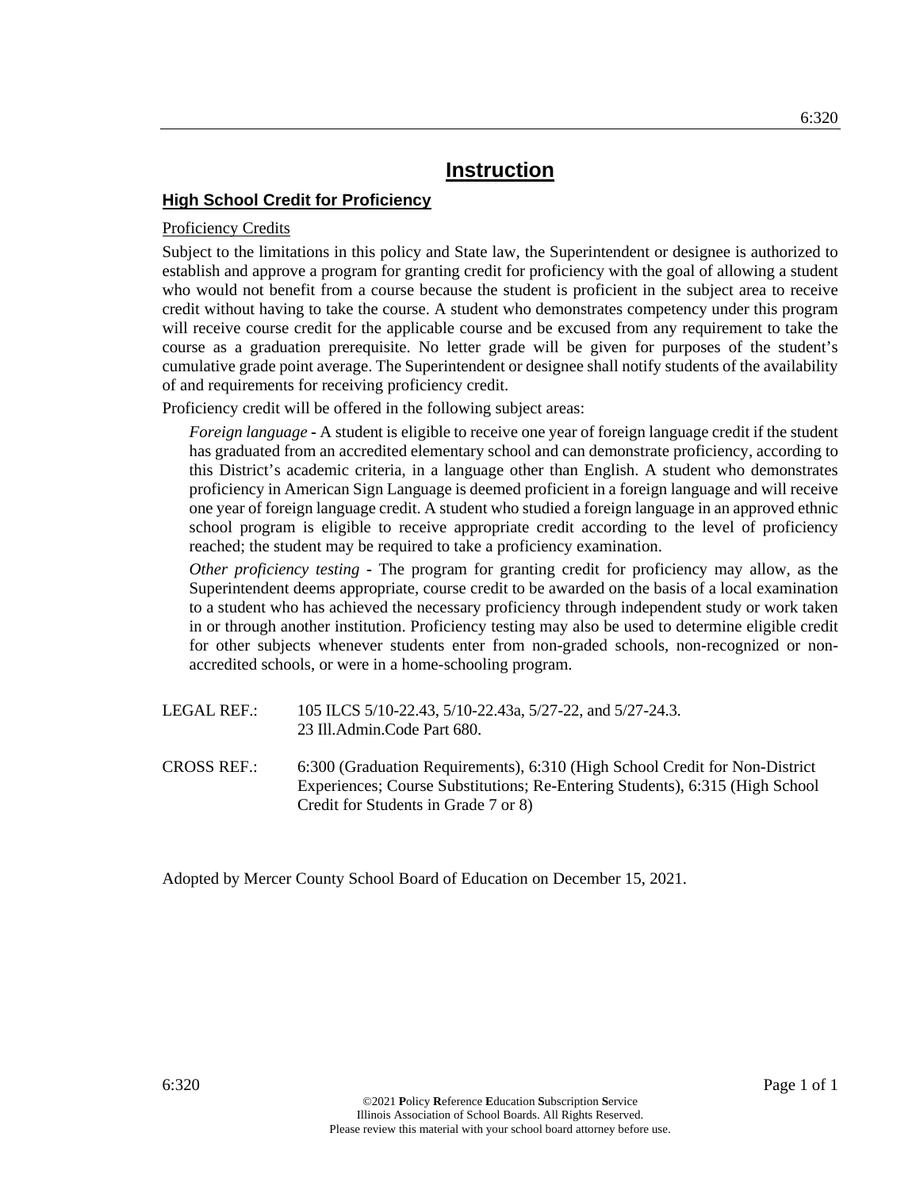# Instruction

## High School Credit for Proficiency

Proficiency Credits

Subject to the limitations in this policy and State law, the Superintendent or designee is authorized to establish and approve a program for granting credit for proficiency with the goal of allowing a student who would not benefit from a course because the student is proficient in the subject area to receive credit without having to take the course. A student who demonstrates competency under this program will receive course credit for the applicable course and be excused from any requirement to take the course as a graduation prerequisite. No letter grade will be given for purposes of the student's cumulative grade point average. The Superintendent or designee shall notify students of the availability of and requirements for receiving proficiency credit.

Proficiency credit will be offered in the following subject areas:

*Foreign language* - A student is eligible to receive one year of foreign language credit if the student has graduated from an accredited elementary school and can demonstrate proficiency, according to this District's academic criteria, in a language other than English. A student who demonstrates proficiency in American Sign Language is deemed proficient in a foreign language and will receive one year of foreign language credit. A student who studied a foreign language in an approved ethnic school program is eligible to receive appropriate credit according to the level of proficiency reached; the student may be required to take a proficiency examination.

*Other proficiency testing* - The program for granting credit for proficiency may allow, as the Superintendent deems appropriate, course credit to be awarded on the basis of a local examination to a student who has achieved the necessary proficiency through independent study or work taken in or through another institution. Proficiency testing may also be used to determine eligible credit for other subjects whenever students enter from non-graded schools, non-recognized or non-accredited schools, or were in a home-schooling program.

LEGAL REF.: 105 ILCS 5/10-22.43, 5/10-22.43a, 5/27-22, and 5/27-24.3.
23 Ill.Admin.Code Part 680.

CROSS REF.: 6:300 (Graduation Requirements), 6:310 (High School Credit for Non-District Experiences; Course Substitutions; Re-Entering Students), 6:315 (High School Credit for Students in Grade 7 or 8)

Adopted by Mercer County School Board of Education on December 15, 2021.

©2021 Policy Reference Education Subscription Service
Illinois Association of School Boards. All Rights Reserved.
Please review this material with your school board attorney before use.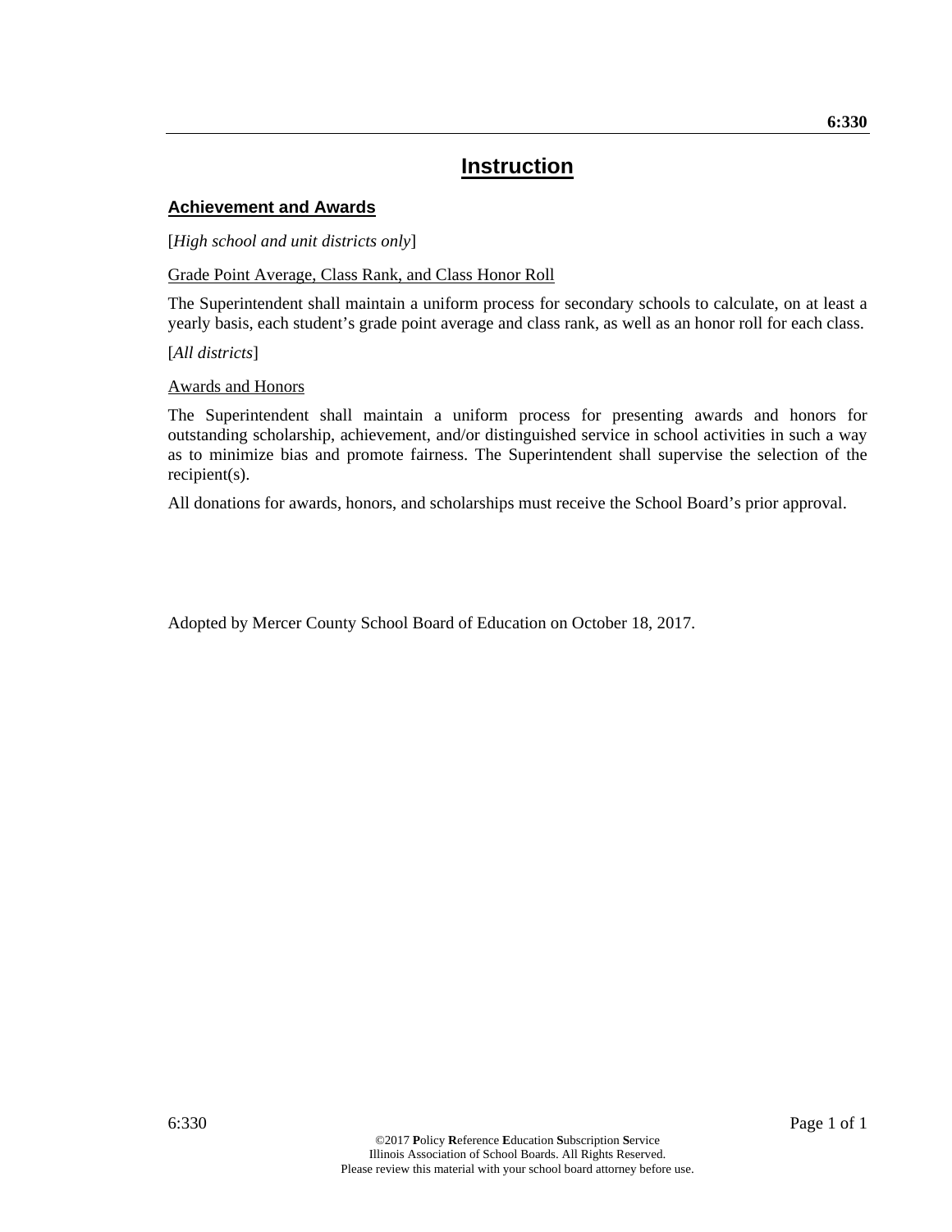# Instruction

## Achievement and Awards

[*High school and unit districts only*]

Grade Point Average, Class Rank, and Class Honor Roll

The Superintendent shall maintain a uniform process for secondary schools to calculate, on at least a yearly basis, each student's grade point average and class rank, as well as an honor roll for each class.

[*All districts*]

Awards and Honors

The Superintendent shall maintain a uniform process for presenting awards and honors for outstanding scholarship, achievement, and/or distinguished service in school activities in such a way as to minimize bias and promote fairness. The Superintendent shall supervise the selection of the recipient(s).

All donations for awards, honors, and scholarships must receive the School Board's prior approval.

Adopted by Mercer County School Board of Education on October 18, 2017.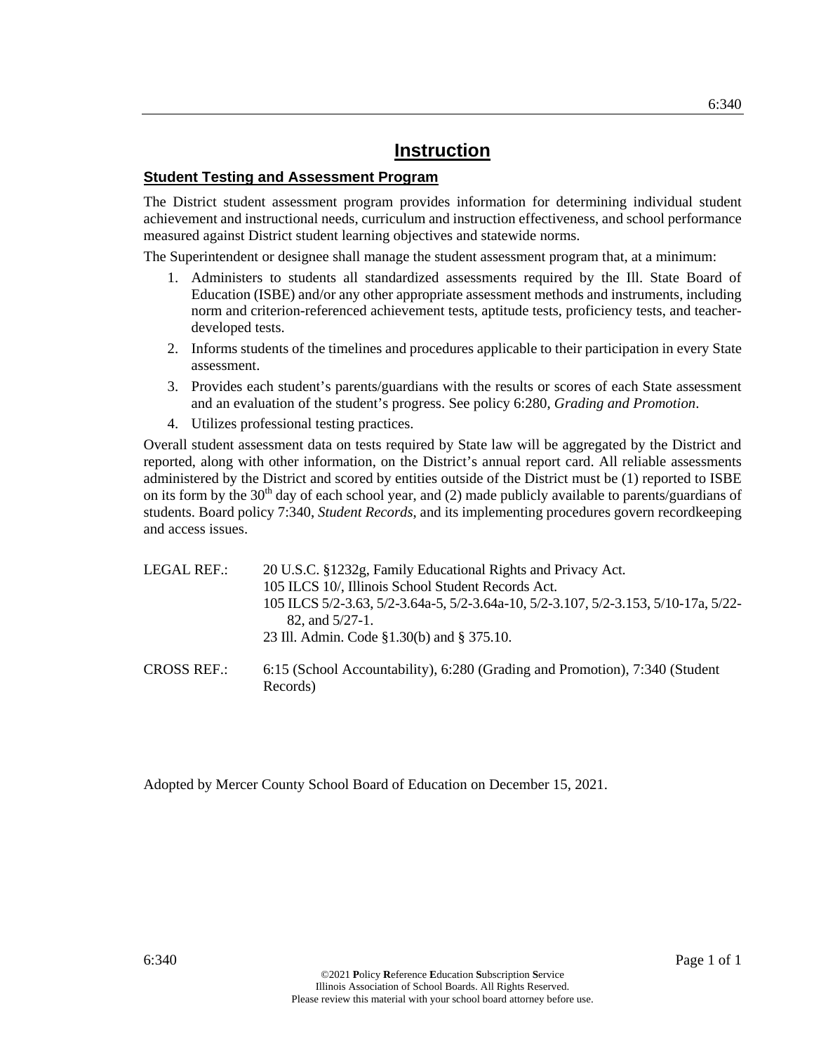# Instruction

## Student Testing and Assessment Program

The District student assessment program provides information for determining individual student achievement and instructional needs, curriculum and instruction effectiveness, and school performance measured against District student learning objectives and statewide norms.

The Superintendent or designee shall manage the student assessment program that, at a minimum:

1. Administers to students all standardized assessments required by the Ill. State Board of Education (ISBE) and/or any other appropriate assessment methods and instruments, including norm and criterion-referenced achievement tests, aptitude tests, proficiency tests, and teacher-developed tests.
2. Informs students of the timelines and procedures applicable to their participation in every State assessment.
3. Provides each student's parents/guardians with the results or scores of each State assessment and an evaluation of the student's progress. See policy 6:280, *Grading and Promotion*.
4. Utilizes professional testing practices.

Overall student assessment data on tests required by State law will be aggregated by the District and reported, along with other information, on the District's annual report card. All reliable assessments administered by the District and scored by entities outside of the District must be (1) reported to ISBE on its form by the 30th day of each school year, and (2) made publicly available to parents/guardians of students. Board policy 7:340, *Student Records*, and its implementing procedures govern recordkeeping and access issues.

LEGAL REF.:
20 U.S.C. §1232g, Family Educational Rights and Privacy Act.
105 ILCS 10/, Illinois School Student Records Act.
105 ILCS 5/2-3.63, 5/2-3.64a-5, 5/2-3.64a-10, 5/2-3.107, 5/2-3.153, 5/10-17a, 5/22-82, and 5/27-1.
23 Ill. Admin. Code §1.30(b) and § 375.10.

CROSS REF.: 6:15 (School Accountability), 6:280 (Grading and Promotion), 7:340 (Student Records)

Adopted by Mercer County School Board of Education on December 15, 2021.